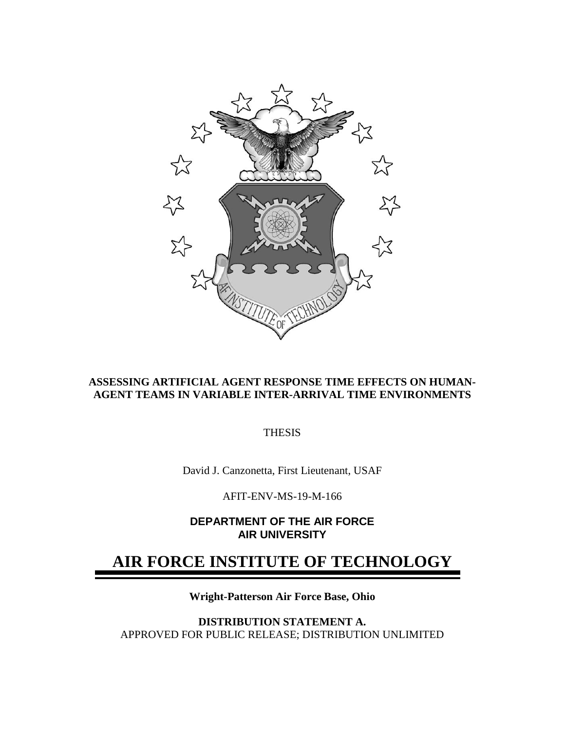**ASSESSING ARTIFICIAL AGENT RESPONSE TIME EFFECTS ON HUMAN-AGENT TEAMS IN VARIABLE INTER-ARRIVAL TIME ENVIRONMENTS**

THESIS

David J. Canzonetta, First Lieutenant, USAF

AFIT-ENV-MS-19-M-166

**DEPARTMENT OF THE AIR FORCE**
**AIR UNIVERSITY**

# AIR FORCE INSTITUTE OF TECHNOLOGY

**Wright-Patterson Air Force Base, Ohio**

**DISTRIBUTION STATEMENT A.**
APPROVED FOR PUBLIC RELEASE; DISTRIBUTION UNLIMITED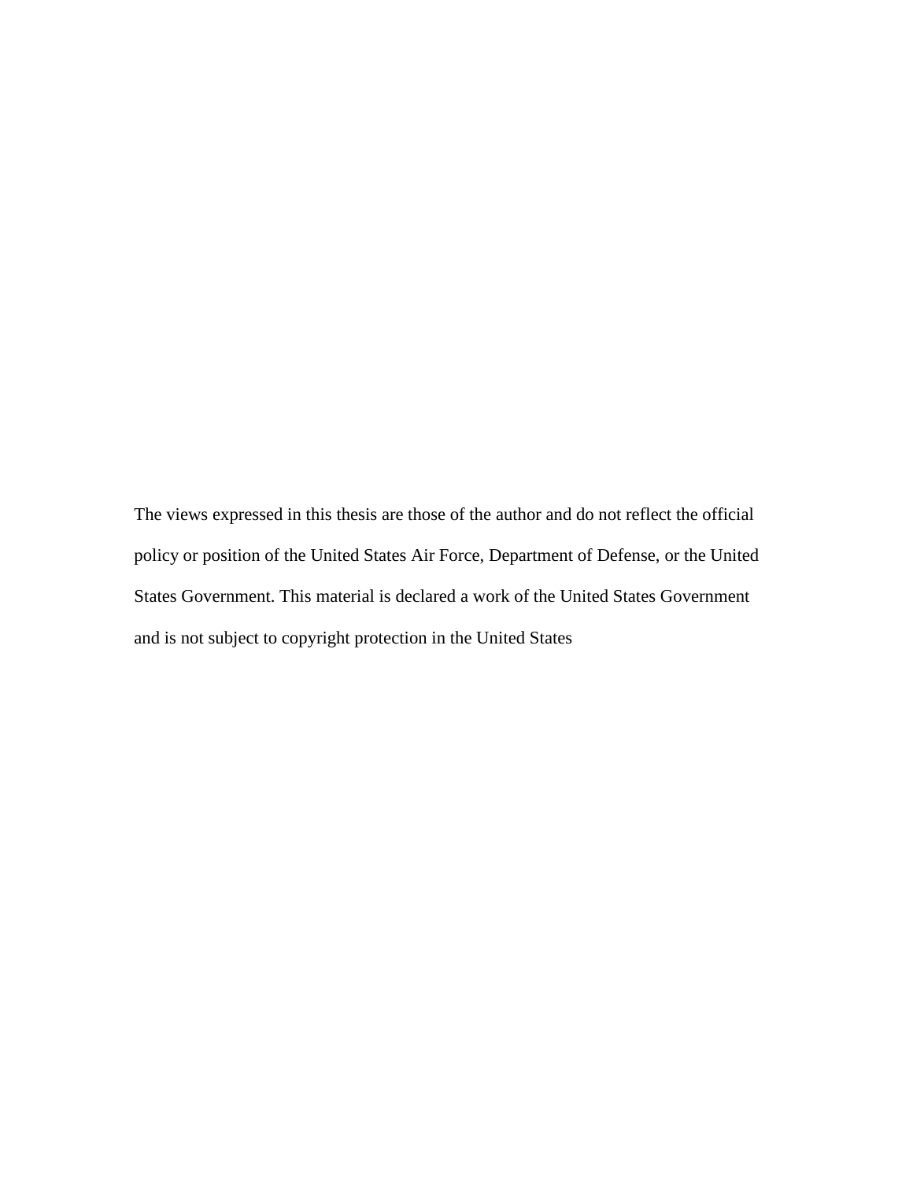The views expressed in this thesis are those of the author and do not reflect the official policy or position of the United States Air Force, Department of Defense, or the United States Government. This material is declared a work of the United States Government and is not subject to copyright protection in the United States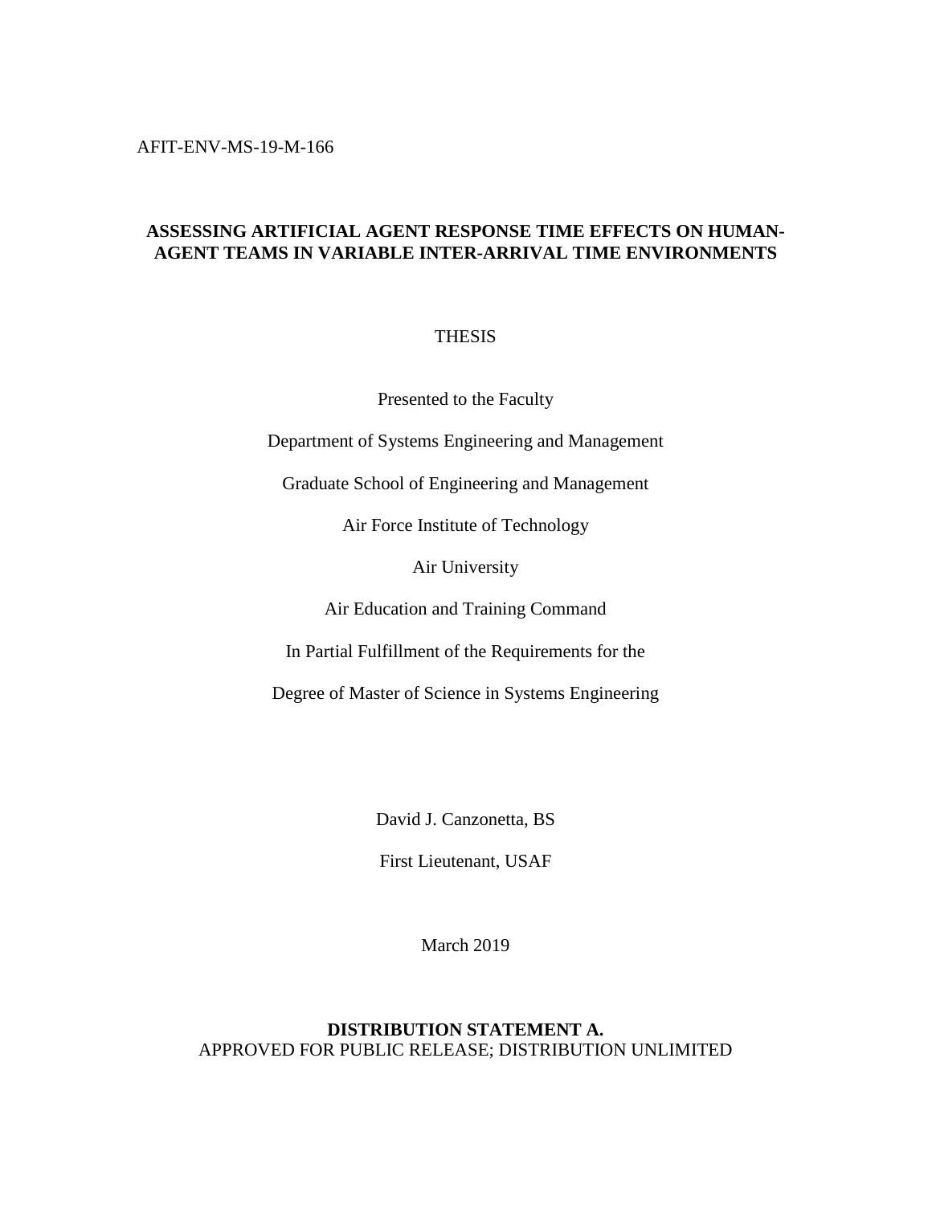AFIT-ENV-MS-19-M-166

**ASSESSING ARTIFICIAL AGENT RESPONSE TIME EFFECTS ON HUMAN-AGENT TEAMS IN VARIABLE INTER-ARRIVAL TIME ENVIRONMENTS**

THESIS

Presented to the Faculty

Department of Systems Engineering and Management

Graduate School of Engineering and Management

Air Force Institute of Technology

Air University

Air Education and Training Command

In Partial Fulfillment of the Requirements for the

Degree of Master of Science in Systems Engineering

David J. Canzonetta, BS

First Lieutenant, USAF

March 2019

**DISTRIBUTION STATEMENT A.**
APPROVED FOR PUBLIC RELEASE; DISTRIBUTION UNLIMITED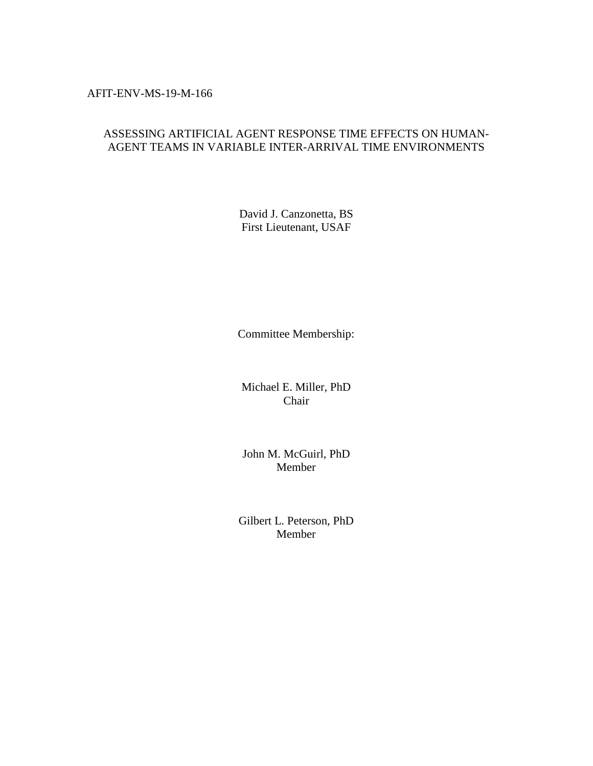AFIT-ENV-MS-19-M-166

ASSESSING ARTIFICIAL AGENT RESPONSE TIME EFFECTS ON HUMAN-AGENT TEAMS IN VARIABLE INTER-ARRIVAL TIME ENVIRONMENTS

David J. Canzonetta, BS
First Lieutenant, USAF

Committee Membership:

Michael E. Miller, PhD
Chair

John M. McGuirl, PhD
Member

Gilbert L. Peterson, PhD
Member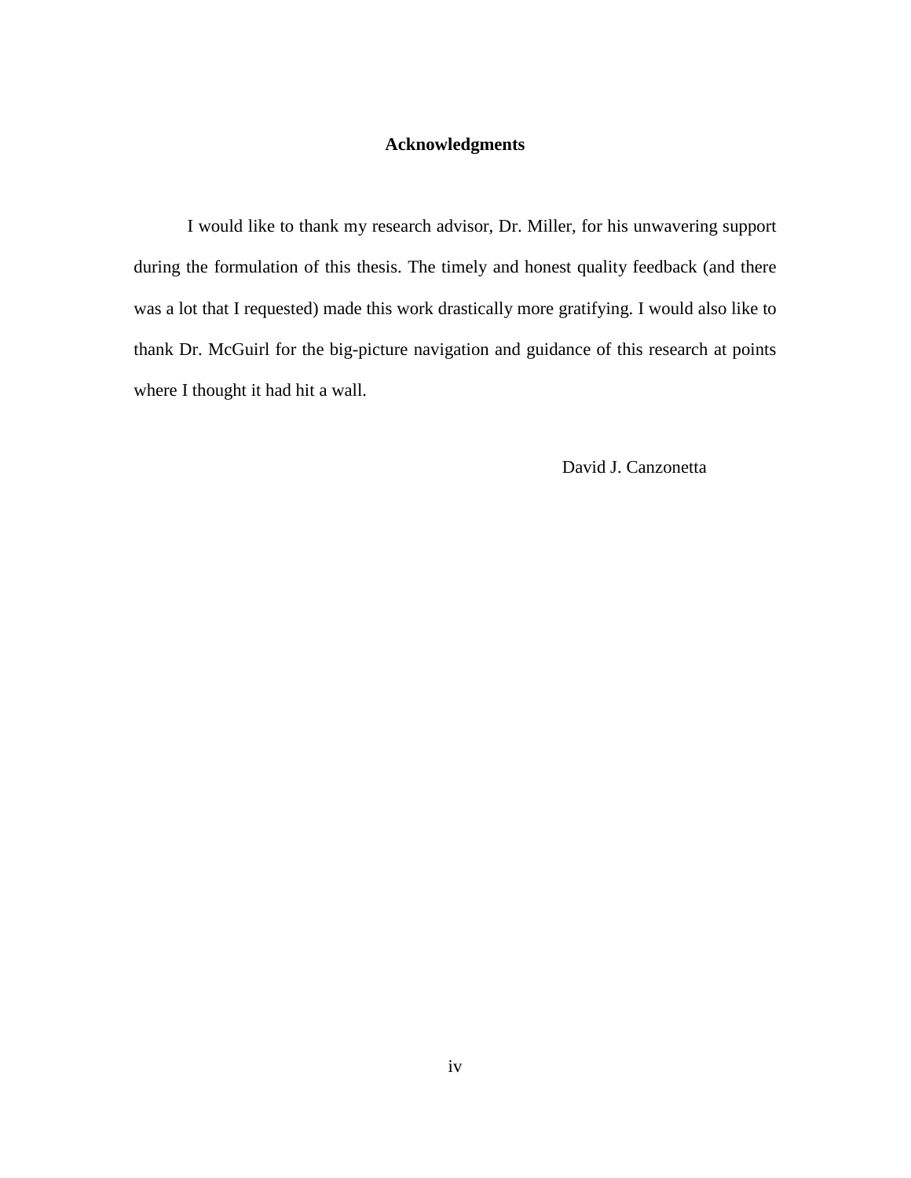## Acknowledgments

I would like to thank my research advisor, Dr. Miller, for his unwavering support during the formulation of this thesis. The timely and honest quality feedback (and there was a lot that I requested) made this work drastically more gratifying. I would also like to thank Dr. McGuirl for the big-picture navigation and guidance of this research at points where I thought it had hit a wall.

David J. Canzonetta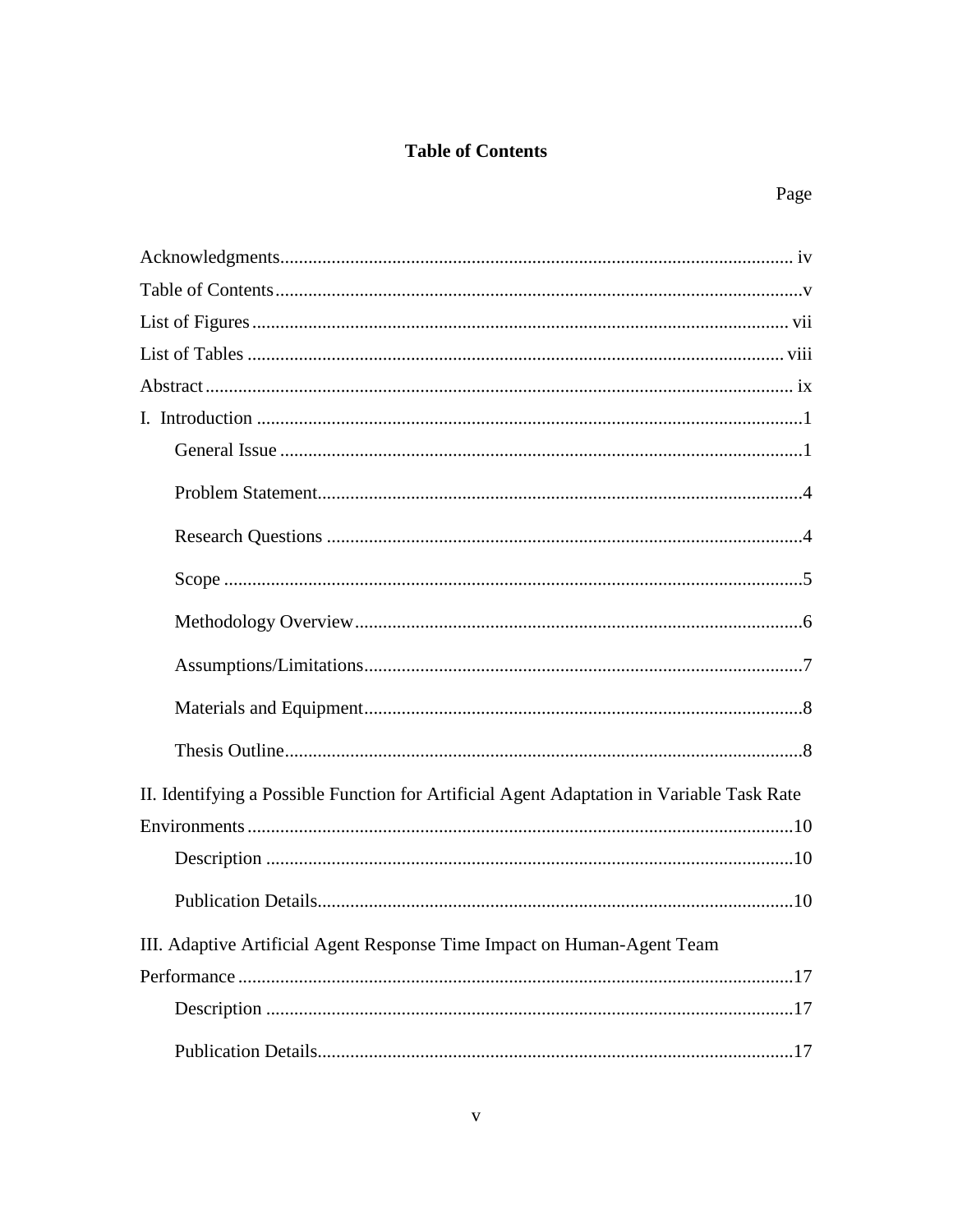# Table of Contents

Page

Acknowledgments ..... iv

Table of Contents ..... v

List of Figures ..... vii

List of Tables ..... viii

Abstract ..... ix

I. Introduction ..... 1

- General Issue ..... 1
- Problem Statement ..... 4
- Research Questions ..... 4
- Scope ..... 5
- Methodology Overview ..... 6
- Assumptions/Limitations ..... 7
- Materials and Equipment ..... 8
- Thesis Outline ..... 8

II. Identifying a Possible Function for Artificial Agent Adaptation in Variable Task Rate Environments ..... 10

- Description ..... 10
- Publication Details ..... 10

III. Adaptive Artificial Agent Response Time Impact on Human-Agent Team Performance ..... 17

- Description ..... 17
- Publication Details ..... 17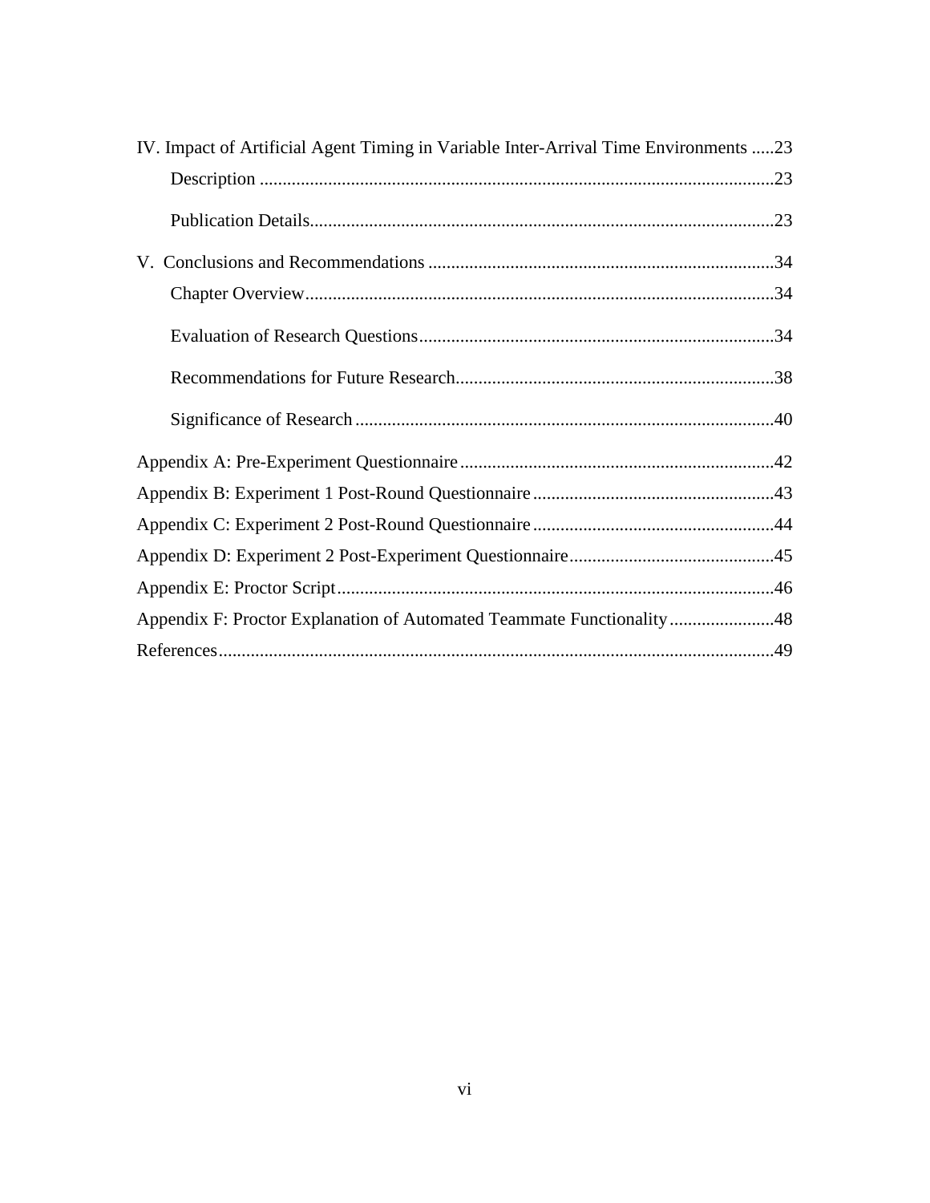IV. Impact of Artificial Agent Timing in Variable Inter-Arrival Time Environments .....23

- Description .....23
- Publication Details.....23

V. Conclusions and Recommendations .....34

- Chapter Overview.....34
- Evaluation of Research Questions.....34
- Recommendations for Future Research.....38
- Significance of Research .....40

Appendix A: Pre-Experiment Questionnaire .....42

Appendix B: Experiment 1 Post-Round Questionnaire .....43

Appendix C: Experiment 2 Post-Round Questionnaire .....44

Appendix D: Experiment 2 Post-Experiment Questionnaire .....45

Appendix E: Proctor Script.....46

Appendix F: Proctor Explanation of Automated Teammate Functionality.....48

References.....49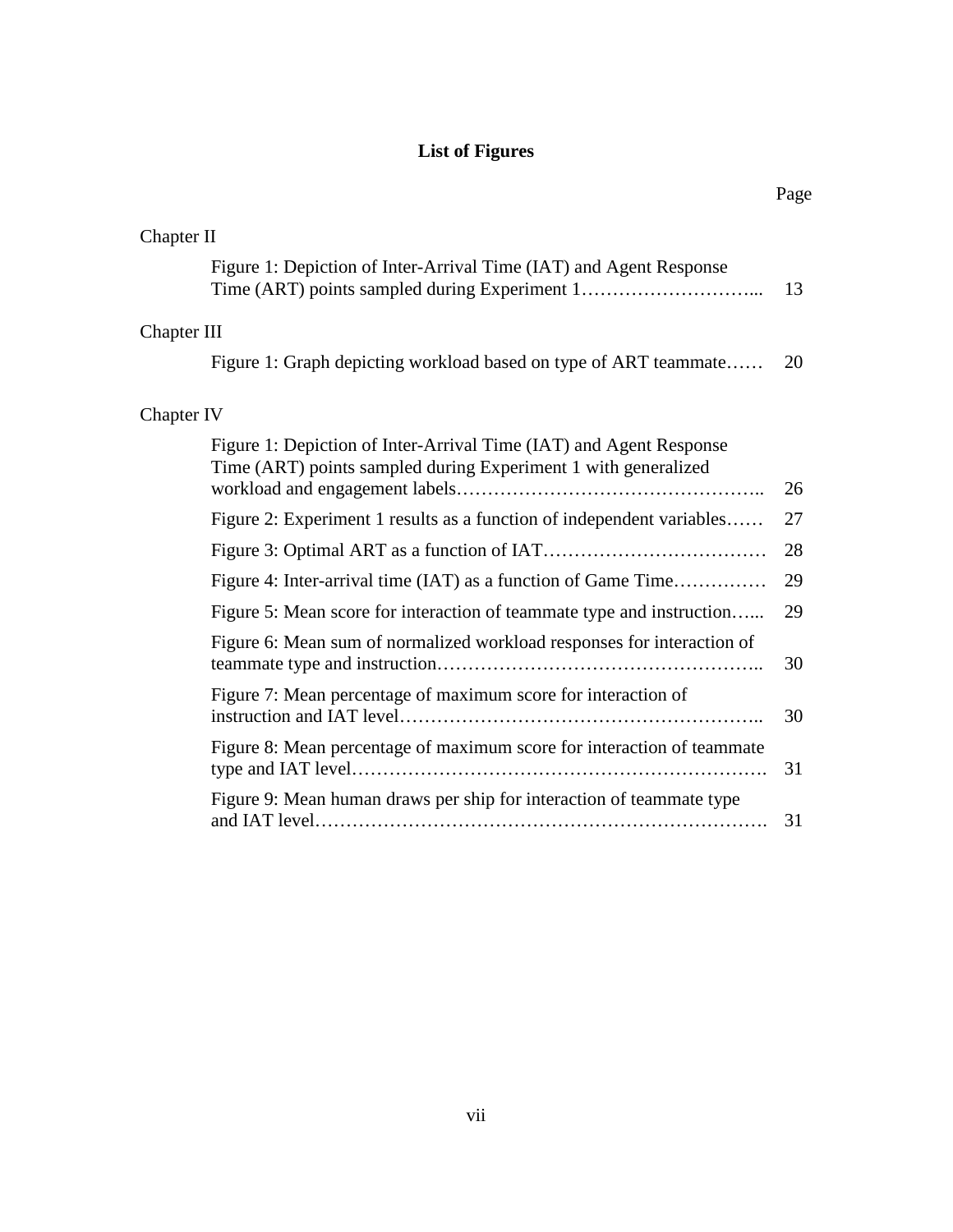# List of Figures

Page

Chapter II

Figure 1: Depiction of Inter-Arrival Time (IAT) and Agent Response Time (ART) points sampled during Experiment 1……………………….... 13

Chapter III

Figure 1: Graph depicting workload based on type of ART teammate…… 20

Chapter IV

Figure 1: Depiction of Inter-Arrival Time (IAT) and Agent Response Time (ART) points sampled during Experiment 1 with generalized workload and engagement labels………………………………………….. 26

Figure 2: Experiment 1 results as a function of independent variables…… 27

Figure 3: Optimal ART as a function of IAT……………………………… 28

Figure 4: Inter-arrival time (IAT) as a function of Game Time…………… 29

Figure 5: Mean score for interaction of teammate type and instruction…... 29

Figure 6: Mean sum of normalized workload responses for interaction of teammate type and instruction…………………………………………….. 30

Figure 7: Mean percentage of maximum score for interaction of instruction and IAT level………………………………………………….. 30

Figure 8: Mean percentage of maximum score for interaction of teammate type and IAT level…………………………………………………………. 31

Figure 9: Mean human draws per ship for interaction of teammate type and IAT level………………………………………………………………. 31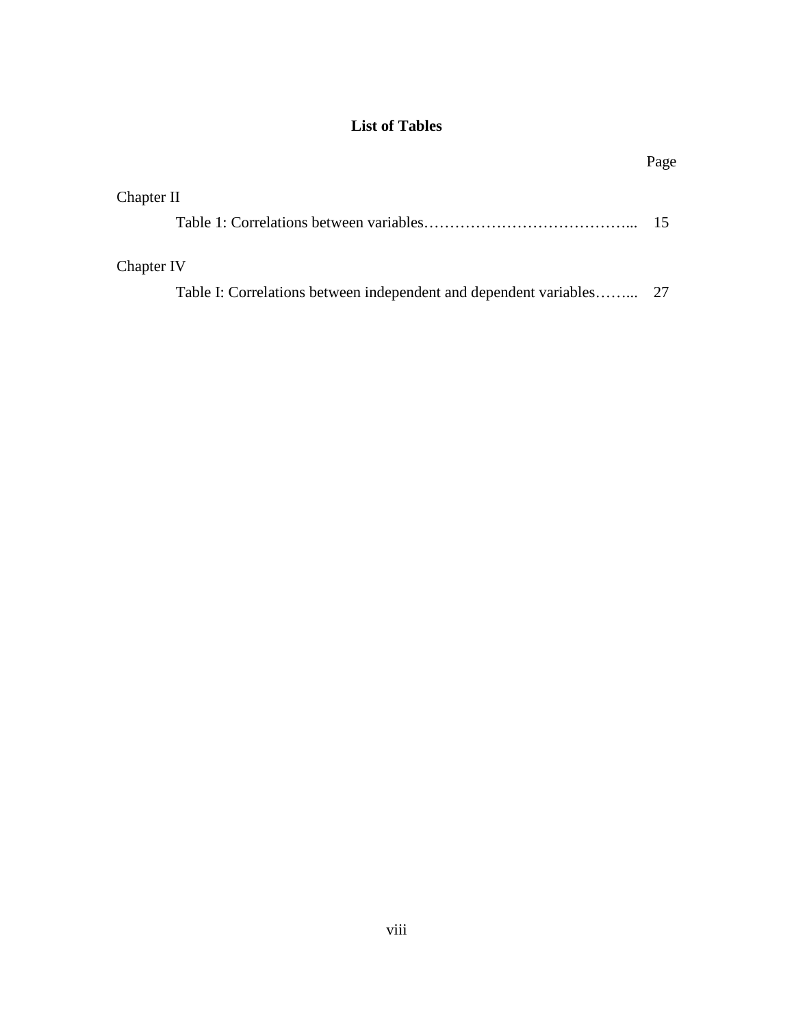# List of Tables

Page

Chapter II

Table 1: Correlations between variables…………………………………... 15

Chapter IV

Table I: Correlations between independent and dependent variables……... 27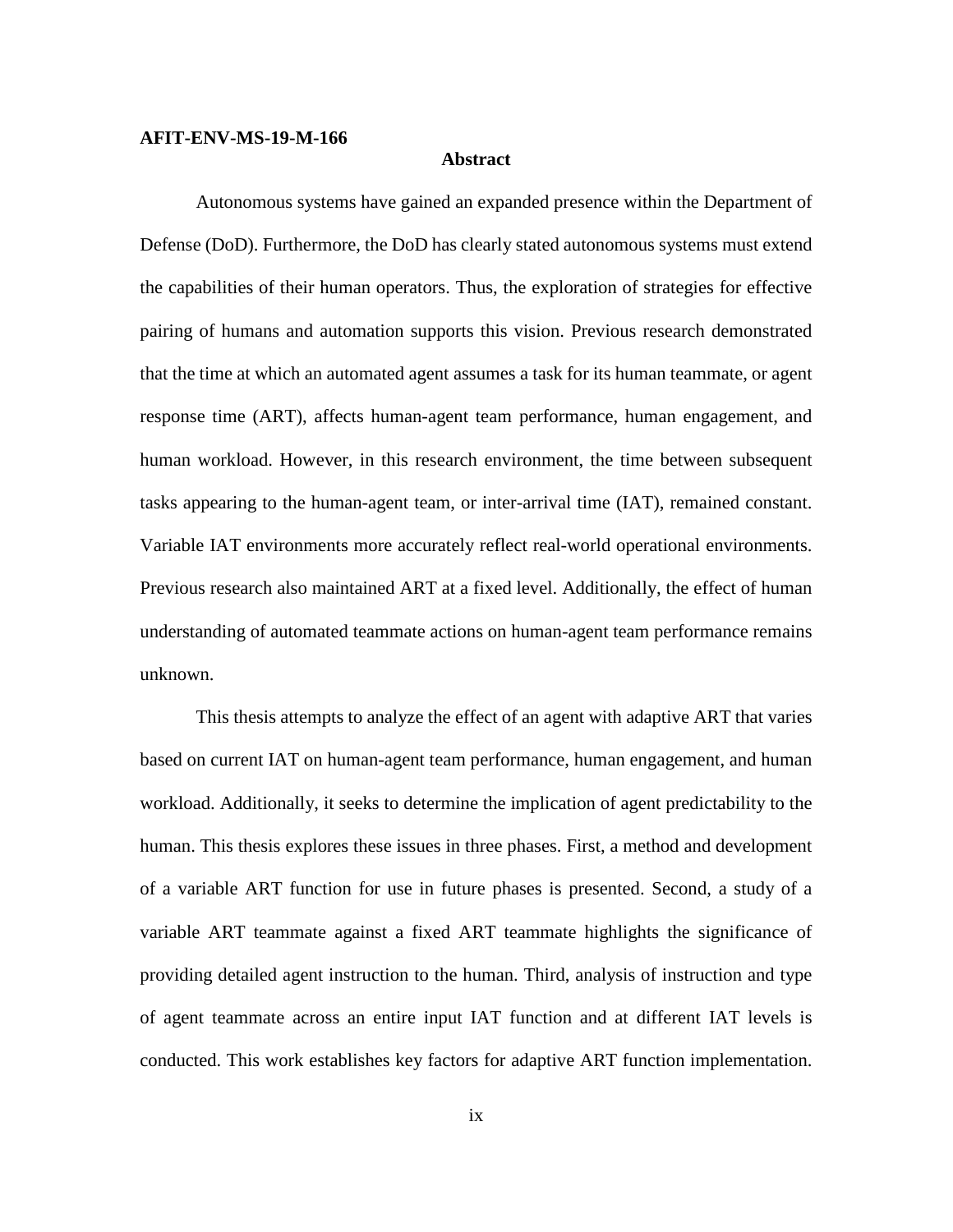AFIT-ENV-MS-19-M-166

## Abstract

Autonomous systems have gained an expanded presence within the Department of Defense (DoD). Furthermore, the DoD has clearly stated autonomous systems must extend the capabilities of their human operators. Thus, the exploration of strategies for effective pairing of humans and automation supports this vision. Previous research demonstrated that the time at which an automated agent assumes a task for its human teammate, or agent response time (ART), affects human-agent team performance, human engagement, and human workload. However, in this research environment, the time between subsequent tasks appearing to the human-agent team, or inter-arrival time (IAT), remained constant. Variable IAT environments more accurately reflect real-world operational environments. Previous research also maintained ART at a fixed level. Additionally, the effect of human understanding of automated teammate actions on human-agent team performance remains unknown.

This thesis attempts to analyze the effect of an agent with adaptive ART that varies based on current IAT on human-agent team performance, human engagement, and human workload. Additionally, it seeks to determine the implication of agent predictability to the human. This thesis explores these issues in three phases. First, a method and development of a variable ART function for use in future phases is presented. Second, a study of a variable ART teammate against a fixed ART teammate highlights the significance of providing detailed agent instruction to the human. Third, analysis of instruction and type of agent teammate across an entire input IAT function and at different IAT levels is conducted. This work establishes key factors for adaptive ART function implementation.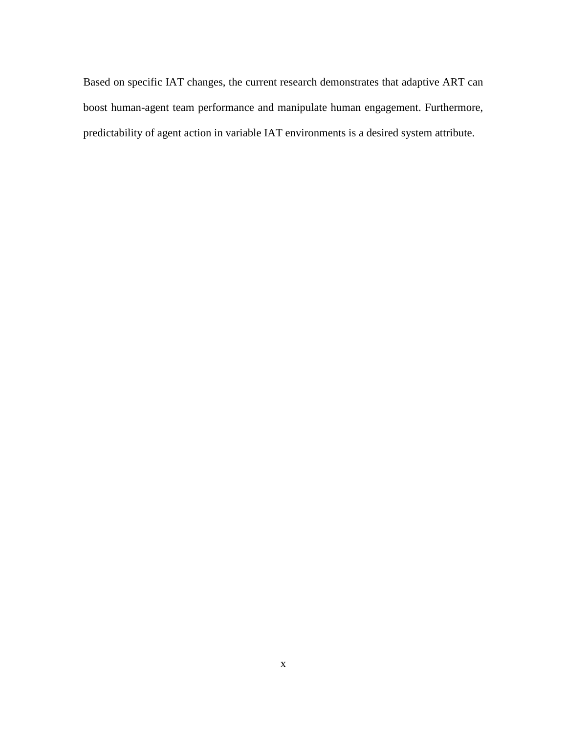Based on specific IAT changes, the current research demonstrates that adaptive ART can boost human-agent team performance and manipulate human engagement. Furthermore, predictability of agent action in variable IAT environments is a desired system attribute.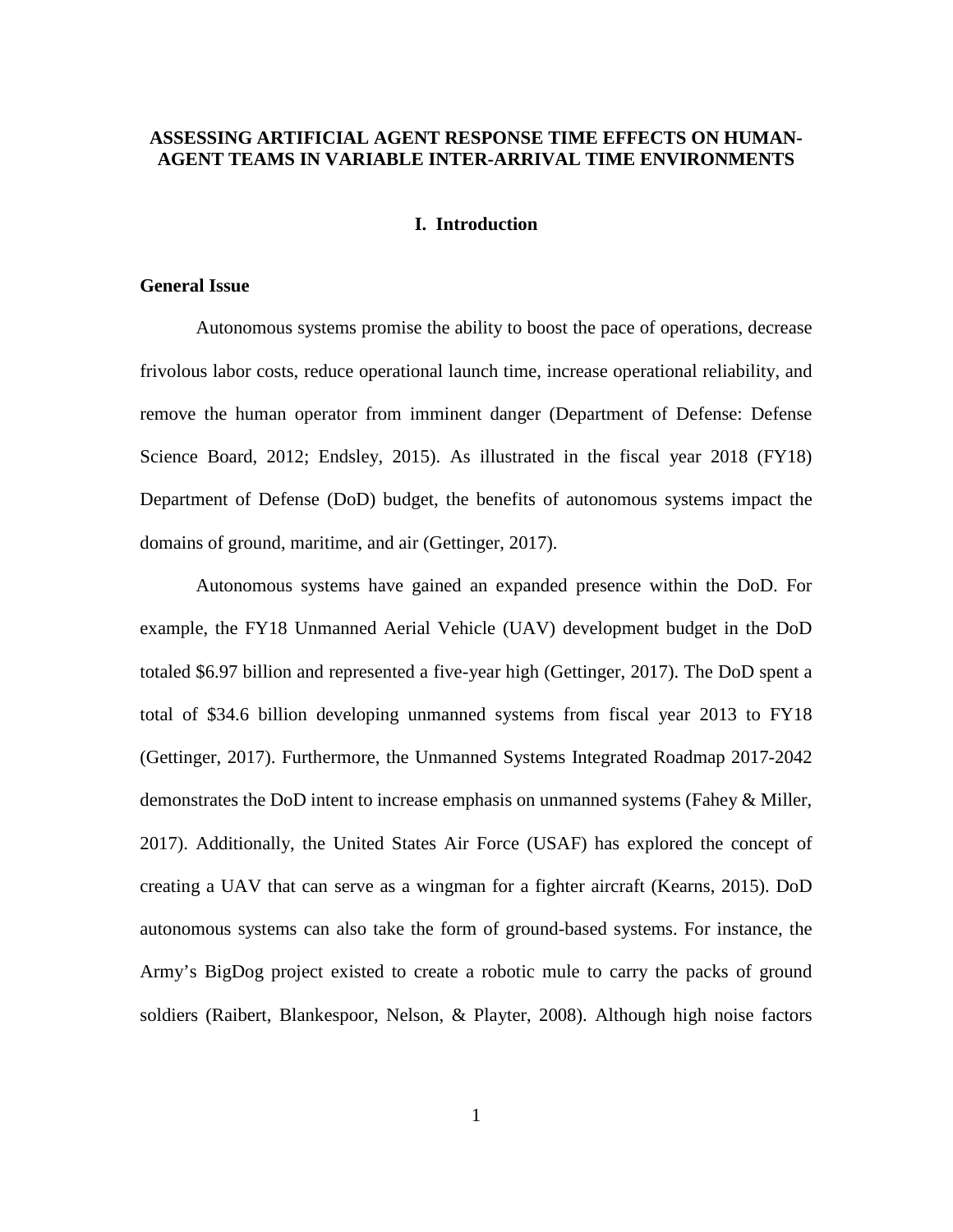# ASSESSING ARTIFICIAL AGENT RESPONSE TIME EFFECTS ON HUMAN-AGENT TEAMS IN VARIABLE INTER-ARRIVAL TIME ENVIRONMENTS

## I. Introduction

### General Issue

Autonomous systems promise the ability to boost the pace of operations, decrease frivolous labor costs, reduce operational launch time, increase operational reliability, and remove the human operator from imminent danger (Department of Defense: Defense Science Board, 2012; Endsley, 2015). As illustrated in the fiscal year 2018 (FY18) Department of Defense (DoD) budget, the benefits of autonomous systems impact the domains of ground, maritime, and air (Gettinger, 2017).

Autonomous systems have gained an expanded presence within the DoD. For example, the FY18 Unmanned Aerial Vehicle (UAV) development budget in the DoD totaled $6.97 billion and represented a five-year high (Gettinger, 2017). The DoD spent a total of $34.6 billion developing unmanned systems from fiscal year 2013 to FY18 (Gettinger, 2017). Furthermore, the Unmanned Systems Integrated Roadmap 2017-2042 demonstrates the DoD intent to increase emphasis on unmanned systems (Fahey & Miller, 2017). Additionally, the United States Air Force (USAF) has explored the concept of creating a UAV that can serve as a wingman for a fighter aircraft (Kearns, 2015). DoD autonomous systems can also take the form of ground-based systems. For instance, the Army's BigDog project existed to create a robotic mule to carry the packs of ground soldiers (Raibert, Blankespoor, Nelson, & Playter, 2008). Although high noise factors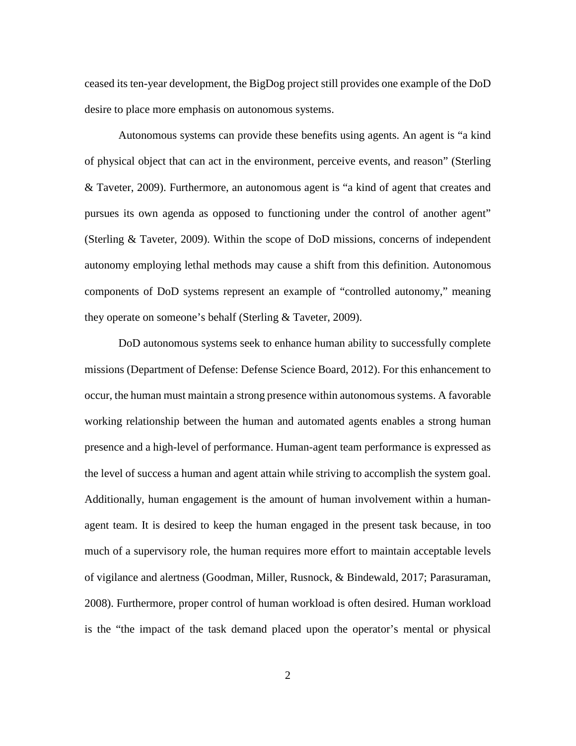ceased its ten-year development, the BigDog project still provides one example of the DoD desire to place more emphasis on autonomous systems.

Autonomous systems can provide these benefits using agents. An agent is “a kind of physical object that can act in the environment, perceive events, and reason” (Sterling & Taveter, 2009). Furthermore, an autonomous agent is “a kind of agent that creates and pursues its own agenda as opposed to functioning under the control of another agent” (Sterling & Taveter, 2009). Within the scope of DoD missions, concerns of independent autonomy employing lethal methods may cause a shift from this definition. Autonomous components of DoD systems represent an example of “controlled autonomy,” meaning they operate on someone’s behalf (Sterling & Taveter, 2009).

DoD autonomous systems seek to enhance human ability to successfully complete missions (Department of Defense: Defense Science Board, 2012). For this enhancement to occur, the human must maintain a strong presence within autonomous systems. A favorable working relationship between the human and automated agents enables a strong human presence and a high-level of performance. Human-agent team performance is expressed as the level of success a human and agent attain while striving to accomplish the system goal. Additionally, human engagement is the amount of human involvement within a human-agent team. It is desired to keep the human engaged in the present task because, in too much of a supervisory role, the human requires more effort to maintain acceptable levels of vigilance and alertness (Goodman, Miller, Rusnock, & Bindewald, 2017; Parasuraman, 2008). Furthermore, proper control of human workload is often desired. Human workload is the “the impact of the task demand placed upon the operator’s mental or physical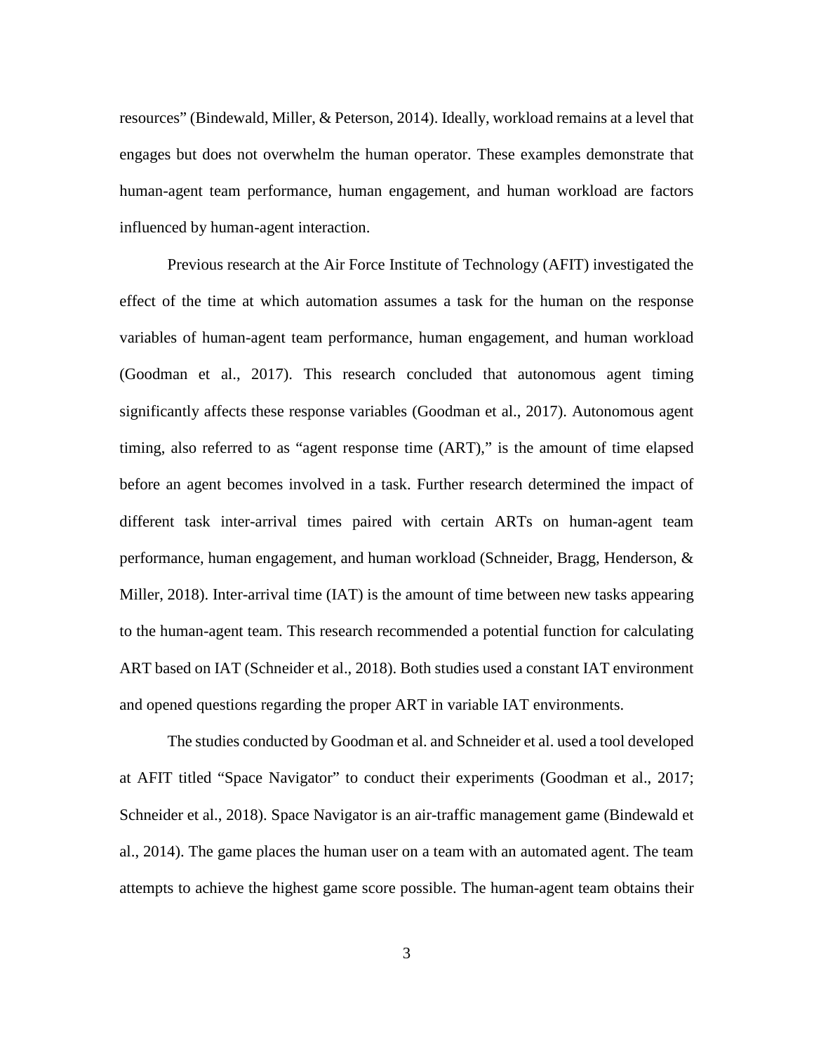resources" (Bindewald, Miller, & Peterson, 2014). Ideally, workload remains at a level that engages but does not overwhelm the human operator. These examples demonstrate that human-agent team performance, human engagement, and human workload are factors influenced by human-agent interaction.

Previous research at the Air Force Institute of Technology (AFIT) investigated the effect of the time at which automation assumes a task for the human on the response variables of human-agent team performance, human engagement, and human workload (Goodman et al., 2017). This research concluded that autonomous agent timing significantly affects these response variables (Goodman et al., 2017). Autonomous agent timing, also referred to as "agent response time (ART)," is the amount of time elapsed before an agent becomes involved in a task. Further research determined the impact of different task inter-arrival times paired with certain ARTs on human-agent team performance, human engagement, and human workload (Schneider, Bragg, Henderson, & Miller, 2018). Inter-arrival time (IAT) is the amount of time between new tasks appearing to the human-agent team. This research recommended a potential function for calculating ART based on IAT (Schneider et al., 2018). Both studies used a constant IAT environment and opened questions regarding the proper ART in variable IAT environments.

The studies conducted by Goodman et al. and Schneider et al. used a tool developed at AFIT titled "Space Navigator" to conduct their experiments (Goodman et al., 2017; Schneider et al., 2018). Space Navigator is an air-traffic management game (Bindewald et al., 2014). The game places the human user on a team with an automated agent. The team attempts to achieve the highest game score possible. The human-agent team obtains their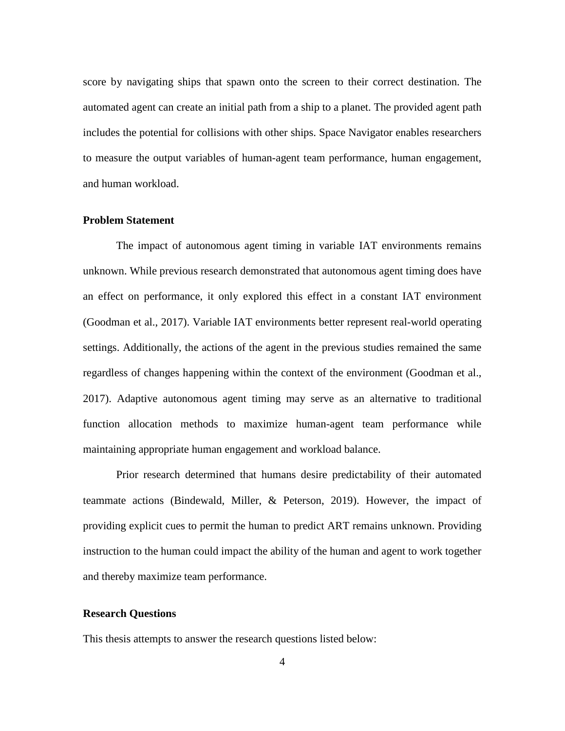score by navigating ships that spawn onto the screen to their correct destination. The automated agent can create an initial path from a ship to a planet. The provided agent path includes the potential for collisions with other ships. Space Navigator enables researchers to measure the output variables of human-agent team performance, human engagement, and human workload.

### Problem Statement

The impact of autonomous agent timing in variable IAT environments remains unknown. While previous research demonstrated that autonomous agent timing does have an effect on performance, it only explored this effect in a constant IAT environment (Goodman et al., 2017). Variable IAT environments better represent real-world operating settings. Additionally, the actions of the agent in the previous studies remained the same regardless of changes happening within the context of the environment (Goodman et al., 2017). Adaptive autonomous agent timing may serve as an alternative to traditional function allocation methods to maximize human-agent team performance while maintaining appropriate human engagement and workload balance.

Prior research determined that humans desire predictability of their automated teammate actions (Bindewald, Miller, & Peterson, 2019). However, the impact of providing explicit cues to permit the human to predict ART remains unknown. Providing instruction to the human could impact the ability of the human and agent to work together and thereby maximize team performance.

### Research Questions

This thesis attempts to answer the research questions listed below: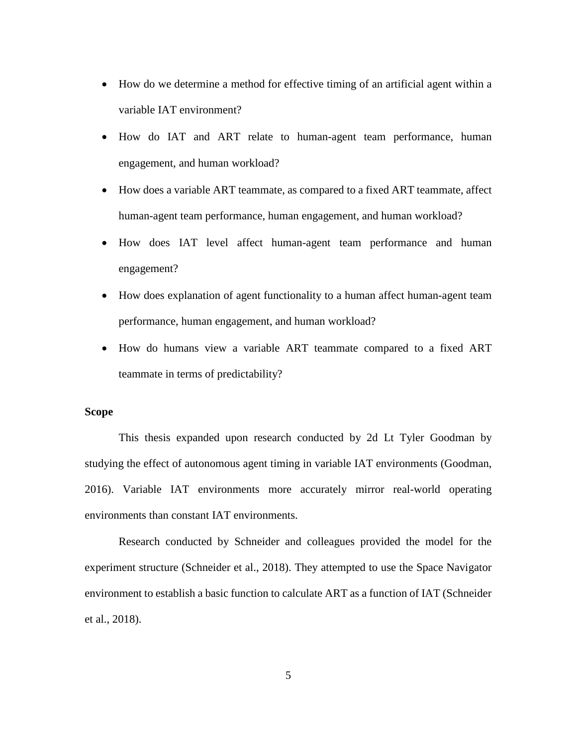- How do we determine a method for effective timing of an artificial agent within a variable IAT environment?
- How do IAT and ART relate to human-agent team performance, human engagement, and human workload?
- How does a variable ART teammate, as compared to a fixed ART teammate, affect human-agent team performance, human engagement, and human workload?
- How does IAT level affect human-agent team performance and human engagement?
- How does explanation of agent functionality to a human affect human-agent team performance, human engagement, and human workload?
- How do humans view a variable ART teammate compared to a fixed ART teammate in terms of predictability?

**Scope**

This thesis expanded upon research conducted by 2d Lt Tyler Goodman by studying the effect of autonomous agent timing in variable IAT environments (Goodman, 2016). Variable IAT environments more accurately mirror real-world operating environments than constant IAT environments.

Research conducted by Schneider and colleagues provided the model for the experiment structure (Schneider et al., 2018). They attempted to use the Space Navigator environment to establish a basic function to calculate ART as a function of IAT (Schneider et al., 2018).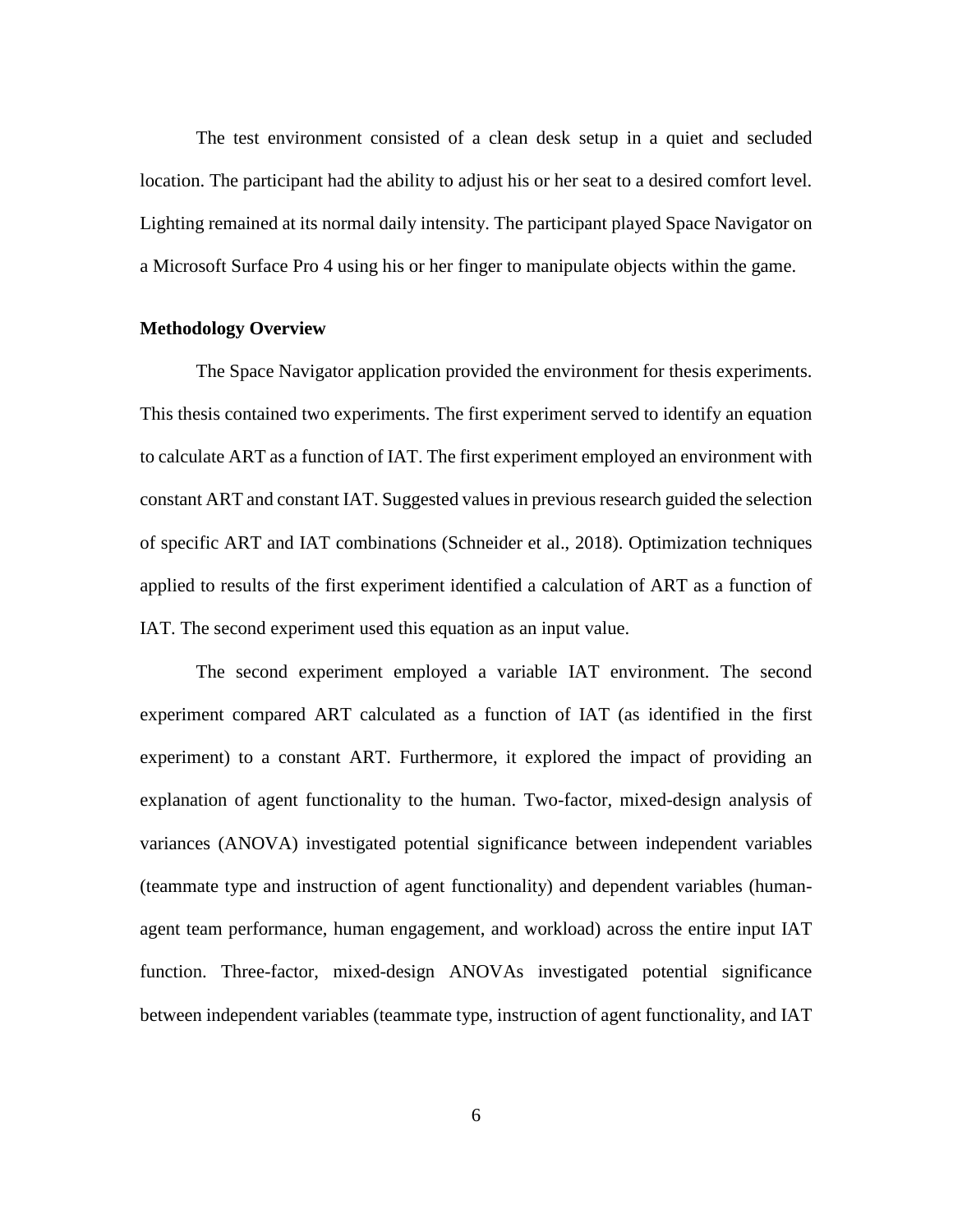The test environment consisted of a clean desk setup in a quiet and secluded location. The participant had the ability to adjust his or her seat to a desired comfort level. Lighting remained at its normal daily intensity. The participant played Space Navigator on a Microsoft Surface Pro 4 using his or her finger to manipulate objects within the game.

**Methodology Overview**

The Space Navigator application provided the environment for thesis experiments. This thesis contained two experiments. The first experiment served to identify an equation to calculate ART as a function of IAT. The first experiment employed an environment with constant ART and constant IAT. Suggested values in previous research guided the selection of specific ART and IAT combinations (Schneider et al., 2018). Optimization techniques applied to results of the first experiment identified a calculation of ART as a function of IAT. The second experiment used this equation as an input value.

The second experiment employed a variable IAT environment. The second experiment compared ART calculated as a function of IAT (as identified in the first experiment) to a constant ART. Furthermore, it explored the impact of providing an explanation of agent functionality to the human. Two-factor, mixed-design analysis of variances (ANOVA) investigated potential significance between independent variables (teammate type and instruction of agent functionality) and dependent variables (human-agent team performance, human engagement, and workload) across the entire input IAT function. Three-factor, mixed-design ANOVAs investigated potential significance between independent variables (teammate type, instruction of agent functionality, and IAT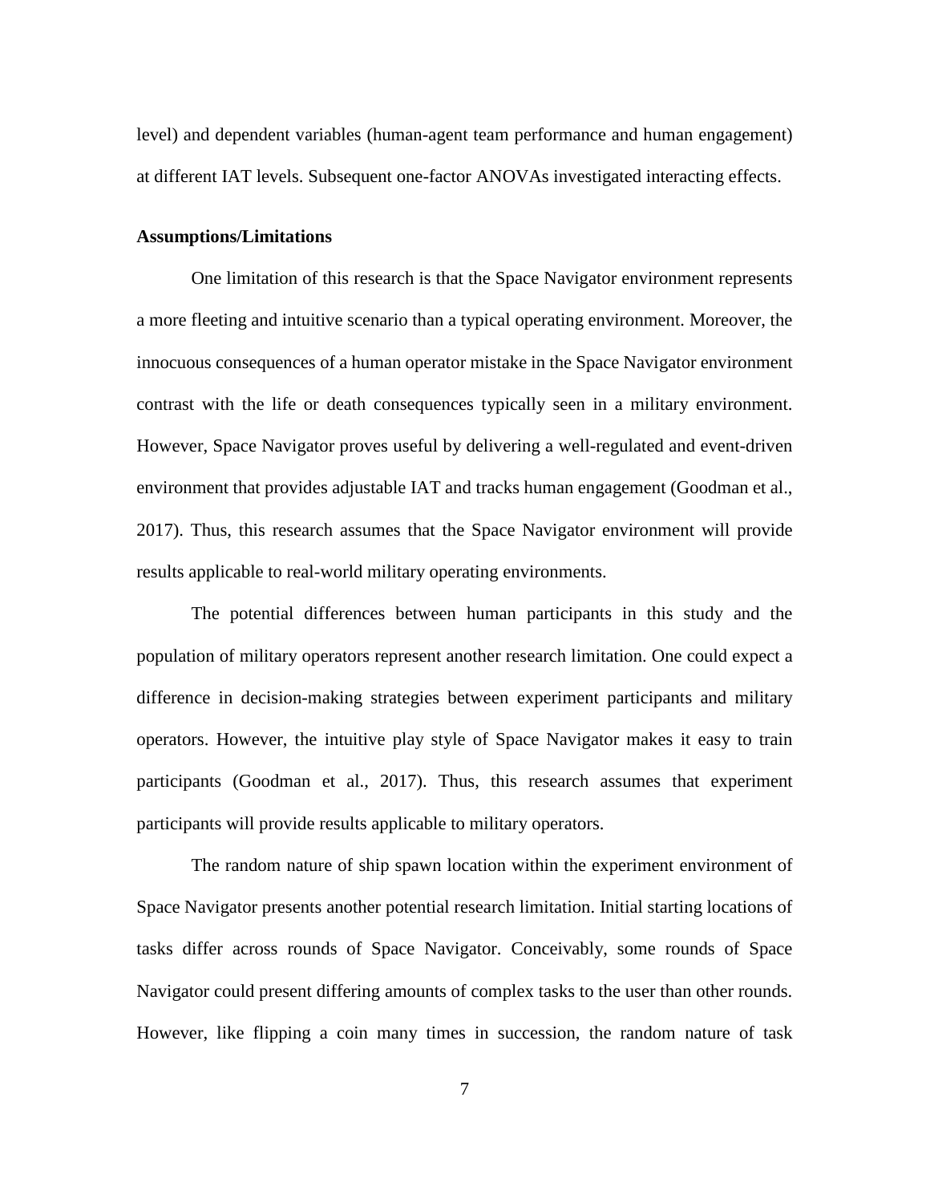level) and dependent variables (human-agent team performance and human engagement) at different IAT levels. Subsequent one-factor ANOVAs investigated interacting effects.

**Assumptions/Limitations**

One limitation of this research is that the Space Navigator environment represents a more fleeting and intuitive scenario than a typical operating environment. Moreover, the innocuous consequences of a human operator mistake in the Space Navigator environment contrast with the life or death consequences typically seen in a military environment. However, Space Navigator proves useful by delivering a well-regulated and event-driven environment that provides adjustable IAT and tracks human engagement (Goodman et al., 2017). Thus, this research assumes that the Space Navigator environment will provide results applicable to real-world military operating environments.

The potential differences between human participants in this study and the population of military operators represent another research limitation. One could expect a difference in decision-making strategies between experiment participants and military operators. However, the intuitive play style of Space Navigator makes it easy to train participants (Goodman et al., 2017). Thus, this research assumes that experiment participants will provide results applicable to military operators.

The random nature of ship spawn location within the experiment environment of Space Navigator presents another potential research limitation. Initial starting locations of tasks differ across rounds of Space Navigator. Conceivably, some rounds of Space Navigator could present differing amounts of complex tasks to the user than other rounds. However, like flipping a coin many times in succession, the random nature of task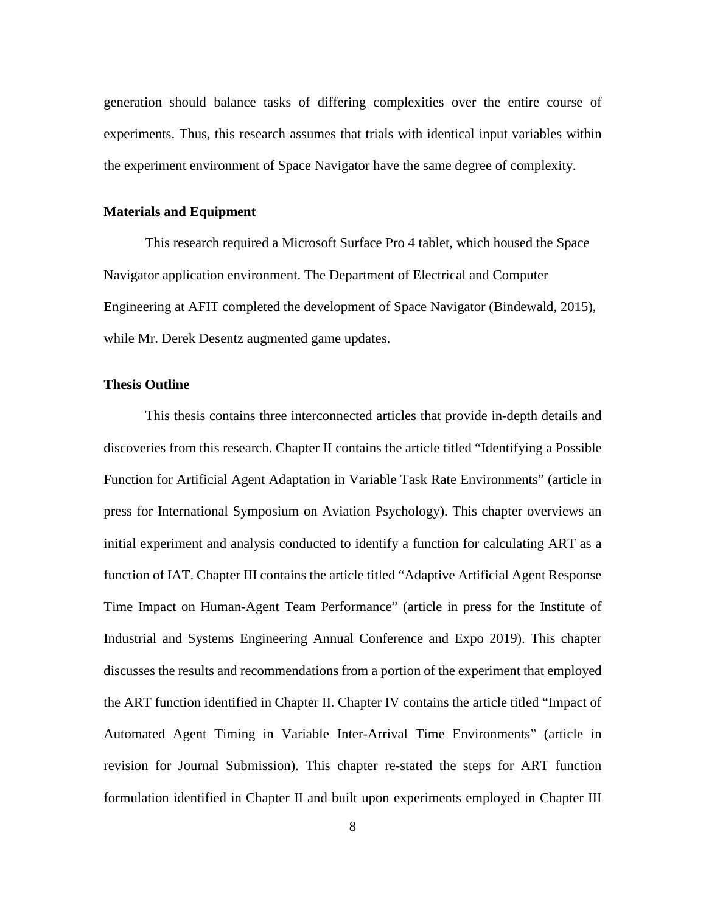generation should balance tasks of differing complexities over the entire course of experiments. Thus, this research assumes that trials with identical input variables within the experiment environment of Space Navigator have the same degree of complexity.

### Materials and Equipment

This research required a Microsoft Surface Pro 4 tablet, which housed the Space Navigator application environment. The Department of Electrical and Computer Engineering at AFIT completed the development of Space Navigator (Bindewald, 2015), while Mr. Derek Desentz augmented game updates.

### Thesis Outline

This thesis contains three interconnected articles that provide in-depth details and discoveries from this research. Chapter II contains the article titled "Identifying a Possible Function for Artificial Agent Adaptation in Variable Task Rate Environments" (article in press for International Symposium on Aviation Psychology). This chapter overviews an initial experiment and analysis conducted to identify a function for calculating ART as a function of IAT. Chapter III contains the article titled "Adaptive Artificial Agent Response Time Impact on Human-Agent Team Performance" (article in press for the Institute of Industrial and Systems Engineering Annual Conference and Expo 2019). This chapter discusses the results and recommendations from a portion of the experiment that employed the ART function identified in Chapter II. Chapter IV contains the article titled "Impact of Automated Agent Timing in Variable Inter-Arrival Time Environments" (article in revision for Journal Submission). This chapter re-stated the steps for ART function formulation identified in Chapter II and built upon experiments employed in Chapter III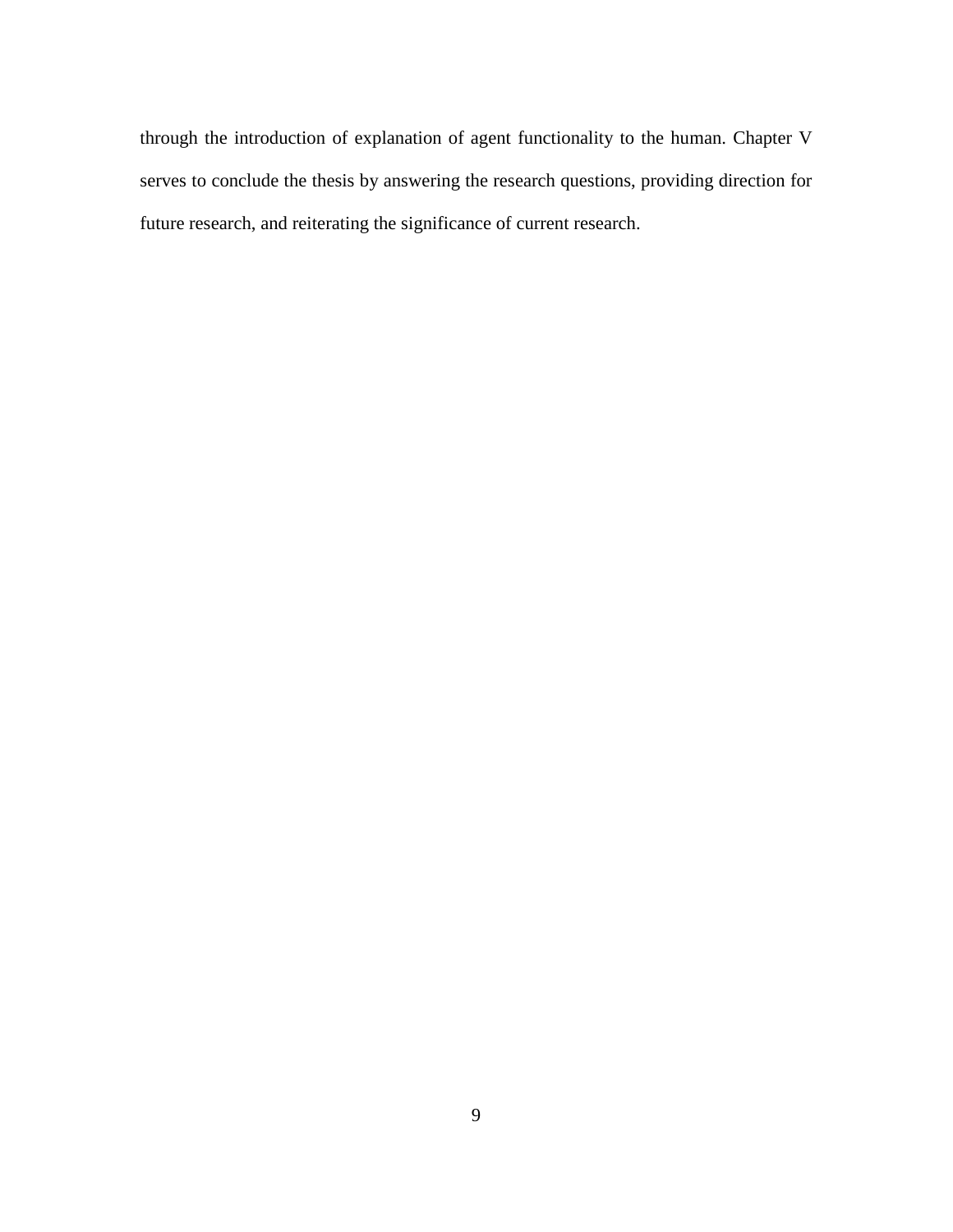through the introduction of explanation of agent functionality to the human. Chapter V serves to conclude the thesis by answering the research questions, providing direction for future research, and reiterating the significance of current research.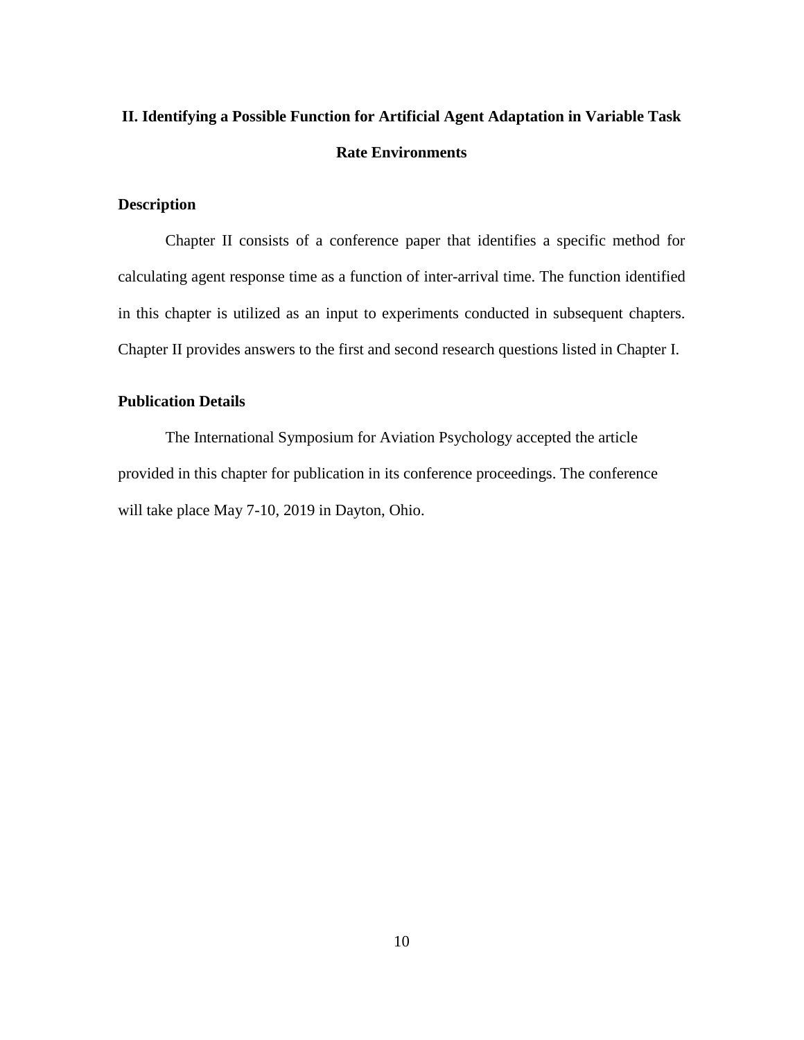# II. Identifying a Possible Function for Artificial Agent Adaptation in Variable Task Rate Environments

## Description

Chapter II consists of a conference paper that identifies a specific method for calculating agent response time as a function of inter-arrival time. The function identified in this chapter is utilized as an input to experiments conducted in subsequent chapters. Chapter II provides answers to the first and second research questions listed in Chapter I.

## Publication Details

The International Symposium for Aviation Psychology accepted the article provided in this chapter for publication in its conference proceedings. The conference will take place May 7-10, 2019 in Dayton, Ohio.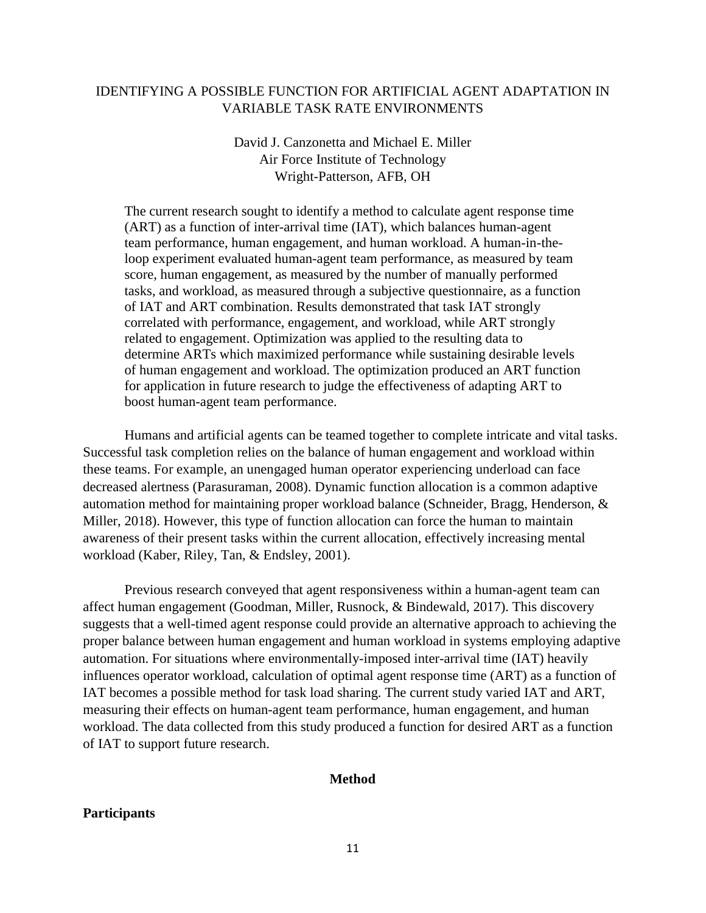# IDENTIFYING A POSSIBLE FUNCTION FOR ARTIFICIAL AGENT ADAPTATION IN VARIABLE TASK RATE ENVIRONMENTS

David J. Canzonetta and Michael E. Miller
Air Force Institute of Technology
Wright-Patterson, AFB, OH

The current research sought to identify a method to calculate agent response time (ART) as a function of inter-arrival time (IAT), which balances human-agent team performance, human engagement, and human workload. A human-in-the-loop experiment evaluated human-agent team performance, as measured by team score, human engagement, as measured by the number of manually performed tasks, and workload, as measured through a subjective questionnaire, as a function of IAT and ART combination. Results demonstrated that task IAT strongly correlated with performance, engagement, and workload, while ART strongly related to engagement. Optimization was applied to the resulting data to determine ARTs which maximized performance while sustaining desirable levels of human engagement and workload. The optimization produced an ART function for application in future research to judge the effectiveness of adapting ART to boost human-agent team performance.

Humans and artificial agents can be teamed together to complete intricate and vital tasks. Successful task completion relies on the balance of human engagement and workload within these teams. For example, an unengaged human operator experiencing underload can face decreased alertness (Parasuraman, 2008). Dynamic function allocation is a common adaptive automation method for maintaining proper workload balance (Schneider, Bragg, Henderson, & Miller, 2018). However, this type of function allocation can force the human to maintain awareness of their present tasks within the current allocation, effectively increasing mental workload (Kaber, Riley, Tan, & Endsley, 2001).

Previous research conveyed that agent responsiveness within a human-agent team can affect human engagement (Goodman, Miller, Rusnock, & Bindewald, 2017). This discovery suggests that a well-timed agent response could provide an alternative approach to achieving the proper balance between human engagement and human workload in systems employing adaptive automation. For situations where environmentally-imposed inter-arrival time (IAT) heavily influences operator workload, calculation of optimal agent response time (ART) as a function of IAT becomes a possible method for task load sharing. The current study varied IAT and ART, measuring their effects on human-agent team performance, human engagement, and human workload. The data collected from this study produced a function for desired ART as a function of IAT to support future research.

## Method

### Participants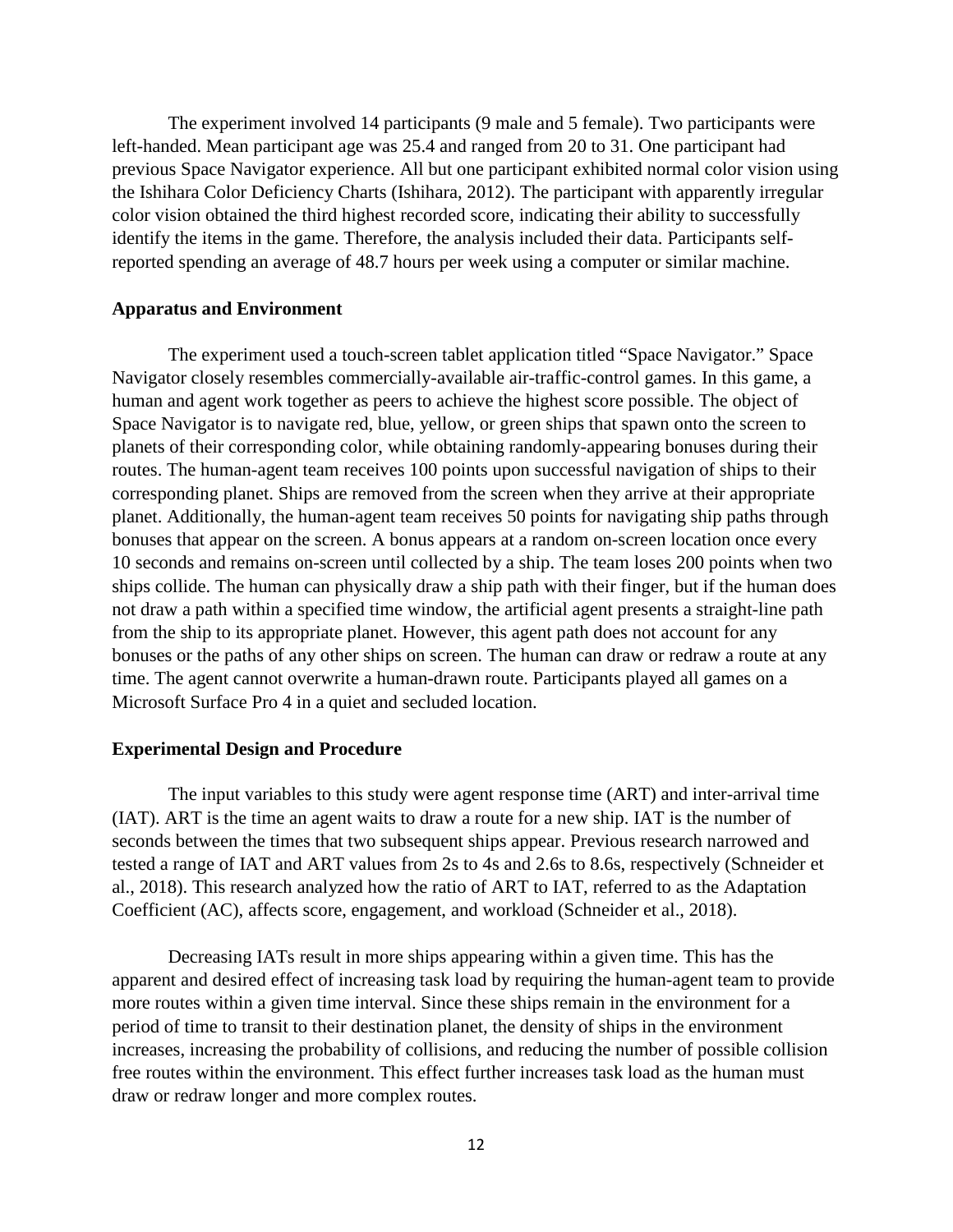The experiment involved 14 participants (9 male and 5 female). Two participants were left-handed. Mean participant age was 25.4 and ranged from 20 to 31. One participant had previous Space Navigator experience. All but one participant exhibited normal color vision using the Ishihara Color Deficiency Charts (Ishihara, 2012). The participant with apparently irregular color vision obtained the third highest recorded score, indicating their ability to successfully identify the items in the game. Therefore, the analysis included their data. Participants self-reported spending an average of 48.7 hours per week using a computer or similar machine.

### Apparatus and Environment

The experiment used a touch-screen tablet application titled "Space Navigator." Space Navigator closely resembles commercially-available air-traffic-control games. In this game, a human and agent work together as peers to achieve the highest score possible. The object of Space Navigator is to navigate red, blue, yellow, or green ships that spawn onto the screen to planets of their corresponding color, while obtaining randomly-appearing bonuses during their routes. The human-agent team receives 100 points upon successful navigation of ships to their corresponding planet. Ships are removed from the screen when they arrive at their appropriate planet. Additionally, the human-agent team receives 50 points for navigating ship paths through bonuses that appear on the screen. A bonus appears at a random on-screen location once every 10 seconds and remains on-screen until collected by a ship. The team loses 200 points when two ships collide. The human can physically draw a ship path with their finger, but if the human does not draw a path within a specified time window, the artificial agent presents a straight-line path from the ship to its appropriate planet. However, this agent path does not account for any bonuses or the paths of any other ships on screen. The human can draw or redraw a route at any time. The agent cannot overwrite a human-drawn route. Participants played all games on a Microsoft Surface Pro 4 in a quiet and secluded location.

### Experimental Design and Procedure

The input variables to this study were agent response time (ART) and inter-arrival time (IAT). ART is the time an agent waits to draw a route for a new ship. IAT is the number of seconds between the times that two subsequent ships appear. Previous research narrowed and tested a range of IAT and ART values from 2s to 4s and 2.6s to 8.6s, respectively (Schneider et al., 2018). This research analyzed how the ratio of ART to IAT, referred to as the Adaptation Coefficient (AC), affects score, engagement, and workload (Schneider et al., 2018).

Decreasing IATs result in more ships appearing within a given time. This has the apparent and desired effect of increasing task load by requiring the human-agent team to provide more routes within a given time interval. Since these ships remain in the environment for a period of time to transit to their destination planet, the density of ships in the environment increases, increasing the probability of collisions, and reducing the number of possible collision free routes within the environment. This effect further increases task load as the human must draw or redraw longer and more complex routes.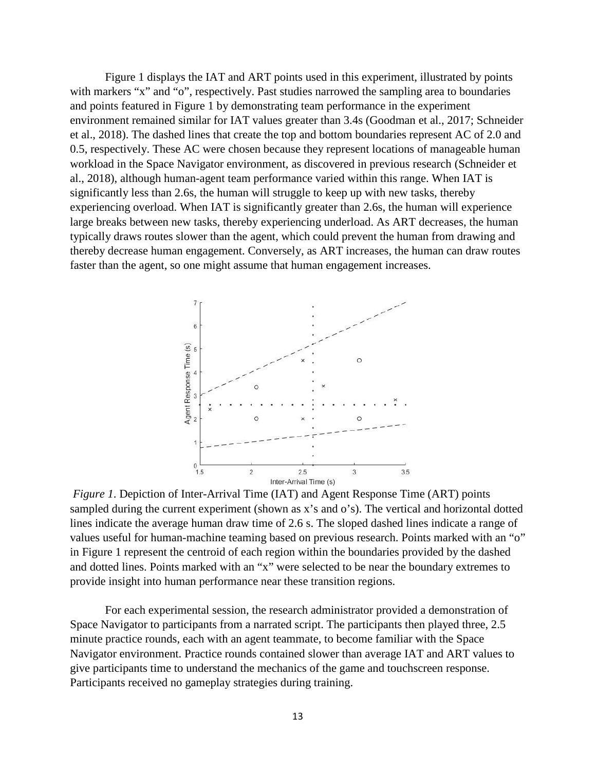Figure 1 displays the IAT and ART points used in this experiment, illustrated by points with markers "x" and "o", respectively. Past studies narrowed the sampling area to boundaries and points featured in Figure 1 by demonstrating team performance in the experiment environment remained similar for IAT values greater than 3.4s (Goodman et al., 2017; Schneider et al., 2018). The dashed lines that create the top and bottom boundaries represent AC of 2.0 and 0.5, respectively. These AC were chosen because they represent locations of manageable human workload in the Space Navigator environment, as discovered in previous research (Schneider et al., 2018), although human-agent team performance varied within this range. When IAT is significantly less than 2.6s, the human will struggle to keep up with new tasks, thereby experiencing overload. When IAT is significantly greater than 2.6s, the human will experience large breaks between new tasks, thereby experiencing underload. As ART decreases, the human typically draws routes slower than the agent, which could prevent the human from drawing and thereby decrease human engagement. Conversely, as ART increases, the human can draw routes faster than the agent, so one might assume that human engagement increases.

*Figure 1*. Depiction of Inter-Arrival Time (IAT) and Agent Response Time (ART) points sampled during the current experiment (shown as x's and o's). The vertical and horizontal dotted lines indicate the average human draw time of 2.6 s. The sloped dashed lines indicate a range of values useful for human-machine teaming based on previous research. Points marked with an "o" in Figure 1 represent the centroid of each region within the boundaries provided by the dashed and dotted lines. Points marked with an "x" were selected to be near the boundary extremes to provide insight into human performance near these transition regions.

For each experimental session, the research administrator provided a demonstration of Space Navigator to participants from a narrated script. The participants then played three, 2.5 minute practice rounds, each with an agent teammate, to become familiar with the Space Navigator environment. Practice rounds contained slower than average IAT and ART values to give participants time to understand the mechanics of the game and touchscreen response. Participants received no gameplay strategies during training.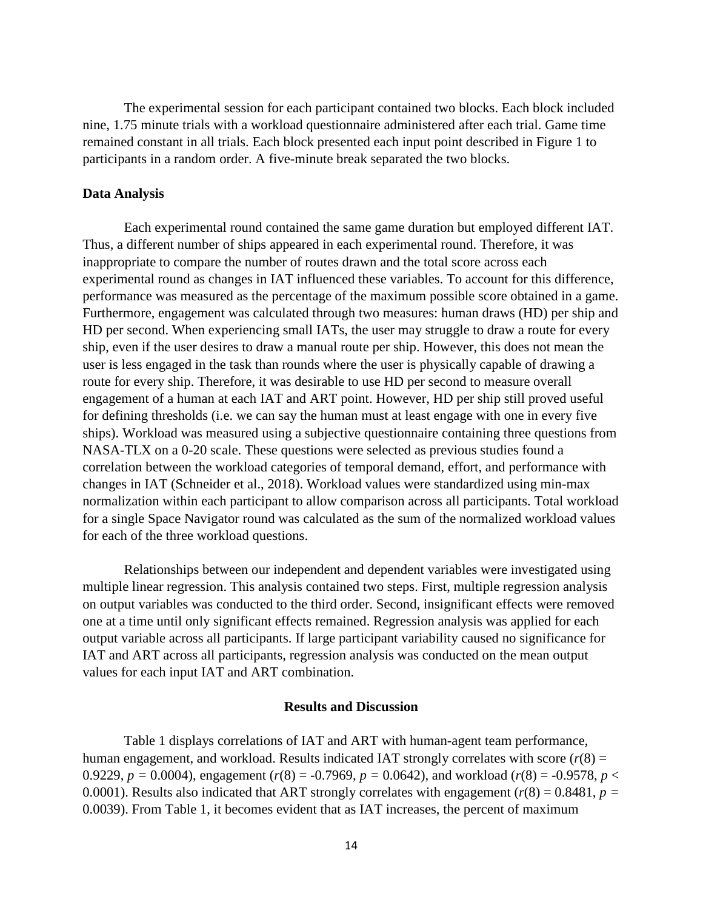The experimental session for each participant contained two blocks. Each block included nine, 1.75 minute trials with a workload questionnaire administered after each trial. Game time remained constant in all trials. Each block presented each input point described in Figure 1 to participants in a random order. A five-minute break separated the two blocks.

### Data Analysis

Each experimental round contained the same game duration but employed different IAT. Thus, a different number of ships appeared in each experimental round. Therefore, it was inappropriate to compare the number of routes drawn and the total score across each experimental round as changes in IAT influenced these variables. To account for this difference, performance was measured as the percentage of the maximum possible score obtained in a game. Furthermore, engagement was calculated through two measures: human draws (HD) per ship and HD per second. When experiencing small IATs, the user may struggle to draw a route for every ship, even if the user desires to draw a manual route per ship. However, this does not mean the user is less engaged in the task than rounds where the user is physically capable of drawing a route for every ship. Therefore, it was desirable to use HD per second to measure overall engagement of a human at each IAT and ART point. However, HD per ship still proved useful for defining thresholds (i.e. we can say the human must at least engage with one in every five ships). Workload was measured using a subjective questionnaire containing three questions from NASA-TLX on a 0-20 scale. These questions were selected as previous studies found a correlation between the workload categories of temporal demand, effort, and performance with changes in IAT (Schneider et al., 2018). Workload values were standardized using min-max normalization within each participant to allow comparison across all participants. Total workload for a single Space Navigator round was calculated as the sum of the normalized workload values for each of the three workload questions.

Relationships between our independent and dependent variables were investigated using multiple linear regression. This analysis contained two steps. First, multiple regression analysis on output variables was conducted to the third order. Second, insignificant effects were removed one at a time until only significant effects remained. Regression analysis was applied for each output variable across all participants. If large participant variability caused no significance for IAT and ART across all participants, regression analysis was conducted on the mean output values for each input IAT and ART combination.

## Results and Discussion

Table 1 displays correlations of IAT and ART with human-agent team performance, human engagement, and workload. Results indicated IAT strongly correlates with score ($r(8) = 0.9229$, $p = 0.0004$), engagement ($r(8) = -0.7969$, $p = 0.0642$), and workload ($r(8) = -0.9578$, $p < 0.0001$). Results also indicated that ART strongly correlates with engagement ($r(8) = 0.8481$, $p = 0.0039$). From Table 1, it becomes evident that as IAT increases, the percent of maximum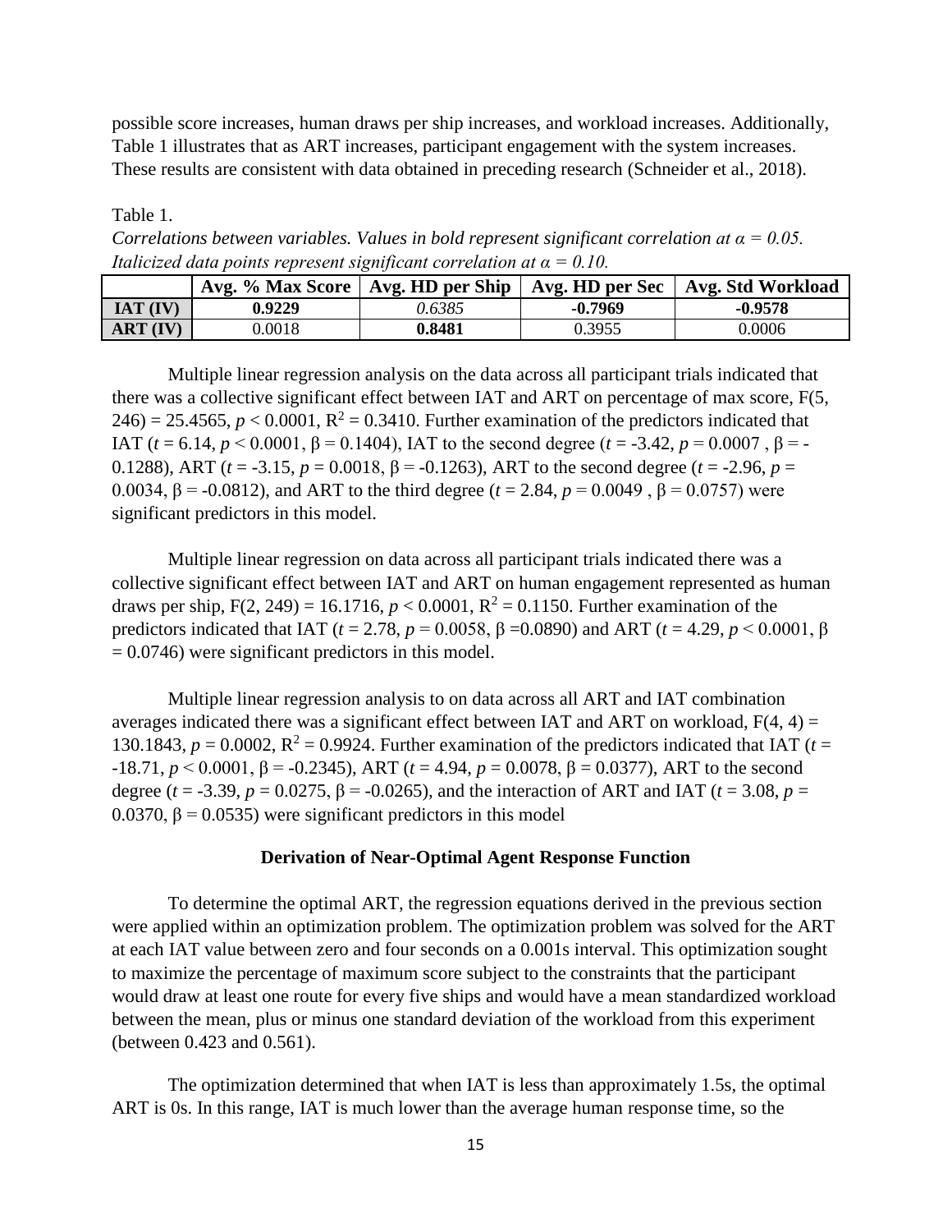possible score increases, human draws per ship increases, and workload increases. Additionally, Table 1 illustrates that as ART increases, participant engagement with the system increases. These results are consistent with data obtained in preceding research (Schneider et al., 2018).

Table 1.

*Correlations between variables. Values in bold represent significant correlation at $\alpha = 0.05$. Italicized data points represent significant correlation at $\alpha = 0.10$.*

| | Avg. % Max Score | Avg. HD per Ship | Avg. HD per Sec | Avg. Std Workload |
|---|---|---|---|---|
| **IAT (IV)** | **0.9229** | *0.6385* | **-0.7969** | **-0.9578** |
| **ART (IV)** | 0.0018 | **0.8481** | 0.3955 | 0.0006 |

Multiple linear regression analysis on the data across all participant trials indicated that there was a collective significant effect between IAT and ART on percentage of max score, $F(5, 246) = 25.4565$, $p < 0.0001$, $R^2 = 0.3410$. Further examination of the predictors indicated that IAT ($t = 6.14$, $p < 0.0001$, $\beta = 0.1404$), IAT to the second degree ($t = -3.42$, $p = 0.0007$ , $\beta = -0.1288$), ART ($t = -3.15$, $p = 0.0018$, $\beta = -0.1263$), ART to the second degree ($t = -2.96$, $p = 0.0034$, $\beta = -0.0812$), and ART to the third degree ($t = 2.84$, $p = 0.0049$ , $\beta = 0.0757$) were significant predictors in this model.

Multiple linear regression on data across all participant trials indicated there was a collective significant effect between IAT and ART on human engagement represented as human draws per ship, $F(2, 249) = 16.1716$, $p < 0.0001$, $R^2 = 0.1150$. Further examination of the predictors indicated that IAT ($t = 2.78$, $p = 0.0058$, $\beta = 0.0890$) and ART ($t = 4.29$, $p < 0.0001$, $\beta = 0.0746$) were significant predictors in this model.

Multiple linear regression analysis to on data across all ART and IAT combination averages indicated there was a significant effect between IAT and ART on workload, $F(4, 4) = 130.1843$, $p = 0.0002$, $R^2 = 0.9924$. Further examination of the predictors indicated that IAT ($t = -18.71$, $p < 0.0001$, $\beta = -0.2345$), ART ($t = 4.94$, $p = 0.0078$, $\beta = 0.0377$), ART to the second degree ($t = -3.39$, $p = 0.0275$, $\beta = -0.0265$), and the interaction of ART and IAT ($t = 3.08$, $p = 0.0370$, $\beta = 0.0535$) were significant predictors in this model

## Derivation of Near-Optimal Agent Response Function

To determine the optimal ART, the regression equations derived in the previous section were applied within an optimization problem. The optimization problem was solved for the ART at each IAT value between zero and four seconds on a 0.001s interval. This optimization sought to maximize the percentage of maximum score subject to the constraints that the participant would draw at least one route for every five ships and would have a mean standardized workload between the mean, plus or minus one standard deviation of the workload from this experiment (between 0.423 and 0.561).

The optimization determined that when IAT is less than approximately 1.5s, the optimal ART is 0s. In this range, IAT is much lower than the average human response time, so the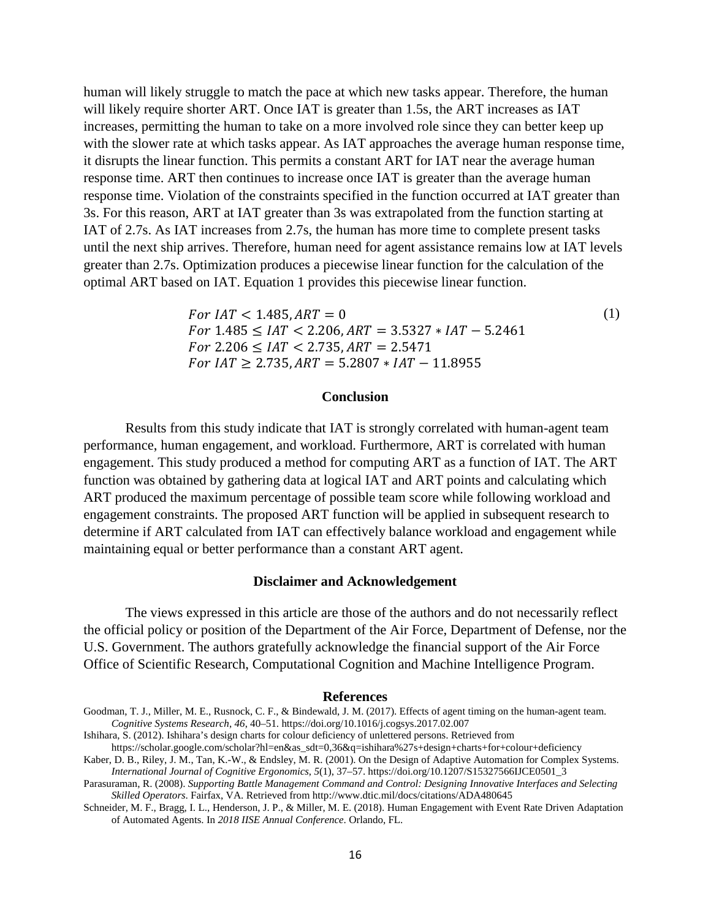human will likely struggle to match the pace at which new tasks appear. Therefore, the human will likely require shorter ART. Once IAT is greater than 1.5s, the ART increases as IAT increases, permitting the human to take on a more involved role since they can better keep up with the slower rate at which tasks appear. As IAT approaches the average human response time, it disrupts the linear function. This permits a constant ART for IAT near the average human response time. ART then continues to increase once IAT is greater than the average human response time. Violation of the constraints specified in the function occurred at IAT greater than 3s. For this reason, ART at IAT greater than 3s was extrapolated from the function starting at IAT of 2.7s. As IAT increases from 2.7s, the human has more time to complete present tasks until the next ship arrives. Therefore, human need for agent assistance remains low at IAT levels greater than 2.7s. Optimization produces a piecewise linear function for the calculation of the optimal ART based on IAT. Equation 1 provides this piecewise linear function.

$$
\begin{aligned}
&For\ IAT < 1.485, ART = 0 \\
&For\ 1.485 \leq IAT < 2.206, ART = 3.5327 * IAT - 5.2461 \\
&For\ 2.206 \leq IAT < 2.735, ART = 2.5471 \\
&For\ IAT \geq 2.735, ART = 5.2807 * IAT - 11.8955
\end{aligned}
\tag{1}
$$

## Conclusion

Results from this study indicate that IAT is strongly correlated with human-agent team performance, human engagement, and workload. Furthermore, ART is correlated with human engagement. This study produced a method for computing ART as a function of IAT. The ART function was obtained by gathering data at logical IAT and ART points and calculating which ART produced the maximum percentage of possible team score while following workload and engagement constraints. The proposed ART function will be applied in subsequent research to determine if ART calculated from IAT can effectively balance workload and engagement while maintaining equal or better performance than a constant ART agent.

## Disclaimer and Acknowledgement

The views expressed in this article are those of the authors and do not necessarily reflect the official policy or position of the Department of the Air Force, Department of Defense, nor the U.S. Government. The authors gratefully acknowledge the financial support of the Air Force Office of Scientific Research, Computational Cognition and Machine Intelligence Program.

## References

Goodman, T. J., Miller, M. E., Rusnock, C. F., & Bindewald, J. M. (2017). Effects of agent timing on the human-agent team. *Cognitive Systems Research*, *46*, 40–51. https://doi.org/10.1016/j.cogsys.2017.02.007

Ishihara, S. (2012). Ishihara's design charts for colour deficiency of unlettered persons. Retrieved from https://scholar.google.com/scholar?hl=en&as_sdt=0,36&q=ishihara%27s+design+charts+for+colour+deficiency

Kaber, D. B., Riley, J. M., Tan, K.-W., & Endsley, M. R. (2001). On the Design of Adaptive Automation for Complex Systems. *International Journal of Cognitive Ergonomics*, *5*(1), 37–57. https://doi.org/10.1207/S15327566IJCE0501_3

Parasuraman, R. (2008). *Supporting Battle Management Command and Control: Designing Innovative Interfaces and Selecting Skilled Operators*. Fairfax, VA. Retrieved from http://www.dtic.mil/docs/citations/ADA480645

Schneider, M. F., Bragg, I. L., Henderson, J. P., & Miller, M. E. (2018). Human Engagement with Event Rate Driven Adaptation of Automated Agents. In *2018 IISE Annual Conference*. Orlando, FL.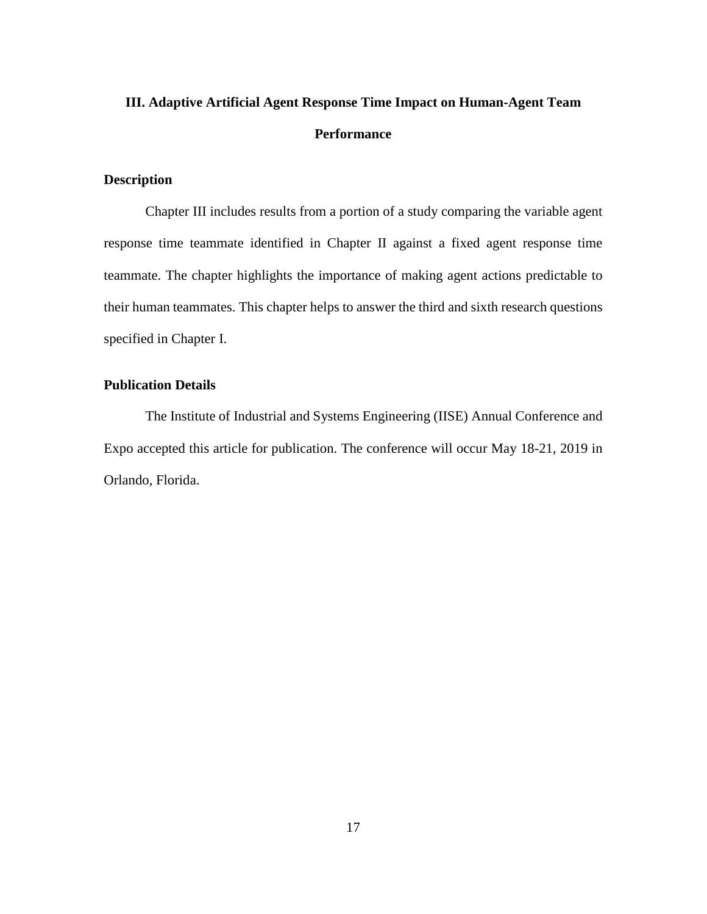# III. Adaptive Artificial Agent Response Time Impact on Human-Agent Team Performance

## Description

Chapter III includes results from a portion of a study comparing the variable agent response time teammate identified in Chapter II against a fixed agent response time teammate. The chapter highlights the importance of making agent actions predictable to their human teammates. This chapter helps to answer the third and sixth research questions specified in Chapter I.

## Publication Details

The Institute of Industrial and Systems Engineering (IISE) Annual Conference and Expo accepted this article for publication. The conference will occur May 18-21, 2019 in Orlando, Florida.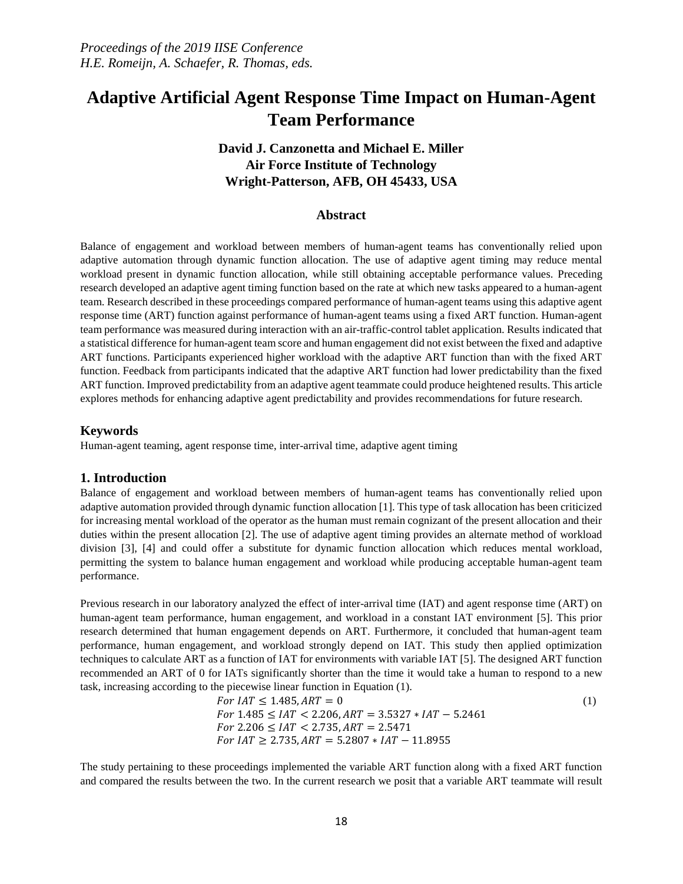*Proceedings of the 2019 IISE Conference*
*H.E. Romeijn, A. Schaefer, R. Thomas, eds.*

# Adaptive Artificial Agent Response Time Impact on Human-Agent Team Performance

**David J. Canzonetta and Michael E. Miller**
**Air Force Institute of Technology**
**Wright-Patterson, AFB, OH 45433, USA**

### Abstract

Balance of engagement and workload between members of human-agent teams has conventionally relied upon adaptive automation through dynamic function allocation. The use of adaptive agent timing may reduce mental workload present in dynamic function allocation, while still obtaining acceptable performance values. Preceding research developed an adaptive agent timing function based on the rate at which new tasks appeared to a human-agent team. Research described in these proceedings compared performance of human-agent teams using this adaptive agent response time (ART) function against performance of human-agent teams using a fixed ART function. Human-agent team performance was measured during interaction with an air-traffic-control tablet application. Results indicated that a statistical difference for human-agent team score and human engagement did not exist between the fixed and adaptive ART functions. Participants experienced higher workload with the adaptive ART function than with the fixed ART function. Feedback from participants indicated that the adaptive ART function had lower predictability than the fixed ART function. Improved predictability from an adaptive agent teammate could produce heightened results. This article explores methods for enhancing adaptive agent predictability and provides recommendations for future research.

### Keywords

Human-agent teaming, agent response time, inter-arrival time, adaptive agent timing

## 1. Introduction

Balance of engagement and workload between members of human-agent teams has conventionally relied upon adaptive automation provided through dynamic function allocation [1]. This type of task allocation has been criticized for increasing mental workload of the operator as the human must remain cognizant of the present allocation and their duties within the present allocation [2]. The use of adaptive agent timing provides an alternate method of workload division [3], [4] and could offer a substitute for dynamic function allocation which reduces mental workload, permitting the system to balance human engagement and workload while producing acceptable human-agent team performance.

Previous research in our laboratory analyzed the effect of inter-arrival time (IAT) and agent response time (ART) on human-agent team performance, human engagement, and workload in a constant IAT environment [5]. This prior research determined that human engagement depends on ART. Furthermore, it concluded that human-agent team performance, human engagement, and workload strongly depend on IAT. This study then applied optimization techniques to calculate ART as a function of IAT for environments with variable IAT [5]. The designed ART function recommended an ART of 0 for IATs significantly shorter than the time it would take a human to respond to a new task, increasing according to the piecewise linear function in Equation (1).

$$
\begin{aligned}
&For\ IAT \leq 1.485, ART = 0 \\
&For\ 1.485 \leq IAT < 2.206, ART = 3.5327 * IAT - 5.2461 \\
&For\ 2.206 \leq IAT < 2.735, ART = 2.5471 \\
&For\ IAT \geq 2.735, ART = 5.2807 * IAT - 11.8955
\end{aligned}
\tag{1}
$$

The study pertaining to these proceedings implemented the variable ART function along with a fixed ART function and compared the results between the two. In the current research we posit that a variable ART teammate will result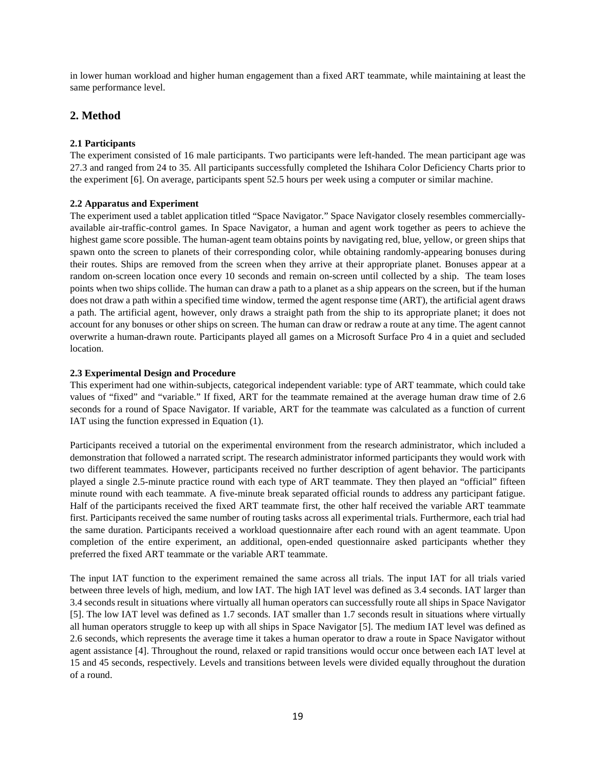in lower human workload and higher human engagement than a fixed ART teammate, while maintaining at least the same performance level.

## 2. Method

### 2.1 Participants

The experiment consisted of 16 male participants. Two participants were left-handed. The mean participant age was 27.3 and ranged from 24 to 35. All participants successfully completed the Ishihara Color Deficiency Charts prior to the experiment [6]. On average, participants spent 52.5 hours per week using a computer or similar machine.

### 2.2 Apparatus and Experiment

The experiment used a tablet application titled "Space Navigator." Space Navigator closely resembles commercially-available air-traffic-control games. In Space Navigator, a human and agent work together as peers to achieve the highest game score possible. The human-agent team obtains points by navigating red, blue, yellow, or green ships that spawn onto the screen to planets of their corresponding color, while obtaining randomly-appearing bonuses during their routes. Ships are removed from the screen when they arrive at their appropriate planet. Bonuses appear at a random on-screen location once every 10 seconds and remain on-screen until collected by a ship. The team loses points when two ships collide. The human can draw a path to a planet as a ship appears on the screen, but if the human does not draw a path within a specified time window, termed the agent response time (ART), the artificial agent draws a path. The artificial agent, however, only draws a straight path from the ship to its appropriate planet; it does not account for any bonuses or other ships on screen. The human can draw or redraw a route at any time. The agent cannot overwrite a human-drawn route. Participants played all games on a Microsoft Surface Pro 4 in a quiet and secluded location.

### 2.3 Experimental Design and Procedure

This experiment had one within-subjects, categorical independent variable: type of ART teammate, which could take values of "fixed" and "variable." If fixed, ART for the teammate remained at the average human draw time of 2.6 seconds for a round of Space Navigator. If variable, ART for the teammate was calculated as a function of current IAT using the function expressed in Equation (1).

Participants received a tutorial on the experimental environment from the research administrator, which included a demonstration that followed a narrated script. The research administrator informed participants they would work with two different teammates. However, participants received no further description of agent behavior. The participants played a single 2.5-minute practice round with each type of ART teammate. They then played an "official" fifteen minute round with each teammate. A five-minute break separated official rounds to address any participant fatigue. Half of the participants received the fixed ART teammate first, the other half received the variable ART teammate first. Participants received the same number of routing tasks across all experimental trials. Furthermore, each trial had the same duration. Participants received a workload questionnaire after each round with an agent teammate. Upon completion of the entire experiment, an additional, open-ended questionnaire asked participants whether they preferred the fixed ART teammate or the variable ART teammate.

The input IAT function to the experiment remained the same across all trials. The input IAT for all trials varied between three levels of high, medium, and low IAT. The high IAT level was defined as 3.4 seconds. IAT larger than 3.4 seconds result in situations where virtually all human operators can successfully route all ships in Space Navigator [5]. The low IAT level was defined as 1.7 seconds. IAT smaller than 1.7 seconds result in situations where virtually all human operators struggle to keep up with all ships in Space Navigator [5]. The medium IAT level was defined as 2.6 seconds, which represents the average time it takes a human operator to draw a route in Space Navigator without agent assistance [4]. Throughout the round, relaxed or rapid transitions would occur once between each IAT level at 15 and 45 seconds, respectively. Levels and transitions between levels were divided equally throughout the duration of a round.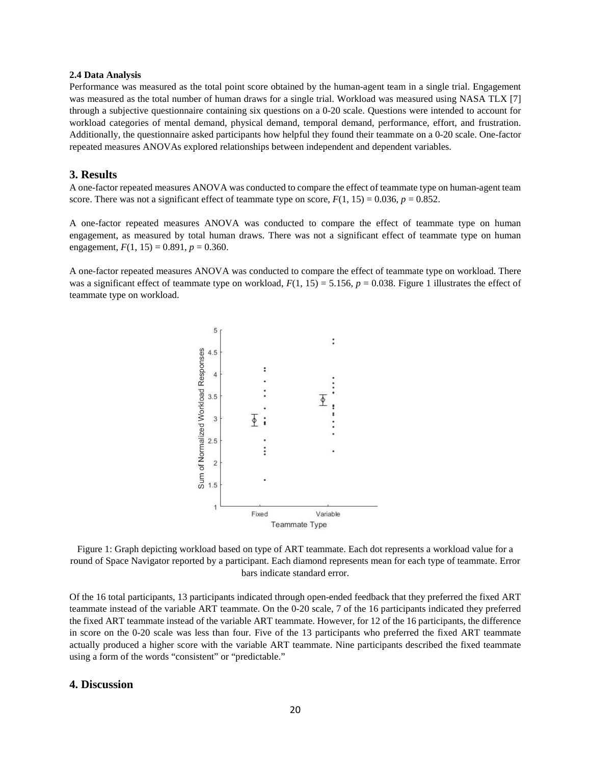**2.4 Data Analysis**

Performance was measured as the total point score obtained by the human-agent team in a single trial. Engagement was measured as the total number of human draws for a single trial. Workload was measured using NASA TLX [7] through a subjective questionnaire containing six questions on a 0-20 scale. Questions were intended to account for workload categories of mental demand, physical demand, temporal demand, performance, effort, and frustration. Additionally, the questionnaire asked participants how helpful they found their teammate on a 0-20 scale. One-factor repeated measures ANOVAs explored relationships between independent and dependent variables.

## 3. Results

A one-factor repeated measures ANOVA was conducted to compare the effect of teammate type on human-agent team score. There was not a significant effect of teammate type on score, $F(1, 15) = 0.036$, $p = 0.852$.

A one-factor repeated measures ANOVA was conducted to compare the effect of teammate type on human engagement, as measured by total human draws. There was not a significant effect of teammate type on human engagement, $F(1, 15) = 0.891$, $p = 0.360$.

A one-factor repeated measures ANOVA was conducted to compare the effect of teammate type on workload. There was a significant effect of teammate type on workload, $F(1, 15) = 5.156$, $p = 0.038$. Figure 1 illustrates the effect of teammate type on workload.

Figure 1: Graph depicting workload based on type of ART teammate. Each dot represents a workload value for a round of Space Navigator reported by a participant. Each diamond represents mean for each type of teammate. Error bars indicate standard error.

Of the 16 total participants, 13 participants indicated through open-ended feedback that they preferred the fixed ART teammate instead of the variable ART teammate. On the 0-20 scale, 7 of the 16 participants indicated they preferred the fixed ART teammate instead of the variable ART teammate. However, for 12 of the 16 participants, the difference in score on the 0-20 scale was less than four. Five of the 13 participants who preferred the fixed ART teammate actually produced a higher score with the variable ART teammate. Nine participants described the fixed teammate using a form of the words "consistent" or "predictable."

## 4. Discussion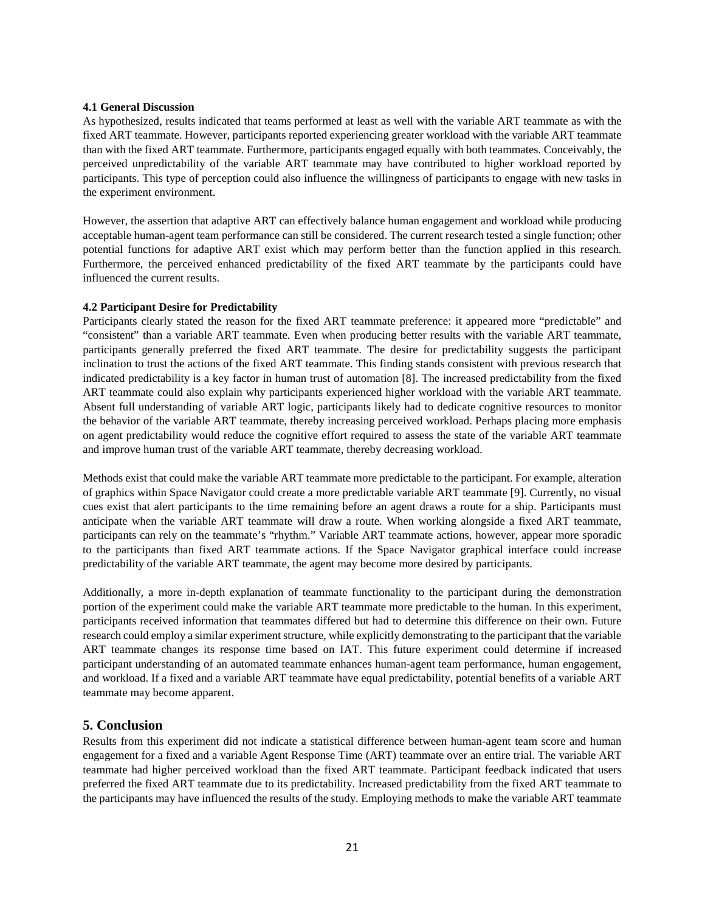### 4.1 General Discussion

As hypothesized, results indicated that teams performed at least as well with the variable ART teammate as with the fixed ART teammate. However, participants reported experiencing greater workload with the variable ART teammate than with the fixed ART teammate. Furthermore, participants engaged equally with both teammates. Conceivably, the perceived unpredictability of the variable ART teammate may have contributed to higher workload reported by participants. This type of perception could also influence the willingness of participants to engage with new tasks in the experiment environment.

However, the assertion that adaptive ART can effectively balance human engagement and workload while producing acceptable human-agent team performance can still be considered. The current research tested a single function; other potential functions for adaptive ART exist which may perform better than the function applied in this research. Furthermore, the perceived enhanced predictability of the fixed ART teammate by the participants could have influenced the current results.

### 4.2 Participant Desire for Predictability

Participants clearly stated the reason for the fixed ART teammate preference: it appeared more "predictable" and "consistent" than a variable ART teammate. Even when producing better results with the variable ART teammate, participants generally preferred the fixed ART teammate. The desire for predictability suggests the participant inclination to trust the actions of the fixed ART teammate. This finding stands consistent with previous research that indicated predictability is a key factor in human trust of automation [8]. The increased predictability from the fixed ART teammate could also explain why participants experienced higher workload with the variable ART teammate. Absent full understanding of variable ART logic, participants likely had to dedicate cognitive resources to monitor the behavior of the variable ART teammate, thereby increasing perceived workload. Perhaps placing more emphasis on agent predictability would reduce the cognitive effort required to assess the state of the variable ART teammate and improve human trust of the variable ART teammate, thereby decreasing workload.

Methods exist that could make the variable ART teammate more predictable to the participant. For example, alteration of graphics within Space Navigator could create a more predictable variable ART teammate [9]. Currently, no visual cues exist that alert participants to the time remaining before an agent draws a route for a ship. Participants must anticipate when the variable ART teammate will draw a route. When working alongside a fixed ART teammate, participants can rely on the teammate's "rhythm." Variable ART teammate actions, however, appear more sporadic to the participants than fixed ART teammate actions. If the Space Navigator graphical interface could increase predictability of the variable ART teammate, the agent may become more desired by participants.

Additionally, a more in-depth explanation of teammate functionality to the participant during the demonstration portion of the experiment could make the variable ART teammate more predictable to the human. In this experiment, participants received information that teammates differed but had to determine this difference on their own. Future research could employ a similar experiment structure, while explicitly demonstrating to the participant that the variable ART teammate changes its response time based on IAT. This future experiment could determine if increased participant understanding of an automated teammate enhances human-agent team performance, human engagement, and workload. If a fixed and a variable ART teammate have equal predictability, potential benefits of a variable ART teammate may become apparent.

## 5. Conclusion

Results from this experiment did not indicate a statistical difference between human-agent team score and human engagement for a fixed and a variable Agent Response Time (ART) teammate over an entire trial. The variable ART teammate had higher perceived workload than the fixed ART teammate. Participant feedback indicated that users preferred the fixed ART teammate due to its predictability. Increased predictability from the fixed ART teammate to the participants may have influenced the results of the study. Employing methods to make the variable ART teammate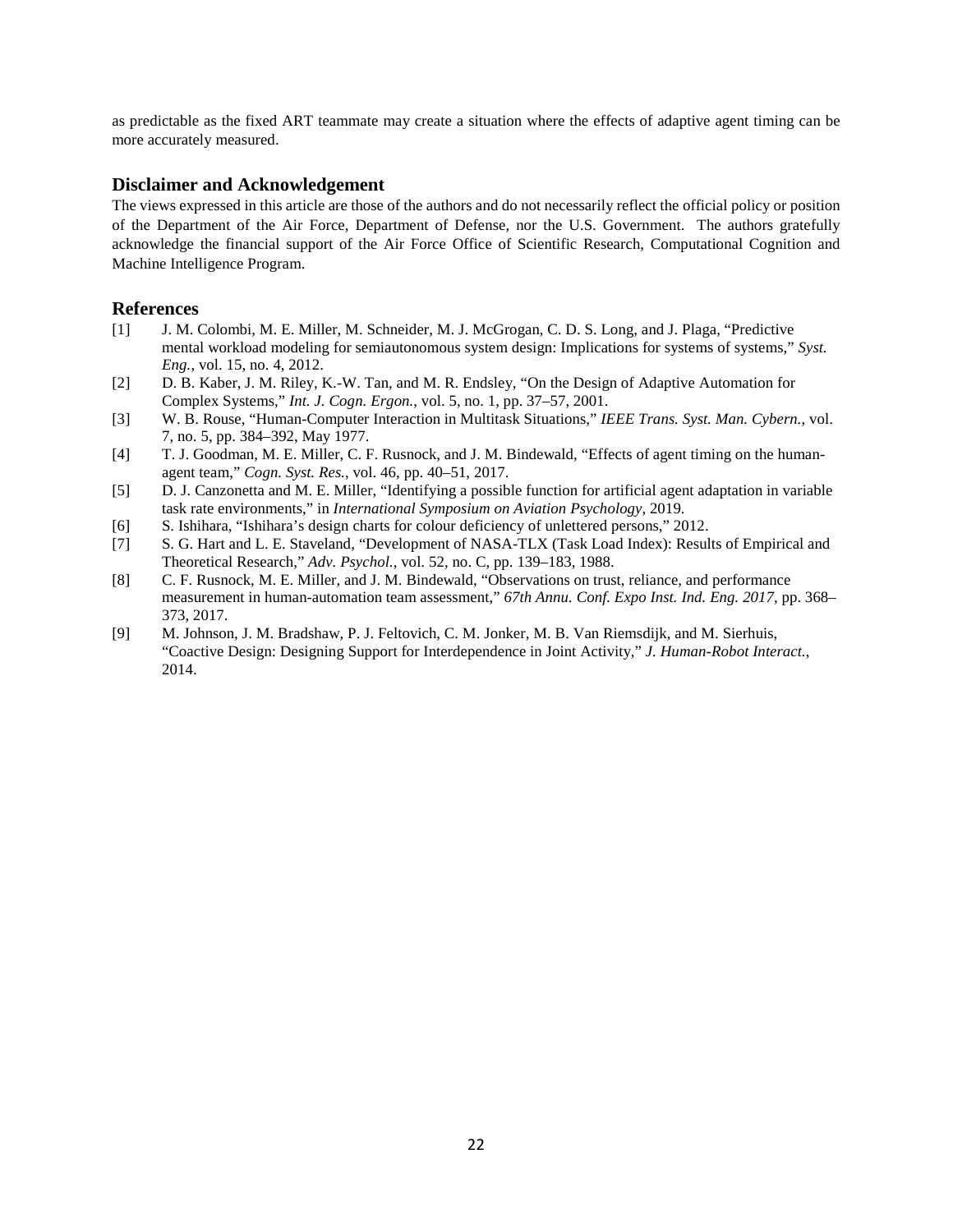as predictable as the fixed ART teammate may create a situation where the effects of adaptive agent timing can be more accurately measured.

## Disclaimer and Acknowledgement

The views expressed in this article are those of the authors and do not necessarily reflect the official policy or position of the Department of the Air Force, Department of Defense, nor the U.S. Government. The authors gratefully acknowledge the financial support of the Air Force Office of Scientific Research, Computational Cognition and Machine Intelligence Program.

## References

[1] J. M. Colombi, M. E. Miller, M. Schneider, M. J. McGrogan, C. D. S. Long, and J. Plaga, "Predictive mental workload modeling for semiautonomous system design: Implications for systems of systems," *Syst. Eng.*, vol. 15, no. 4, 2012.

[2] D. B. Kaber, J. M. Riley, K.-W. Tan, and M. R. Endsley, "On the Design of Adaptive Automation for Complex Systems," *Int. J. Cogn. Ergon.*, vol. 5, no. 1, pp. 37–57, 2001.

[3] W. B. Rouse, "Human-Computer Interaction in Multitask Situations," *IEEE Trans. Syst. Man. Cybern.*, vol. 7, no. 5, pp. 384–392, May 1977.

[4] T. J. Goodman, M. E. Miller, C. F. Rusnock, and J. M. Bindewald, "Effects of agent timing on the human-agent team," *Cogn. Syst. Res.*, vol. 46, pp. 40–51, 2017.

[5] D. J. Canzonetta and M. E. Miller, "Identifying a possible function for artificial agent adaptation in variable task rate environments," in *International Symposium on Aviation Psychology*, 2019.

[6] S. Ishihara, "Ishihara's design charts for colour deficiency of unlettered persons," 2012.

[7] S. G. Hart and L. E. Staveland, "Development of NASA-TLX (Task Load Index): Results of Empirical and Theoretical Research," *Adv. Psychol.*, vol. 52, no. C, pp. 139–183, 1988.

[8] C. F. Rusnock, M. E. Miller, and J. M. Bindewald, "Observations on trust, reliance, and performance measurement in human-automation team assessment," *67th Annu. Conf. Expo Inst. Ind. Eng. 2017*, pp. 368–373, 2017.

[9] M. Johnson, J. M. Bradshaw, P. J. Feltovich, C. M. Jonker, M. B. Van Riemsdijk, and M. Sierhuis, "Coactive Design: Designing Support for Interdependence in Joint Activity," *J. Human-Robot Interact.*, 2014.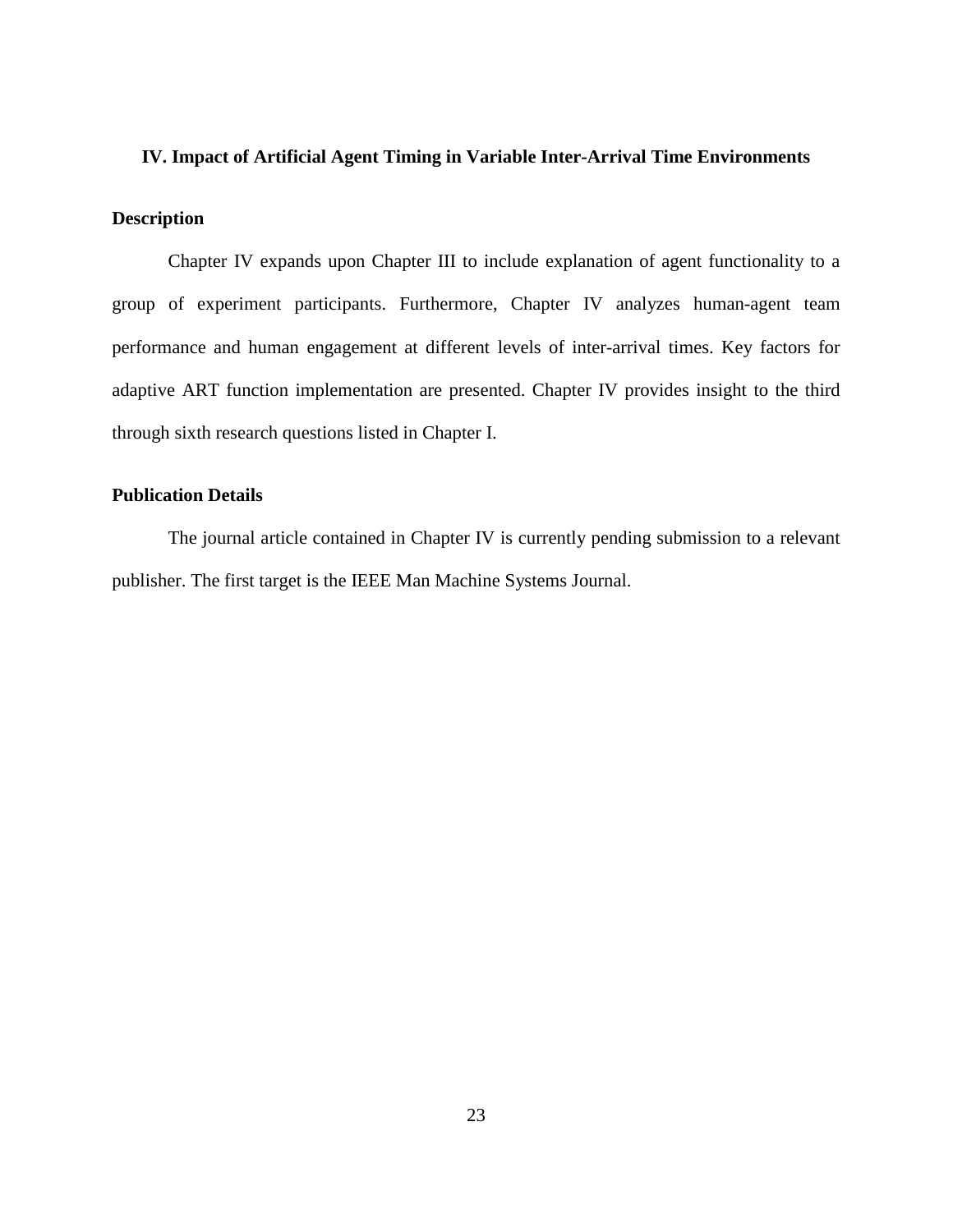## IV. Impact of Artificial Agent Timing in Variable Inter-Arrival Time Environments

### Description

Chapter IV expands upon Chapter III to include explanation of agent functionality to a group of experiment participants. Furthermore, Chapter IV analyzes human-agent team performance and human engagement at different levels of inter-arrival times. Key factors for adaptive ART function implementation are presented. Chapter IV provides insight to the third through sixth research questions listed in Chapter I.

### Publication Details

The journal article contained in Chapter IV is currently pending submission to a relevant publisher. The first target is the IEEE Man Machine Systems Journal.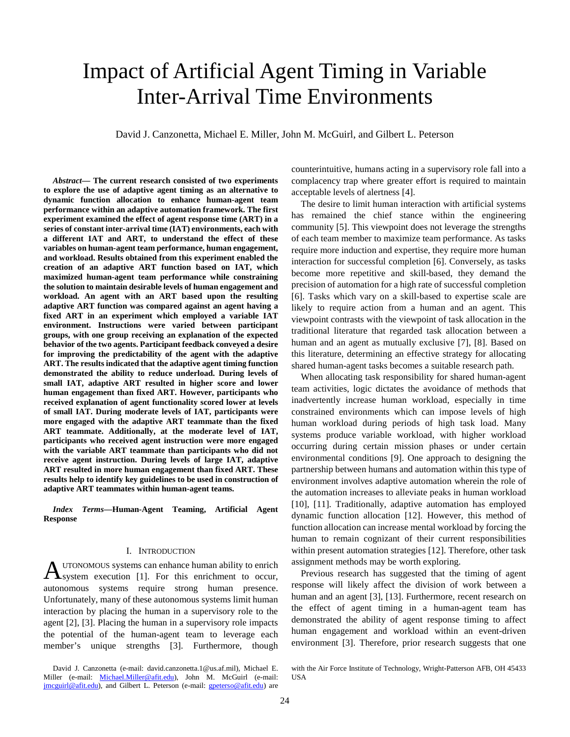# Impact of Artificial Agent Timing in Variable Inter-Arrival Time Environments

David J. Canzonetta, Michael E. Miller, John M. McGuirl, and Gilbert L. Peterson

***Abstract*— The current research consisted of two experiments to explore the use of adaptive agent timing as an alternative to dynamic function allocation to enhance human-agent team performance within an adaptive automation framework. The first experiment examined the effect of agent response time (ART) in a series of constant inter-arrival time (IAT) environments, each with a different IAT and ART, to understand the effect of these variables on human-agent team performance, human engagement, and workload. Results obtained from this experiment enabled the creation of an adaptive ART function based on IAT, which maximized human-agent team performance while constraining the solution to maintain desirable levels of human engagement and workload. An agent with an ART based upon the resulting adaptive ART function was compared against an agent having a fixed ART in an experiment which employed a variable IAT environment. Instructions were varied between participant groups, with one group receiving an explanation of the expected behavior of the two agents. Participant feedback conveyed a desire for improving the predictability of the agent with the adaptive ART. The results indicated that the adaptive agent timing function demonstrated the ability to reduce underload. During levels of small IAT, adaptive ART resulted in higher score and lower human engagement than fixed ART. However, participants who received explanation of agent functionality scored lower at levels of small IAT. During moderate levels of IAT, participants were more engaged with the adaptive ART teammate than the fixed ART teammate. Additionally, at the moderate level of IAT, participants who received agent instruction were more engaged with the variable ART teammate than participants who did not receive agent instruction. During levels of large IAT, adaptive ART resulted in more human engagement than fixed ART. These results help to identify key guidelines to be used in construction of adaptive ART teammates within human-agent teams.**

***Index Terms*—Human-Agent Teaming, Artificial Agent Response**

## I. Introduction

Autonomous systems can enhance human ability to enrich system execution [1]. For this enrichment to occur, autonomous systems require strong human presence. Unfortunately, many of these autonomous systems limit human interaction by placing the human in a supervisory role to the agent [2], [3]. Placing the human in a supervisory role impacts the potential of the human-agent team to leverage each member's unique strengths [3]. Furthermore, though counterintuitive, humans acting in a supervisory role fall into a complacency trap where greater effort is required to maintain acceptable levels of alertness [4].

The desire to limit human interaction with artificial systems has remained the chief stance within the engineering community [5]. This viewpoint does not leverage the strengths of each team member to maximize team performance. As tasks require more induction and expertise, they require more human interaction for successful completion [6]. Conversely, as tasks become more repetitive and skill-based, they demand the precision of automation for a high rate of successful completion [6]. Tasks which vary on a skill-based to expertise scale are likely to require action from a human and an agent. This viewpoint contrasts with the viewpoint of task allocation in the traditional literature that regarded task allocation between a human and an agent as mutually exclusive [7], [8]. Based on this literature, determining an effective strategy for allocating shared human-agent tasks becomes a suitable research path.

When allocating task responsibility for shared human-agent team activities, logic dictates the avoidance of methods that inadvertently increase human workload, especially in time constrained environments which can impose levels of high human workload during periods of high task load. Many systems produce variable workload, with higher workload occurring during certain mission phases or under certain environmental conditions [9]. One approach to designing the partnership between humans and automation within this type of environment involves adaptive automation wherein the role of the automation increases to alleviate peaks in human workload [10], [11]. Traditionally, adaptive automation has employed dynamic function allocation [12]. However, this method of function allocation can increase mental workload by forcing the human to remain cognizant of their current responsibilities within present automation strategies [12]. Therefore, other task assignment methods may be worth exploring.

Previous research has suggested that the timing of agent response will likely affect the division of work between a human and an agent [3], [13]. Furthermore, recent research on the effect of agent timing in a human-agent team has demonstrated the ability of agent response timing to affect human engagement and workload within an event-driven environment [3]. Therefore, prior research suggests that one

David J. Canzonetta (e-mail: david.canzonetta.1@us.af.mil), Michael E. Miller (e-mail: Michael.Miller@afit.edu), John M. McGuirl (e-mail: jmcguirl@afit.edu), and Gilbert L. Peterson (e-mail: gpeterso@afit.edu) are with the Air Force Institute of Technology, Wright-Patterson AFB, OH 45433 USA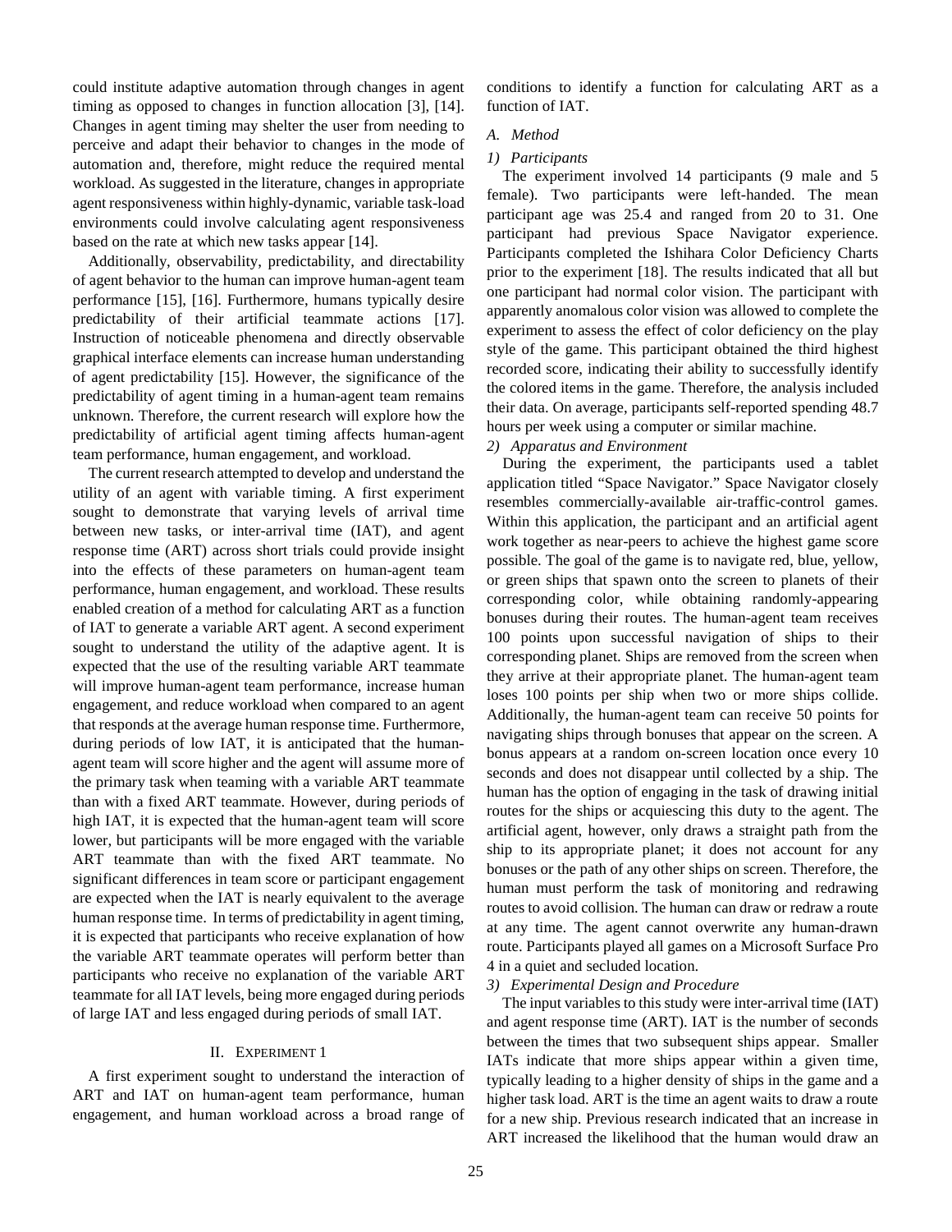could institute adaptive automation through changes in agent timing as opposed to changes in function allocation [3], [14]. Changes in agent timing may shelter the user from needing to perceive and adapt their behavior to changes in the mode of automation and, therefore, might reduce the required mental workload. As suggested in the literature, changes in appropriate agent responsiveness within highly-dynamic, variable task-load environments could involve calculating agent responsiveness based on the rate at which new tasks appear [14].

Additionally, observability, predictability, and directability of agent behavior to the human can improve human-agent team performance [15], [16]. Furthermore, humans typically desire predictability of their artificial teammate actions [17]. Instruction of noticeable phenomena and directly observable graphical interface elements can increase human understanding of agent predictability [15]. However, the significance of the predictability of agent timing in a human-agent team remains unknown. Therefore, the current research will explore how the predictability of artificial agent timing affects human-agent team performance, human engagement, and workload.

The current research attempted to develop and understand the utility of an agent with variable timing. A first experiment sought to demonstrate that varying levels of arrival time between new tasks, or inter-arrival time (IAT), and agent response time (ART) across short trials could provide insight into the effects of these parameters on human-agent team performance, human engagement, and workload. These results enabled creation of a method for calculating ART as a function of IAT to generate a variable ART agent. A second experiment sought to understand the utility of the adaptive agent. It is expected that the use of the resulting variable ART teammate will improve human-agent team performance, increase human engagement, and reduce workload when compared to an agent that responds at the average human response time. Furthermore, during periods of low IAT, it is anticipated that the human-agent team will score higher and the agent will assume more of the primary task when teaming with a variable ART teammate than with a fixed ART teammate. However, during periods of high IAT, it is expected that the human-agent team will score lower, but participants will be more engaged with the variable ART teammate than with the fixed ART teammate. No significant differences in team score or participant engagement are expected when the IAT is nearly equivalent to the average human response time. In terms of predictability in agent timing, it is expected that participants who receive explanation of how the variable ART teammate operates will perform better than participants who receive no explanation of the variable ART teammate for all IAT levels, being more engaged during periods of large IAT and less engaged during periods of small IAT.

## II. Experiment 1

A first experiment sought to understand the interaction of ART and IAT on human-agent team performance, human engagement, and human workload across a broad range of conditions to identify a function for calculating ART as a function of IAT.

### *A. Method*

#### *1) Participants*

The experiment involved 14 participants (9 male and 5 female). Two participants were left-handed. The mean participant age was 25.4 and ranged from 20 to 31. One participant had previous Space Navigator experience. Participants completed the Ishihara Color Deficiency Charts prior to the experiment [18]. The results indicated that all but one participant had normal color vision. The participant with apparently anomalous color vision was allowed to complete the experiment to assess the effect of color deficiency on the play style of the game. This participant obtained the third highest recorded score, indicating their ability to successfully identify the colored items in the game. Therefore, the analysis included their data. On average, participants self-reported spending 48.7 hours per week using a computer or similar machine.

#### *2) Apparatus and Environment*

During the experiment, the participants used a tablet application titled "Space Navigator." Space Navigator closely resembles commercially-available air-traffic-control games. Within this application, the participant and an artificial agent work together as near-peers to achieve the highest game score possible. The goal of the game is to navigate red, blue, yellow, or green ships that spawn onto the screen to planets of their corresponding color, while obtaining randomly-appearing bonuses during their routes. The human-agent team receives 100 points upon successful navigation of ships to their corresponding planet. Ships are removed from the screen when they arrive at their appropriate planet. The human-agent team loses 100 points per ship when two or more ships collide. Additionally, the human-agent team can receive 50 points for navigating ships through bonuses that appear on the screen. A bonus appears at a random on-screen location once every 10 seconds and does not disappear until collected by a ship. The human has the option of engaging in the task of drawing initial routes for the ships or acquiescing this duty to the agent. The artificial agent, however, only draws a straight path from the ship to its appropriate planet; it does not account for any bonuses or the path of any other ships on screen. Therefore, the human must perform the task of monitoring and redrawing routes to avoid collision. The human can draw or redraw a route at any time. The agent cannot overwrite any human-drawn route. Participants played all games on a Microsoft Surface Pro 4 in a quiet and secluded location.

#### *3) Experimental Design and Procedure*

The input variables to this study were inter-arrival time (IAT) and agent response time (ART). IAT is the number of seconds between the times that two subsequent ships appear. Smaller IATs indicate that more ships appear within a given time, typically leading to a higher density of ships in the game and a higher task load. ART is the time an agent waits to draw a route for a new ship. Previous research indicated that an increase in ART increased the likelihood that the human would draw an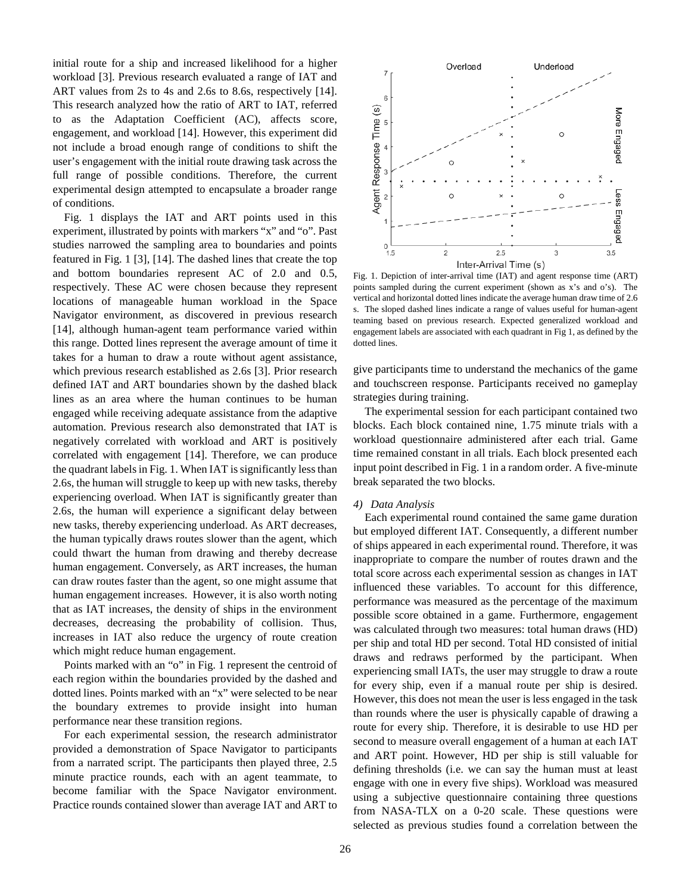initial route for a ship and increased likelihood for a higher workload [3]. Previous research evaluated a range of IAT and ART values from 2s to 4s and 2.6s to 8.6s, respectively [14]. This research analyzed how the ratio of ART to IAT, referred to as the Adaptation Coefficient (AC), affects score, engagement, and workload [14]. However, this experiment did not include a broad enough range of conditions to shift the user's engagement with the initial route drawing task across the full range of possible conditions. Therefore, the current experimental design attempted to encapsulate a broader range of conditions.

Fig. 1 displays the IAT and ART points used in this experiment, illustrated by points with markers "x" and "o". Past studies narrowed the sampling area to boundaries and points featured in Fig. 1 [3], [14]. The dashed lines that create the top and bottom boundaries represent AC of 2.0 and 0.5, respectively. These AC were chosen because they represent locations of manageable human workload in the Space Navigator environment, as discovered in previous research [14], although human-agent team performance varied within this range. Dotted lines represent the average amount of time it takes for a human to draw a route without agent assistance, which previous research established as 2.6s [3]. Prior research defined IAT and ART boundaries shown by the dashed black lines as an area where the human continues to be human engaged while receiving adequate assistance from the adaptive automation. Previous research also demonstrated that IAT is negatively correlated with workload and ART is positively correlated with engagement [14]. Therefore, we can produce the quadrant labels in Fig. 1. When IAT is significantly less than 2.6s, the human will struggle to keep up with new tasks, thereby experiencing overload. When IAT is significantly greater than 2.6s, the human will experience a significant delay between new tasks, thereby experiencing underload. As ART decreases, the human typically draws routes slower than the agent, which could thwart the human from drawing and thereby decrease human engagement. Conversely, as ART increases, the human can draw routes faster than the agent, so one might assume that human engagement increases. However, it is also worth noting that as IAT increases, the density of ships in the environment decreases, decreasing the probability of collision. Thus, increases in IAT also reduce the urgency of route creation which might reduce human engagement.

Points marked with an "o" in Fig. 1 represent the centroid of each region within the boundaries provided by the dashed and dotted lines. Points marked with an "x" were selected to be near the boundary extremes to provide insight into human performance near these transition regions.

For each experimental session, the research administrator provided a demonstration of Space Navigator to participants from a narrated script. The participants then played three, 2.5 minute practice rounds, each with an agent teammate, to become familiar with the Space Navigator environment. Practice rounds contained slower than average IAT and ART to give participants time to understand the mechanics of the game and touchscreen response. Participants received no gameplay strategies during training.

Fig. 1. Depiction of inter-arrival time (IAT) and agent response time (ART) points sampled during the current experiment (shown as x's and o's). The vertical and horizontal dotted lines indicate the average human draw time of 2.6 s. The sloped dashed lines indicate a range of values useful for human-agent teaming based on previous research. Expected generalized workload and engagement labels are associated with each quadrant in Fig 1, as defined by the dotted lines.

The experimental session for each participant contained two blocks. Each block contained nine, 1.75 minute trials with a workload questionnaire administered after each trial. Game time remained constant in all trials. Each block presented each input point described in Fig. 1 in a random order. A five-minute break separated the two blocks.

#### 4) *Data Analysis*

Each experimental round contained the same game duration but employed different IAT. Consequently, a different number of ships appeared in each experimental round. Therefore, it was inappropriate to compare the number of routes drawn and the total score across each experimental session as changes in IAT influenced these variables. To account for this difference, performance was measured as the percentage of the maximum possible score obtained in a game. Furthermore, engagement was calculated through two measures: total human draws (HD) per ship and total HD per second. Total HD consisted of initial draws and redraws performed by the participant. When experiencing small IATs, the user may struggle to draw a route for every ship, even if a manual route per ship is desired. However, this does not mean the user is less engaged in the task than rounds where the user is physically capable of drawing a route for every ship. Therefore, it is desirable to use HD per second to measure overall engagement of a human at each IAT and ART point. However, HD per ship is still valuable for defining thresholds (i.e. we can say the human must at least engage with one in every five ships). Workload was measured using a subjective questionnaire containing three questions from NASA-TLX on a 0-20 scale. These questions were selected as previous studies found a correlation between the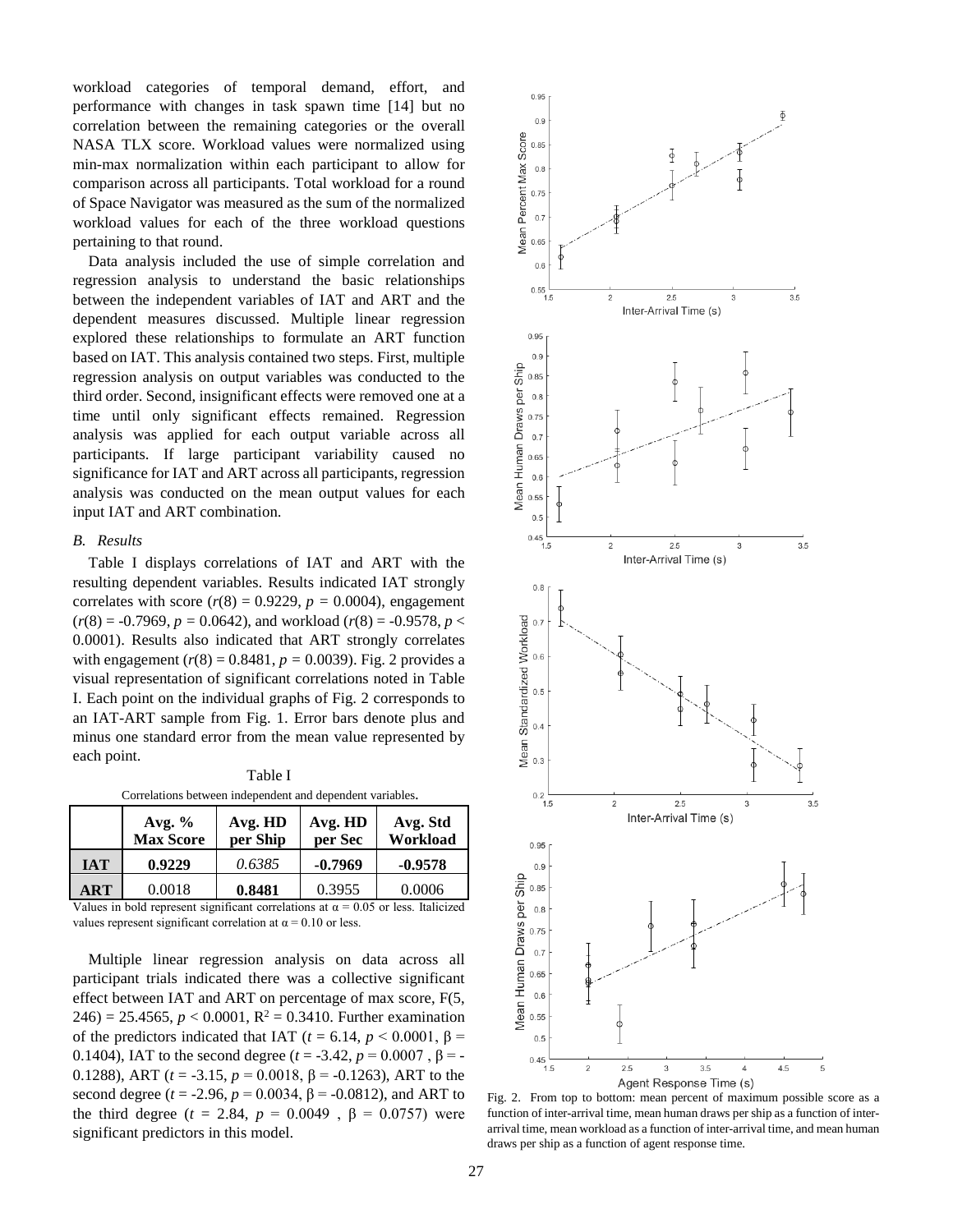workload categories of temporal demand, effort, and performance with changes in task spawn time [14] but no correlation between the remaining categories or the overall NASA TLX score. Workload values were normalized using min-max normalization within each participant to allow for comparison across all participants. Total workload for a round of Space Navigator was measured as the sum of the normalized workload values for each of the three workload questions pertaining to that round.

Data analysis included the use of simple correlation and regression analysis to understand the basic relationships between the independent variables of IAT and ART and the dependent measures discussed. Multiple linear regression explored these relationships to formulate an ART function based on IAT. This analysis contained two steps. First, multiple regression analysis on output variables was conducted to the third order. Second, insignificant effects were removed one at a time until only significant effects remained. Regression analysis was applied for each output variable across all participants. If large participant variability caused no significance for IAT and ART across all participants, regression analysis was conducted on the mean output values for each input IAT and ART combination.

### *B. Results*

Table I displays correlations of IAT and ART with the resulting dependent variables. Results indicated IAT strongly correlates with score ($r(8) = 0.9229$, $p = 0.0004$), engagement ($r(8) = -0.7969$, $p = 0.0642$), and workload ($r(8) = -0.9578$, $p < 0.0001$). Results also indicated that ART strongly correlates with engagement ($r(8) = 0.8481$, $p = 0.0039$). Fig. 2 provides a visual representation of significant correlations noted in Table I. Each point on the individual graphs of Fig. 2 corresponds to an IAT-ART sample from Fig. 1. Error bars denote plus and minus one standard error from the mean value represented by each point.

Table I

Correlations between independent and dependent variables.

| | Avg. % Max Score | Avg. HD per Ship | Avg. HD per Sec | Avg. Std Workload |
|---|---|---|---|---|
| **IAT** | **0.9229** | *0.6385* | **-0.7969** | **-0.9578** |
| **ART** | 0.0018 | **0.8481** | 0.3955 | 0.0006 |

Values in bold represent significant correlations at $\alpha = 0.05$ or less. Italicized values represent significant correlation at $\alpha = 0.10$ or less.

Multiple linear regression analysis on data across all participant trials indicated there was a collective significant effect between IAT and ART on percentage of max score, $F(5, 246) = 25.4565$, $p < 0.0001$, $R^2 = 0.3410$. Further examination of the predictors indicated that IAT ($t = 6.14$, $p < 0.0001$, $\beta = 0.1404$), IAT to the second degree ($t = -3.42$, $p = 0.0007$, $\beta = -0.1288$), ART ($t = -3.15$, $p = 0.0018$, $\beta = -0.1263$), ART to the second degree ($t = -2.96$, $p = 0.0034$, $\beta = -0.0812$), and ART to the third degree ($t = 2.84$, $p = 0.0049$, $\beta = 0.0757$) were significant predictors in this model.

Fig. 2. From top to bottom: mean percent of maximum possible score as a function of inter-arrival time, mean human draws per ship as a function of inter-arrival time, mean workload as a function of inter-arrival time, and mean human draws per ship as a function of agent response time.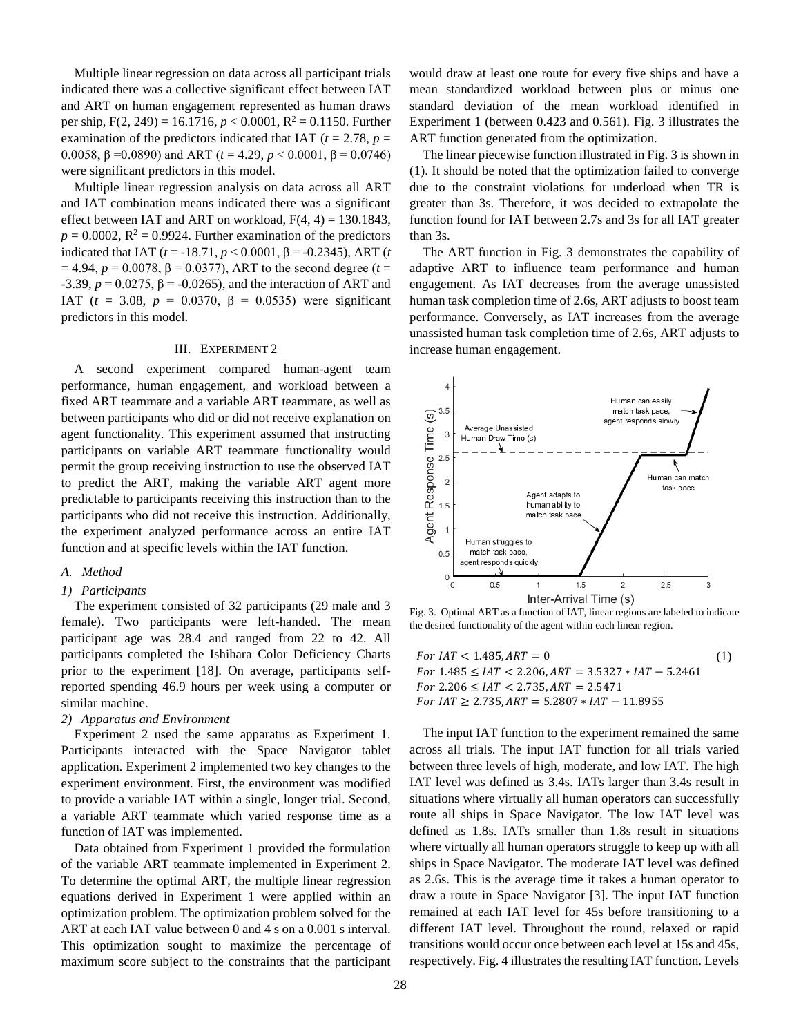Multiple linear regression on data across all participant trials indicated there was a collective significant effect between IAT and ART on human engagement represented as human draws per ship, $F(2, 249) = 16.1716$, $p < 0.0001$, $R^2 = 0.1150$. Further examination of the predictors indicated that IAT ($t = 2.78$, $p = 0.0058$, $\beta = 0.0890$) and ART ($t = 4.29$, $p < 0.0001$, $\beta = 0.0746$) were significant predictors in this model.

Multiple linear regression analysis on data across all ART and IAT combination means indicated there was a significant effect between IAT and ART on workload, $F(4, 4) = 130.1843$, $p = 0.0002$, $R^2 = 0.9924$. Further examination of the predictors indicated that IAT ($t = -18.71$, $p < 0.0001$, $\beta = -0.2345$), ART ($t = 4.94$, $p = 0.0078$, $\beta = 0.0377$), ART to the second degree ($t = -3.39$, $p = 0.0275$, $\beta = -0.0265$), and the interaction of ART and IAT ($t = 3.08$, $p = 0.0370$, $\beta = 0.0535$) were significant predictors in this model.

## III. Experiment 2

A second experiment compared human-agent team performance, human engagement, and workload between a fixed ART teammate and a variable ART teammate, as well as between participants who did or did not receive explanation on agent functionality. This experiment assumed that instructing participants on variable ART teammate functionality would permit the group receiving instruction to use the observed IAT to predict the ART, making the variable ART agent more predictable to participants receiving this instruction than to the participants who did not receive this instruction. Additionally, the experiment analyzed performance across an entire IAT function and at specific levels within the IAT function.

### A. Method

#### 1) Participants

The experiment consisted of 32 participants (29 male and 3 female). Two participants were left-handed. The mean participant age was 28.4 and ranged from 22 to 42. All participants completed the Ishihara Color Deficiency Charts prior to the experiment [18]. On average, participants self-reported spending 46.9 hours per week using a computer or similar machine.

#### 2) Apparatus and Environment

Experiment 2 used the same apparatus as Experiment 1. Participants interacted with the Space Navigator tablet application. Experiment 2 implemented two key changes to the experiment environment. First, the environment was modified to provide a variable IAT within a single, longer trial. Second, a variable ART teammate which varied response time as a function of IAT was implemented.

Data obtained from Experiment 1 provided the formulation of the variable ART teammate implemented in Experiment 2. To determine the optimal ART, the multiple linear regression equations derived in Experiment 1 were applied within an optimization problem. The optimization problem solved for the ART at each IAT value between 0 and 4 s on a 0.001 s interval. This optimization sought to maximize the percentage of maximum score subject to the constraints that the participant would draw at least one route for every five ships and have a mean standardized workload between plus or minus one standard deviation of the mean workload identified in Experiment 1 (between 0.423 and 0.561). Fig. 3 illustrates the ART function generated from the optimization.

The linear piecewise function illustrated in Fig. 3 is shown in (1). It should be noted that the optimization failed to converge due to the constraint violations for underload when TR is greater than 3s. Therefore, it was decided to extrapolate the function found for IAT between 2.7s and 3s for all IAT greater than 3s.

The ART function in Fig. 3 demonstrates the capability of adaptive ART to influence team performance and human engagement. As IAT decreases from the average unassisted human task completion time of 2.6s, ART adjusts to boost team performance. Conversely, as IAT increases from the average unassisted human task completion time of 2.6s, ART adjusts to increase human engagement.

Fig. 3. Optimal ART as a function of IAT, linear regions are labeled to indicate the desired functionality of the agent within each linear region.

$$
\begin{aligned}
&For\ IAT < 1.485, ART = 0 \\
&For\ 1.485 \leq IAT < 2.206, ART = 3.5327 * IAT - 5.2461 \\
&For\ 2.206 \leq IAT < 2.735, ART = 2.5471 \\
&For\ IAT \geq 2.735, ART = 5.2807 * IAT - 11.8955
\end{aligned}
\quad (1)
$$

The input IAT function to the experiment remained the same across all trials. The input IAT function for all trials varied between three levels of high, moderate, and low IAT. The high IAT level was defined as 3.4s. IATs larger than 3.4s result in situations where virtually all human operators can successfully route all ships in Space Navigator. The low IAT level was defined as 1.8s. IATs smaller than 1.8s result in situations where virtually all human operators struggle to keep up with all ships in Space Navigator. The moderate IAT level was defined as 2.6s. This is the average time it takes a human operator to draw a route in Space Navigator [3]. The input IAT function remained at each IAT level for 45s before transitioning to a different IAT level. Throughout the round, relaxed or rapid transitions would occur once between each level at 15s and 45s, respectively. Fig. 4 illustrates the resulting IAT function. Levels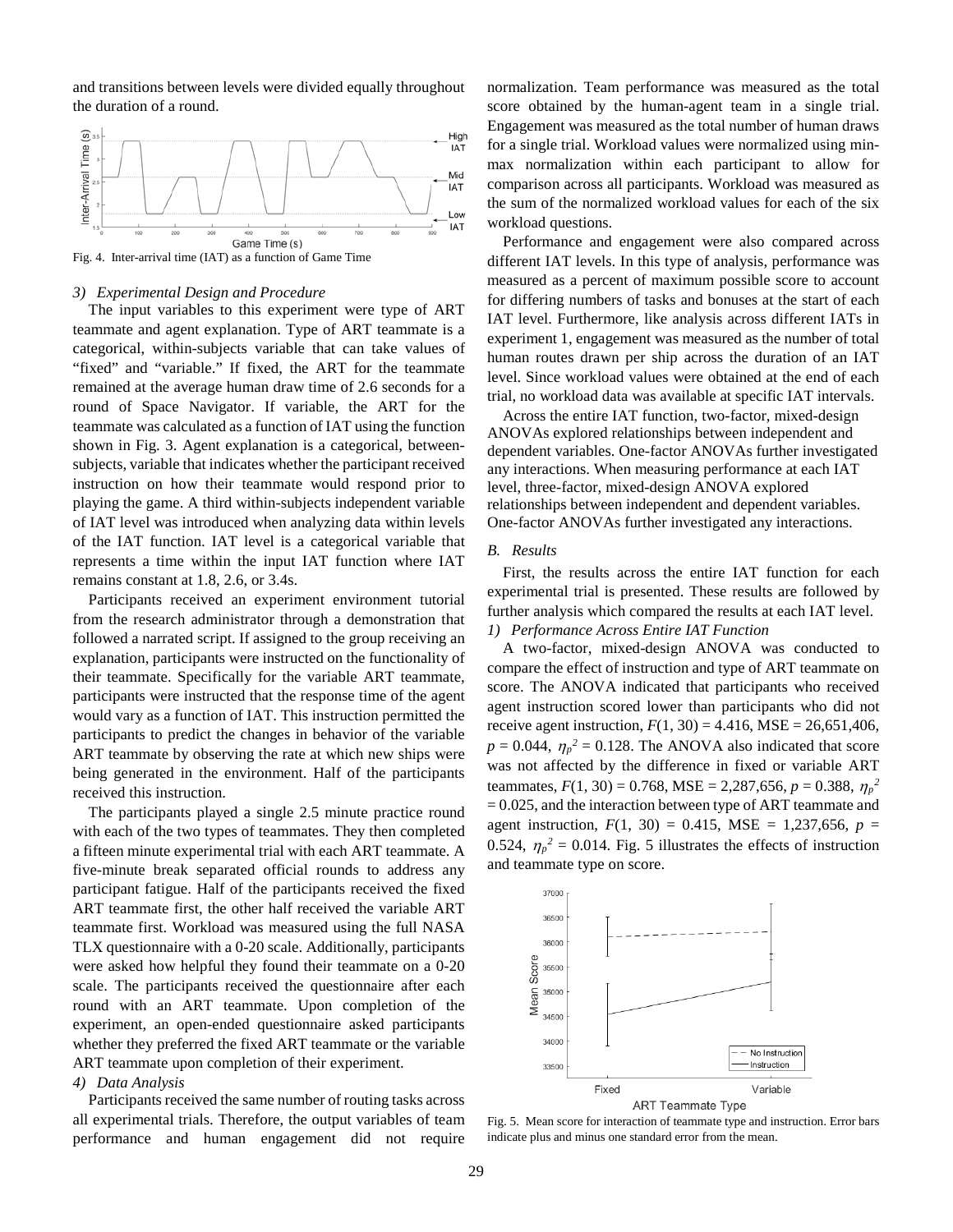and transitions between levels were divided equally throughout the duration of a round.

Fig. 4. Inter-arrival time (IAT) as a function of Game Time

#### 3) Experimental Design and Procedure

The input variables to this experiment were type of ART teammate and agent explanation. Type of ART teammate is a categorical, within-subjects variable that can take values of "fixed" and "variable." If fixed, the ART for the teammate remained at the average human draw time of 2.6 seconds for a round of Space Navigator. If variable, the ART for the teammate was calculated as a function of IAT using the function shown in Fig. 3. Agent explanation is a categorical, between-subjects, variable that indicates whether the participant received instruction on how their teammate would respond prior to playing the game. A third within-subjects independent variable of IAT level was introduced when analyzing data within levels of the IAT function. IAT level is a categorical variable that represents a time within the input IAT function where IAT remains constant at 1.8, 2.6, or 3.4s.

Participants received an experiment environment tutorial from the research administrator through a demonstration that followed a narrated script. If assigned to the group receiving an explanation, participants were instructed on the functionality of their teammate. Specifically for the variable ART teammate, participants were instructed that the response time of the agent would vary as a function of IAT. This instruction permitted the participants to predict the changes in behavior of the variable ART teammate by observing the rate at which new ships were being generated in the environment. Half of the participants received this instruction.

The participants played a single 2.5 minute practice round with each of the two types of teammates. They then completed a fifteen minute experimental trial with each ART teammate. A five-minute break separated official rounds to address any participant fatigue. Half of the participants received the fixed ART teammate first, the other half received the variable ART teammate first. Workload was measured using the full NASA TLX questionnaire with a 0-20 scale. Additionally, participants were asked how helpful they found their teammate on a 0-20 scale. The participants received the questionnaire after each round with an ART teammate. Upon completion of the experiment, an open-ended questionnaire asked participants whether they preferred the fixed ART teammate or the variable ART teammate upon completion of their experiment.

#### 4) Data Analysis

Participants received the same number of routing tasks across all experimental trials. Therefore, the output variables of team performance and human engagement did not require normalization. Team performance was measured as the total score obtained by the human-agent team in a single trial. Engagement was measured as the total number of human draws for a single trial. Workload values were normalized using min-max normalization within each participant to allow for comparison across all participants. Workload was measured as the sum of the normalized workload values for each of the six workload questions.

Performance and engagement were also compared across different IAT levels. In this type of analysis, performance was measured as a percent of maximum possible score to account for differing numbers of tasks and bonuses at the start of each IAT level. Furthermore, like analysis across different IATs in experiment 1, engagement was measured as the number of total human routes drawn per ship across the duration of an IAT level. Since workload values were obtained at the end of each trial, no workload data was available at specific IAT intervals.

Across the entire IAT function, two-factor, mixed-design ANOVAs explored relationships between independent and dependent variables. One-factor ANOVAs further investigated any interactions. When measuring performance at each IAT level, three-factor, mixed-design ANOVA explored relationships between independent and dependent variables. One-factor ANOVAs further investigated any interactions.

### B. Results

First, the results across the entire IAT function for each experimental trial is presented. These results are followed by further analysis which compared the results at each IAT level.

#### 1) Performance Across Entire IAT Function

A two-factor, mixed-design ANOVA was conducted to compare the effect of instruction and type of ART teammate on score. The ANOVA indicated that participants who received agent instruction scored lower than participants who did not receive agent instruction, $F(1, 30) = 4.416$, MSE = 26,651,406, $p = 0.044$, $\eta_p^2 = 0.128$. The ANOVA also indicated that score was not affected by the difference in fixed or variable ART teammates, $F(1, 30) = 0.768$, MSE = 2,287,656, $p = 0.388$, $\eta_p^2 = 0.025$, and the interaction between type of ART teammate and agent instruction, $F(1, 30) = 0.415$, MSE = 1,237,656, $p = 0.524$, $\eta_p^2 = 0.014$. Fig. 5 illustrates the effects of instruction and teammate type on score.

Fig. 5. Mean score for interaction of teammate type and instruction. Error bars indicate plus and minus one standard error from the mean.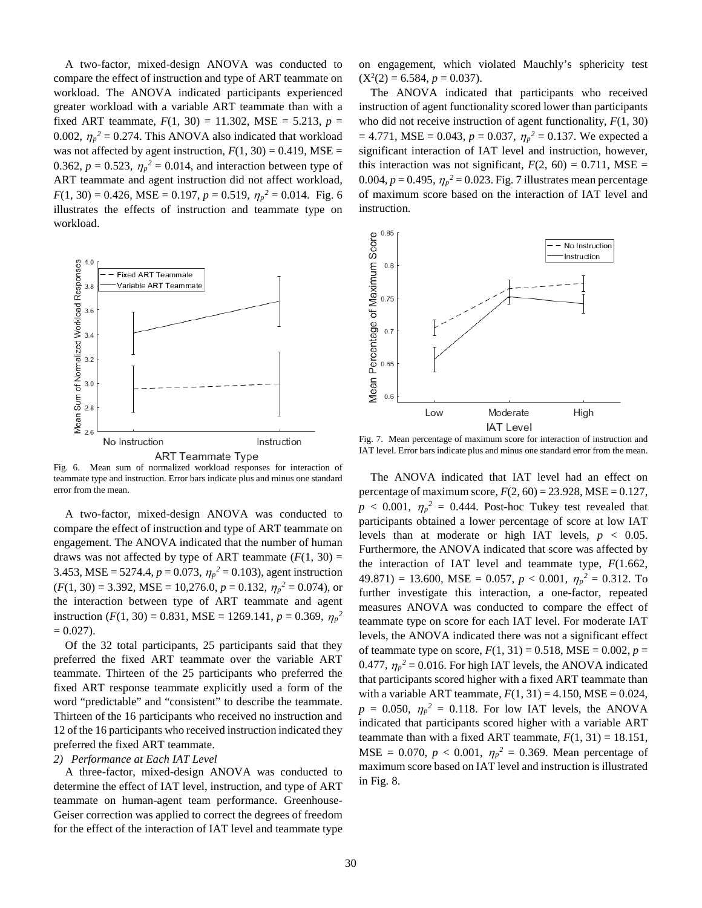A two-factor, mixed-design ANOVA was conducted to compare the effect of instruction and type of ART teammate on workload. The ANOVA indicated participants experienced greater workload with a variable ART teammate than with a fixed ART teammate, $F(1, 30) = 11.302$, MSE = 5.213, $p = 0.002$, $\eta_p^2 = 0.274$. This ANOVA also indicated that workload was not affected by agent instruction, $F(1, 30) = 0.419$, MSE = 0.362, $p = 0.523$, $\eta_p^2 = 0.014$, and interaction between type of ART teammate and agent instruction did not affect workload, $F(1, 30) = 0.426$, MSE = 0.197, $p = 0.519$, $\eta_p^2 = 0.014$. Fig. 6 illustrates the effects of instruction and teammate type on workload.

Fig. 6. Mean sum of normalized workload responses for interaction of teammate type and instruction. Error bars indicate plus and minus one standard error from the mean.

A two-factor, mixed-design ANOVA was conducted to compare the effect of instruction and type of ART teammate on engagement. The ANOVA indicated that the number of human draws was not affected by type of ART teammate ($F(1, 30) = 3.453$, MSE = 5274.4, $p = 0.073$, $\eta_p^2 = 0.103$), agent instruction ($F(1, 30) = 3.392$, MSE = 10,276.0, $p = 0.132$, $\eta_p^2 = 0.074$), or the interaction between type of ART teammate and agent instruction ($F(1, 30) = 0.831$, MSE = 1269.141, $p = 0.369$, $\eta_p^2 = 0.027$).

Of the 32 total participants, 25 participants said that they preferred the fixed ART teammate over the variable ART teammate. Thirteen of the 25 participants who preferred the fixed ART response teammate explicitly used a form of the word "predictable" and "consistent" to describe the teammate. Thirteen of the 16 participants who received no instruction and 12 of the 16 participants who received instruction indicated they preferred the fixed ART teammate.

*2) Performance at Each IAT Level*

A three-factor, mixed-design ANOVA was conducted to determine the effect of IAT level, instruction, and type of ART teammate on human-agent team performance. Greenhouse-Geiser correction was applied to correct the degrees of freedom for the effect of the interaction of IAT level and teammate type on engagement, which violated Mauchly's sphericity test ($X^2(2) = 6.584$, $p = 0.037$).

The ANOVA indicated that participants who received instruction of agent functionality scored lower than participants who did not receive instruction of agent functionality, $F(1, 30) = 4.771$, MSE = 0.043, $p = 0.037$, $\eta_p^2 = 0.137$. We expected a significant interaction of IAT level and instruction, however, this interaction was not significant, $F(2, 60) = 0.711$, MSE = 0.004, $p = 0.495$, $\eta_p^2 = 0.023$. Fig. 7 illustrates mean percentage of maximum score based on the interaction of IAT level and instruction.

Fig. 7. Mean percentage of maximum score for interaction of instruction and IAT level. Error bars indicate plus and minus one standard error from the mean.

The ANOVA indicated that IAT level had an effect on percentage of maximum score, $F(2, 60) = 23.928$, MSE = 0.127, $p < 0.001$, $\eta_p^2 = 0.444$. Post-hoc Tukey test revealed that participants obtained a lower percentage of score at low IAT levels than at moderate or high IAT levels, $p < 0.05$. Furthermore, the ANOVA indicated that score was affected by the interaction of IAT level and teammate type, $F(1.662, 49.871) = 13.600$, MSE = 0.057, $p < 0.001$, $\eta_p^2 = 0.312$. To further investigate this interaction, a one-factor, repeated measures ANOVA was conducted to compare the effect of teammate type on score for each IAT level. For moderate IAT levels, the ANOVA indicated there was not a significant effect of teammate type on score, $F(1, 31) = 0.518$, MSE = 0.002, $p = 0.477$, $\eta_p^2 = 0.016$. For high IAT levels, the ANOVA indicated that participants scored higher with a fixed ART teammate than with a variable ART teammate, $F(1, 31) = 4.150$, MSE = 0.024, $p = 0.050$, $\eta_p^2 = 0.118$. For low IAT levels, the ANOVA indicated that participants scored higher with a variable ART teammate than with a fixed ART teammate, $F(1, 31) = 18.151$, MSE = 0.070, $p < 0.001$, $\eta_p^2 = 0.369$. Mean percentage of maximum score based on IAT level and instruction is illustrated in Fig. 8.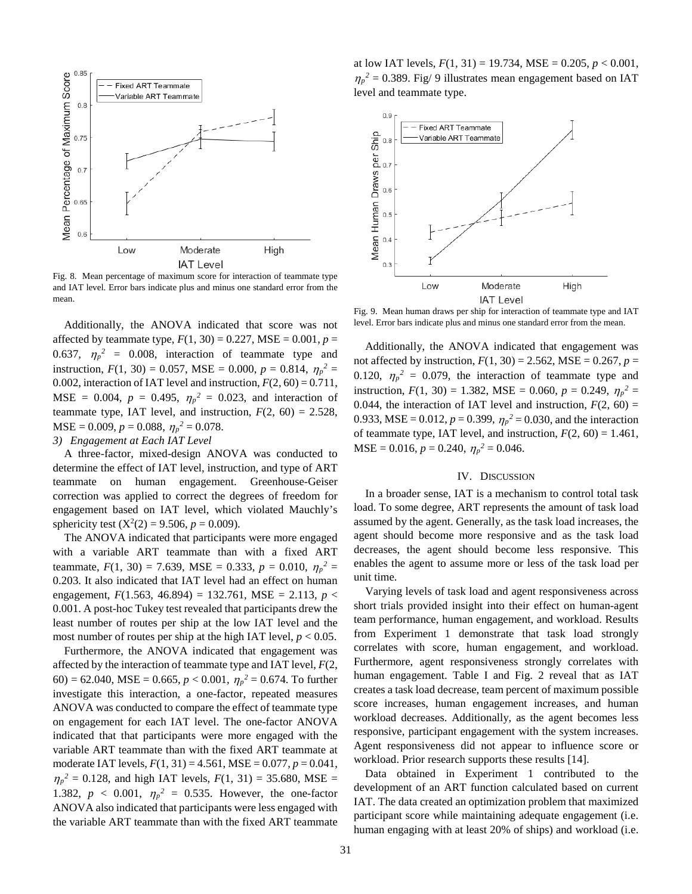Fig. 8. Mean percentage of maximum score for interaction of teammate type and IAT level. Error bars indicate plus and minus one standard error from the mean.

Additionally, the ANOVA indicated that score was not affected by teammate type, $F(1, 30) = 0.227$, MSE = 0.001, $p = 0.637$, $\eta_p^2 = 0.008$, interaction of teammate type and instruction, $F(1, 30) = 0.057$, MSE = 0.000, $p = 0.814$, $\eta_p^2 = 0.002$, interaction of IAT level and instruction, $F(2, 60) = 0.711$, MSE = 0.004, $p = 0.495$, $\eta_p^2 = 0.023$, and interaction of teammate type, IAT level, and instruction, $F(2, 60) = 2.528$, MSE = 0.009, $p = 0.088$, $\eta_p^2 = 0.078$.

*3) Engagement at Each IAT Level*

A three-factor, mixed-design ANOVA was conducted to determine the effect of IAT level, instruction, and type of ART teammate on human engagement. Greenhouse-Geiser correction was applied to correct the degrees of freedom for engagement based on IAT level, which violated Mauchly's sphericity test ($X^2(2) = 9.506$, $p = 0.009$).

The ANOVA indicated that participants were more engaged with a variable ART teammate than with a fixed ART teammate, $F(1, 30) = 7.639$, MSE = 0.333, $p = 0.010$, $\eta_p^2 = 0.203$. It also indicated that IAT level had an effect on human engagement, $F(1.563, 46.894) = 132.761$, MSE = 2.113, $p < 0.001$. A post-hoc Tukey test revealed that participants drew the least number of routes per ship at the low IAT level and the most number of routes per ship at the high IAT level, $p < 0.05$.

Furthermore, the ANOVA indicated that engagement was affected by the interaction of teammate type and IAT level, $F(2, 60) = 62.040$, MSE = 0.665, $p < 0.001$, $\eta_p^2 = 0.674$. To further investigate this interaction, a one-factor, repeated measures ANOVA was conducted to compare the effect of teammate type on engagement for each IAT level. The one-factor ANOVA indicated that that participants were more engaged with the variable ART teammate than with the fixed ART teammate at moderate IAT levels, $F(1, 31) = 4.561$, MSE = 0.077, $p = 0.041$, $\eta_p^2 = 0.128$, and high IAT levels, $F(1, 31) = 35.680$, MSE = 1.382, $p < 0.001$, $\eta_p^2 = 0.535$. However, the one-factor ANOVA also indicated that participants were less engaged with the variable ART teammate than with the fixed ART teammate at low IAT levels, $F(1, 31) = 19.734$, MSE = 0.205, $p < 0.001$, $\eta_p^2 = 0.389$. Fig/ 9 illustrates mean engagement based on IAT level and teammate type.

Fig. 9. Mean human draws per ship for interaction of teammate type and IAT level. Error bars indicate plus and minus one standard error from the mean.

Additionally, the ANOVA indicated that engagement was not affected by instruction, $F(1, 30) = 2.562$, MSE = 0.267, $p = 0.120$, $\eta_p^2 = 0.079$, the interaction of teammate type and instruction, $F(1, 30) = 1.382$, MSE = 0.060, $p = 0.249$, $\eta_p^2 = 0.044$, the interaction of IAT level and instruction, $F(2, 60) = 0.933$, MSE = 0.012, $p = 0.399$, $\eta_p^2 = 0.030$, and the interaction of teammate type, IAT level, and instruction, $F(2, 60) = 1.461$, MSE = 0.016, $p = 0.240$, $\eta_p^2 = 0.046$.

## IV. Discussion

In a broader sense, IAT is a mechanism to control total task load. To some degree, ART represents the amount of task load assumed by the agent. Generally, as the task load increases, the agent should become more responsive and as the task load decreases, the agent should become less responsive. This enables the agent to assume more or less of the task load per unit time.

Varying levels of task load and agent responsiveness across short trials provided insight into their effect on human-agent team performance, human engagement, and workload. Results from Experiment 1 demonstrate that task load strongly correlates with score, human engagement, and workload. Furthermore, agent responsiveness strongly correlates with human engagement. Table I and Fig. 2 reveal that as IAT creates a task load decrease, team percent of maximum possible score increases, human engagement increases, and human workload decreases. Additionally, as the agent becomes less responsive, participant engagement with the system increases. Agent responsiveness did not appear to influence score or workload. Prior research supports these results [14].

Data obtained in Experiment 1 contributed to the development of an ART function calculated based on current IAT. The data created an optimization problem that maximized participant score while maintaining adequate engagement (i.e. human engaging with at least 20% of ships) and workload (i.e.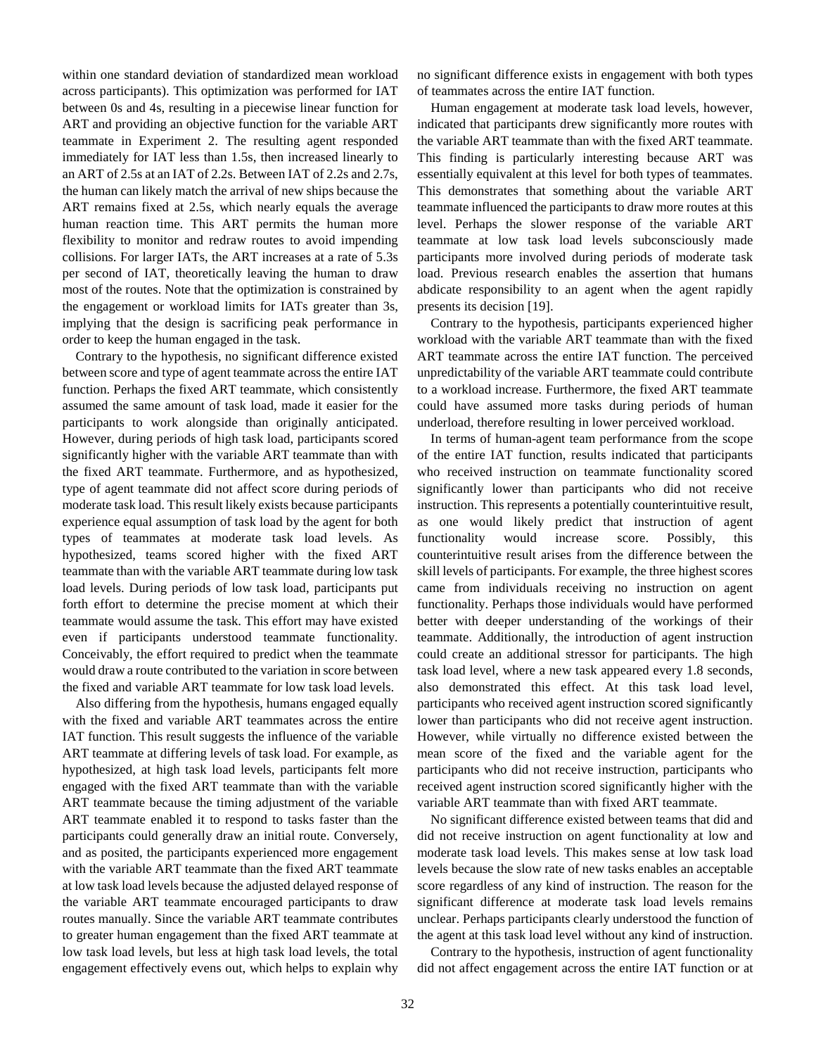within one standard deviation of standardized mean workload across participants). This optimization was performed for IAT between 0s and 4s, resulting in a piecewise linear function for ART and providing an objective function for the variable ART teammate in Experiment 2. The resulting agent responded immediately for IAT less than 1.5s, then increased linearly to an ART of 2.5s at an IAT of 2.2s. Between IAT of 2.2s and 2.7s, the human can likely match the arrival of new ships because the ART remains fixed at 2.5s, which nearly equals the average human reaction time. This ART permits the human more flexibility to monitor and redraw routes to avoid impending collisions. For larger IATs, the ART increases at a rate of 5.3s per second of IAT, theoretically leaving the human to draw most of the routes. Note that the optimization is constrained by the engagement or workload limits for IATs greater than 3s, implying that the design is sacrificing peak performance in order to keep the human engaged in the task.

Contrary to the hypothesis, no significant difference existed between score and type of agent teammate across the entire IAT function. Perhaps the fixed ART teammate, which consistently assumed the same amount of task load, made it easier for the participants to work alongside than originally anticipated. However, during periods of high task load, participants scored significantly higher with the variable ART teammate than with the fixed ART teammate. Furthermore, and as hypothesized, type of agent teammate did not affect score during periods of moderate task load. This result likely exists because participants experience equal assumption of task load by the agent for both types of teammates at moderate task load levels. As hypothesized, teams scored higher with the fixed ART teammate than with the variable ART teammate during low task load levels. During periods of low task load, participants put forth effort to determine the precise moment at which their teammate would assume the task. This effort may have existed even if participants understood teammate functionality. Conceivably, the effort required to predict when the teammate would draw a route contributed to the variation in score between the fixed and variable ART teammate for low task load levels.

Also differing from the hypothesis, humans engaged equally with the fixed and variable ART teammates across the entire IAT function. This result suggests the influence of the variable ART teammate at differing levels of task load. For example, as hypothesized, at high task load levels, participants felt more engaged with the fixed ART teammate than with the variable ART teammate because the timing adjustment of the variable ART teammate enabled it to respond to tasks faster than the participants could generally draw an initial route. Conversely, and as posited, the participants experienced more engagement with the variable ART teammate than the fixed ART teammate at low task load levels because the adjusted delayed response of the variable ART teammate encouraged participants to draw routes manually. Since the variable ART teammate contributes to greater human engagement than the fixed ART teammate at low task load levels, but less at high task load levels, the total engagement effectively evens out, which helps to explain why no significant difference exists in engagement with both types of teammates across the entire IAT function.

Human engagement at moderate task load levels, however, indicated that participants drew significantly more routes with the variable ART teammate than with the fixed ART teammate. This finding is particularly interesting because ART was essentially equivalent at this level for both types of teammates. This demonstrates that something about the variable ART teammate influenced the participants to draw more routes at this level. Perhaps the slower response of the variable ART teammate at low task load levels subconsciously made participants more involved during periods of moderate task load. Previous research enables the assertion that humans abdicate responsibility to an agent when the agent rapidly presents its decision [19].

Contrary to the hypothesis, participants experienced higher workload with the variable ART teammate than with the fixed ART teammate across the entire IAT function. The perceived unpredictability of the variable ART teammate could contribute to a workload increase. Furthermore, the fixed ART teammate could have assumed more tasks during periods of human underload, therefore resulting in lower perceived workload.

In terms of human-agent team performance from the scope of the entire IAT function, results indicated that participants who received instruction on teammate functionality scored significantly lower than participants who did not receive instruction. This represents a potentially counterintuitive result, as one would likely predict that instruction of agent functionality would increase score. Possibly, this counterintuitive result arises from the difference between the skill levels of participants. For example, the three highest scores came from individuals receiving no instruction on agent functionality. Perhaps those individuals would have performed better with deeper understanding of the workings of their teammate. Additionally, the introduction of agent instruction could create an additional stressor for participants. The high task load level, where a new task appeared every 1.8 seconds, also demonstrated this effect. At this task load level, participants who received agent instruction scored significantly lower than participants who did not receive agent instruction. However, while virtually no difference existed between the mean score of the fixed and the variable agent for the participants who did not receive instruction, participants who received agent instruction scored significantly higher with the variable ART teammate than with fixed ART teammate.

No significant difference existed between teams that did and did not receive instruction on agent functionality at low and moderate task load levels. This makes sense at low task load levels because the slow rate of new tasks enables an acceptable score regardless of any kind of instruction. The reason for the significant difference at moderate task load levels remains unclear. Perhaps participants clearly understood the function of the agent at this task load level without any kind of instruction.

Contrary to the hypothesis, instruction of agent functionality did not affect engagement across the entire IAT function or at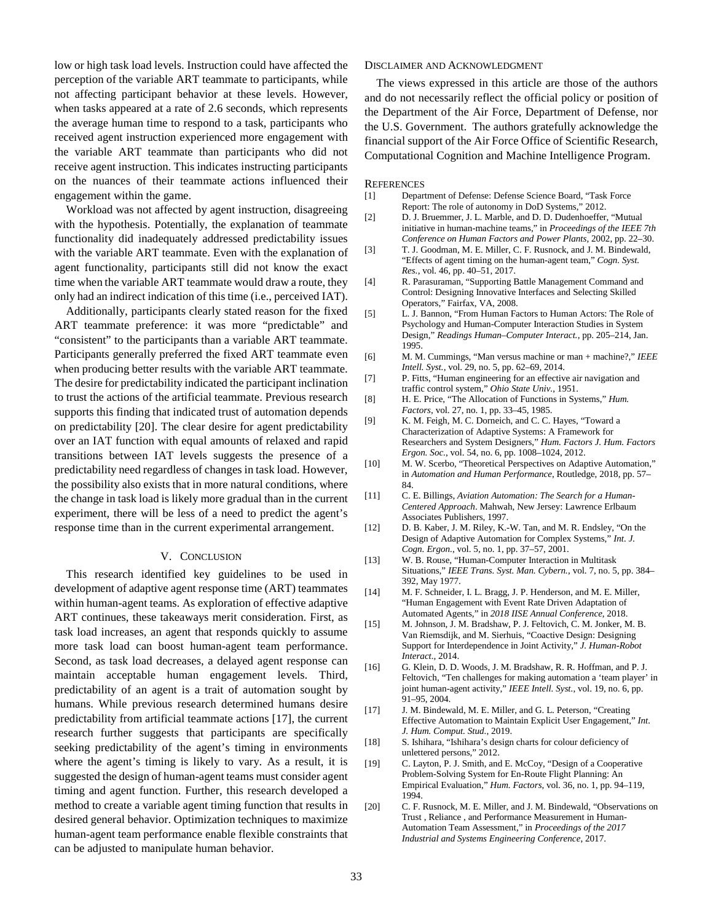low or high task load levels. Instruction could have affected the perception of the variable ART teammate to participants, while not affecting participant behavior at these levels. However, when tasks appeared at a rate of 2.6 seconds, which represents the average human time to respond to a task, participants who received agent instruction experienced more engagement with the variable ART teammate than participants who did not receive agent instruction. This indicates instructing participants on the nuances of their teammate actions influenced their engagement within the game.

Workload was not affected by agent instruction, disagreeing with the hypothesis. Potentially, the explanation of teammate functionality did inadequately addressed predictability issues with the variable ART teammate. Even with the explanation of agent functionality, participants still did not know the exact time when the variable ART teammate would draw a route, they only had an indirect indication of this time (i.e., perceived IAT).

Additionally, participants clearly stated reason for the fixed ART teammate preference: it was more "predictable" and "consistent" to the participants than a variable ART teammate. Participants generally preferred the fixed ART teammate even when producing better results with the variable ART teammate. The desire for predictability indicated the participant inclination to trust the actions of the artificial teammate. Previous research supports this finding that indicated trust of automation depends on predictability [20]. The clear desire for agent predictability over an IAT function with equal amounts of relaxed and rapid transitions between IAT levels suggests the presence of a predictability need regardless of changes in task load. However, the possibility also exists that in more natural conditions, where the change in task load is likely more gradual than in the current experiment, there will be less of a need to predict the agent's response time than in the current experimental arrangement.

## V. Conclusion

This research identified key guidelines to be used in development of adaptive agent response time (ART) teammates within human-agent teams. As exploration of effective adaptive ART continues, these takeaways merit consideration. First, as task load increases, an agent that responds quickly to assume more task load can boost human-agent team performance. Second, as task load decreases, a delayed agent response can maintain acceptable human engagement levels. Third, predictability of an agent is a trait of automation sought by humans. While previous research determined humans desire predictability from artificial teammate actions [17], the current research further suggests that participants are specifically seeking predictability of the agent's timing in environments where the agent's timing is likely to vary. As a result, it is suggested the design of human-agent teams must consider agent timing and agent function. Further, this research developed a method to create a variable agent timing function that results in desired general behavior. Optimization techniques to maximize human-agent team performance enable flexible constraints that can be adjusted to manipulate human behavior.

## Disclaimer and Acknowledgment

The views expressed in this article are those of the authors and do not necessarily reflect the official policy or position of the Department of the Air Force, Department of Defense, nor the U.S. Government. The authors gratefully acknowledge the financial support of the Air Force Office of Scientific Research, Computational Cognition and Machine Intelligence Program.

## References

[1] Department of Defense: Defense Science Board, "Task Force Report: The role of autonomy in DoD Systems," 2012.

[2] D. J. Bruemmer, J. L. Marble, and D. D. Dudenhoeffer, "Mutual initiative in human-machine teams," in *Proceedings of the IEEE 7th Conference on Human Factors and Power Plants*, 2002, pp. 22–30.

[3] T. J. Goodman, M. E. Miller, C. F. Rusnock, and J. M. Bindewald, "Effects of agent timing on the human-agent team," *Cogn. Syst. Res.*, vol. 46, pp. 40–51, 2017.

[4] R. Parasuraman, "Supporting Battle Management Command and Control: Designing Innovative Interfaces and Selecting Skilled Operators," Fairfax, VA, 2008.

[5] L. J. Bannon, "From Human Factors to Human Actors: The Role of Psychology and Human-Computer Interaction Studies in System Design," *Readings Human–Computer Interact.*, pp. 205–214, Jan. 1995.

[6] M. M. Cummings, "Man versus machine or man + machine?," *IEEE Intell. Syst.*, vol. 29, no. 5, pp. 62–69, 2014.

[7] P. Fitts, "Human engineering for an effective air navigation and traffic control system," *Ohio State Univ.*, 1951.

[8] H. E. Price, "The Allocation of Functions in Systems," *Hum. Factors*, vol. 27, no. 1, pp. 33–45, 1985.

[9] K. M. Feigh, M. C. Dorneich, and C. C. Hayes, "Toward a Characterization of Adaptive Systems: A Framework for Researchers and System Designers," *Hum. Factors J. Hum. Factors Ergon. Soc.*, vol. 54, no. 6, pp. 1008–1024, 2012.

[10] M. W. Scerbo, "Theoretical Perspectives on Adaptive Automation," in *Automation and Human Performance*, Routledge, 2018, pp. 57–84.

[11] C. E. Billings, *Aviation Automation: The Search for a Human-Centered Approach*. Mahwah, New Jersey: Lawrence Erlbaum Associates Publishers, 1997.

[12] D. B. Kaber, J. M. Riley, K.-W. Tan, and M. R. Endsley, "On the Design of Adaptive Automation for Complex Systems," *Int. J. Cogn. Ergon.*, vol. 5, no. 1, pp. 37–57, 2001.

[13] W. B. Rouse, "Human-Computer Interaction in Multitask Situations," *IEEE Trans. Syst. Man. Cybern.*, vol. 7, no. 5, pp. 384–392, May 1977.

[14] M. F. Schneider, I. L. Bragg, J. P. Henderson, and M. E. Miller, "Human Engagement with Event Rate Driven Adaptation of Automated Agents," in *2018 IISE Annual Conference*, 2018.

[15] M. Johnson, J. M. Bradshaw, P. J. Feltovich, C. M. Jonker, M. B. Van Riemsdijk, and M. Sierhuis, "Coactive Design: Designing Support for Interdependence in Joint Activity," *J. Human-Robot Interact.*, 2014.

[16] G. Klein, D. D. Woods, J. M. Bradshaw, R. R. Hoffman, and P. J. Feltovich, "Ten challenges for making automation a 'team player' in joint human-agent activity," *IEEE Intell. Syst.*, vol. 19, no. 6, pp. 91–95, 2004.

[17] J. M. Bindewald, M. E. Miller, and G. L. Peterson, "Creating Effective Automation to Maintain Explicit User Engagement," *Int. J. Hum. Comput. Stud.*, 2019.

[18] S. Ishihara, "Ishihara's design charts for colour deficiency of unlettered persons," 2012.

[19] C. Layton, P. J. Smith, and E. McCoy, "Design of a Cooperative Problem-Solving System for En-Route Flight Planning: An Empirical Evaluation," *Hum. Factors*, vol. 36, no. 1, pp. 94–119, 1994.

[20] C. F. Rusnock, M. E. Miller, and J. M. Bindewald, "Observations on Trust , Reliance , and Performance Measurement in Human-Automation Team Assessment," in *Proceedings of the 2017 Industrial and Systems Engineering Conference*, 2017.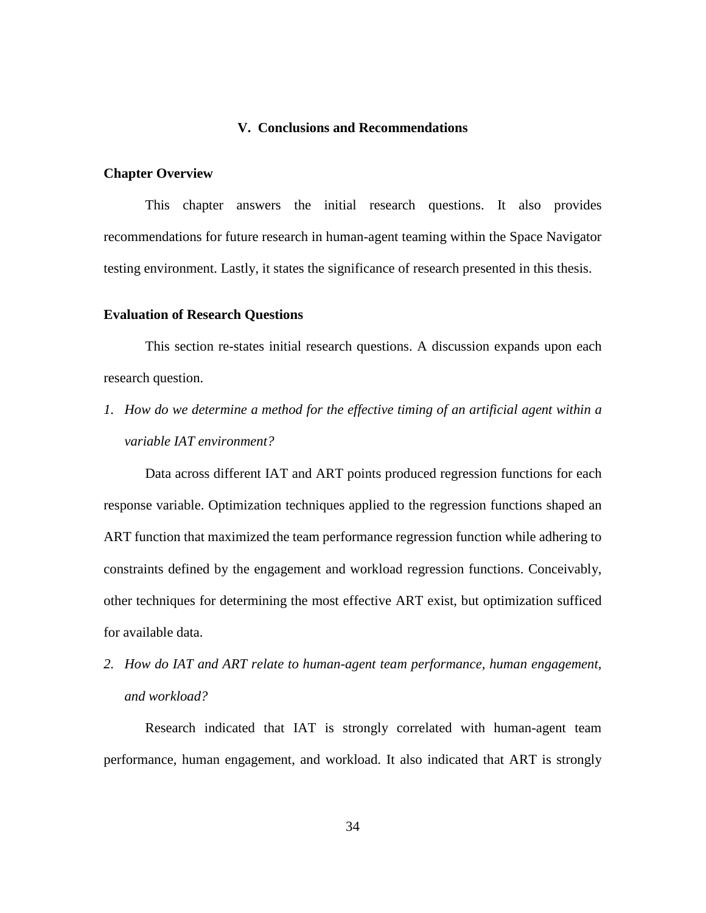## V. Conclusions and Recommendations

### Chapter Overview

This chapter answers the initial research questions. It also provides recommendations for future research in human-agent teaming within the Space Navigator testing environment. Lastly, it states the significance of research presented in this thesis.

### Evaluation of Research Questions

This section re-states initial research questions. A discussion expands upon each research question.

1. *How do we determine a method for the effective timing of an artificial agent within a variable IAT environment?*

Data across different IAT and ART points produced regression functions for each response variable. Optimization techniques applied to the regression functions shaped an ART function that maximized the team performance regression function while adhering to constraints defined by the engagement and workload regression functions. Conceivably, other techniques for determining the most effective ART exist, but optimization sufficed for available data.

2. *How do IAT and ART relate to human-agent team performance, human engagement, and workload?*

Research indicated that IAT is strongly correlated with human-agent team performance, human engagement, and workload. It also indicated that ART is strongly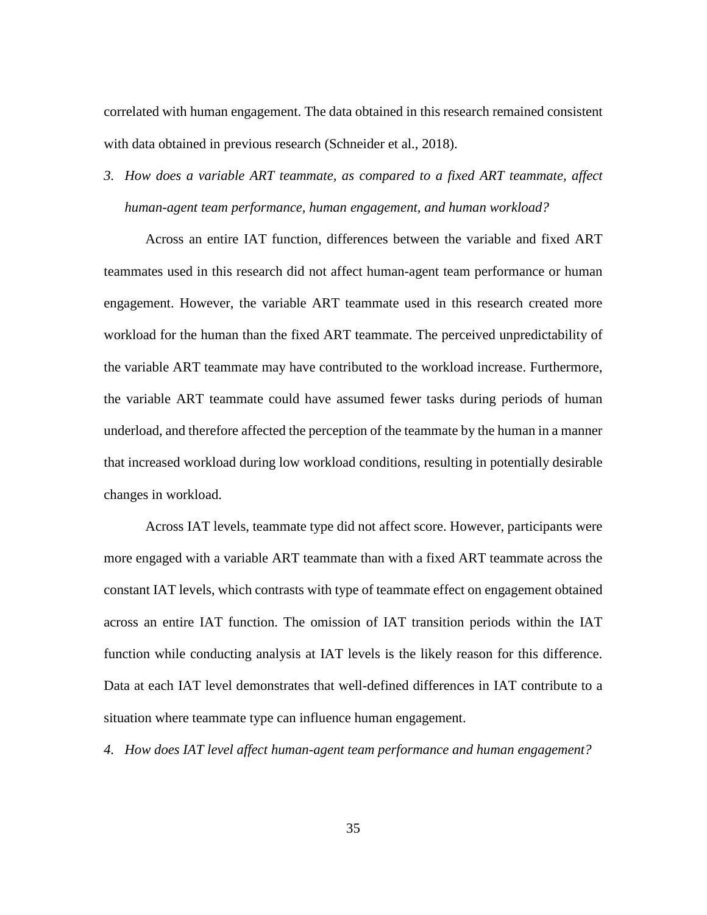correlated with human engagement. The data obtained in this research remained consistent with data obtained in previous research (Schneider et al., 2018).

3. *How does a variable ART teammate, as compared to a fixed ART teammate, affect human-agent team performance, human engagement, and human workload?*

Across an entire IAT function, differences between the variable and fixed ART teammates used in this research did not affect human-agent team performance or human engagement. However, the variable ART teammate used in this research created more workload for the human than the fixed ART teammate. The perceived unpredictability of the variable ART teammate may have contributed to the workload increase. Furthermore, the variable ART teammate could have assumed fewer tasks during periods of human underload, and therefore affected the perception of the teammate by the human in a manner that increased workload during low workload conditions, resulting in potentially desirable changes in workload.

Across IAT levels, teammate type did not affect score. However, participants were more engaged with a variable ART teammate than with a fixed ART teammate across the constant IAT levels, which contrasts with type of teammate effect on engagement obtained across an entire IAT function. The omission of IAT transition periods within the IAT function while conducting analysis at IAT levels is the likely reason for this difference. Data at each IAT level demonstrates that well-defined differences in IAT contribute to a situation where teammate type can influence human engagement.

4. *How does IAT level affect human-agent team performance and human engagement?*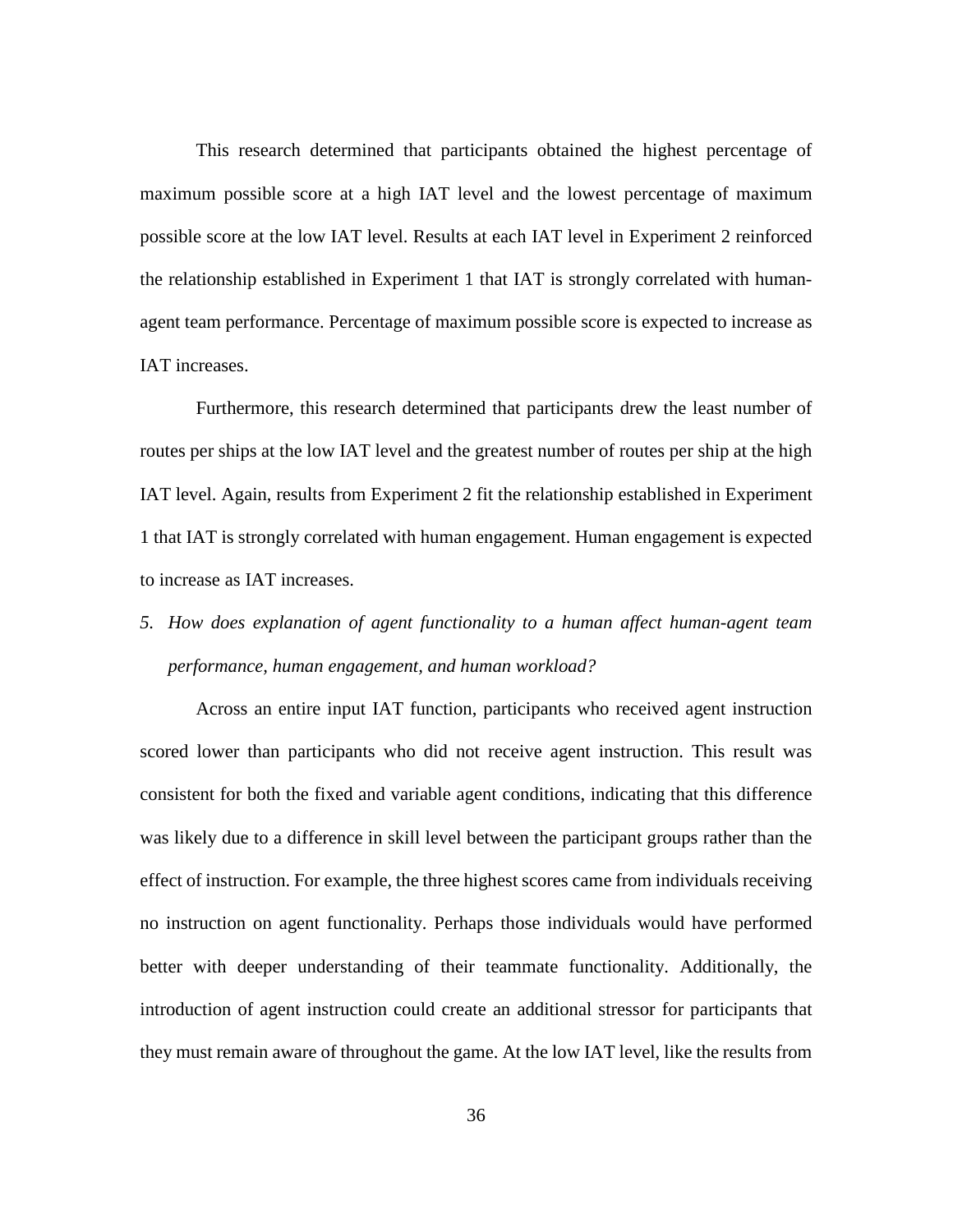This research determined that participants obtained the highest percentage of maximum possible score at a high IAT level and the lowest percentage of maximum possible score at the low IAT level. Results at each IAT level in Experiment 2 reinforced the relationship established in Experiment 1 that IAT is strongly correlated with human-agent team performance. Percentage of maximum possible score is expected to increase as IAT increases.

Furthermore, this research determined that participants drew the least number of routes per ships at the low IAT level and the greatest number of routes per ship at the high IAT level. Again, results from Experiment 2 fit the relationship established in Experiment 1 that IAT is strongly correlated with human engagement. Human engagement is expected to increase as IAT increases.

5. *How does explanation of agent functionality to a human affect human-agent team performance, human engagement, and human workload?*

Across an entire input IAT function, participants who received agent instruction scored lower than participants who did not receive agent instruction. This result was consistent for both the fixed and variable agent conditions, indicating that this difference was likely due to a difference in skill level between the participant groups rather than the effect of instruction. For example, the three highest scores came from individuals receiving no instruction on agent functionality. Perhaps those individuals would have performed better with deeper understanding of their teammate functionality. Additionally, the introduction of agent instruction could create an additional stressor for participants that they must remain aware of throughout the game. At the low IAT level, like the results from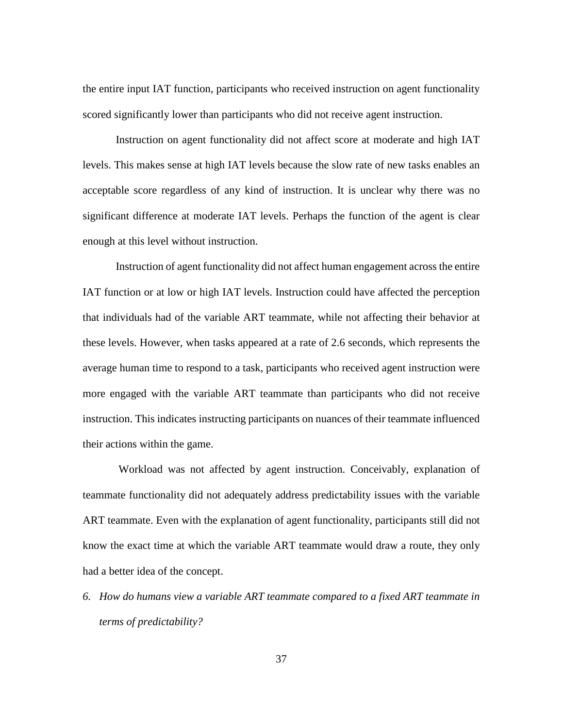the entire input IAT function, participants who received instruction on agent functionality scored significantly lower than participants who did not receive agent instruction.

Instruction on agent functionality did not affect score at moderate and high IAT levels. This makes sense at high IAT levels because the slow rate of new tasks enables an acceptable score regardless of any kind of instruction. It is unclear why there was no significant difference at moderate IAT levels. Perhaps the function of the agent is clear enough at this level without instruction.

Instruction of agent functionality did not affect human engagement across the entire IAT function or at low or high IAT levels. Instruction could have affected the perception that individuals had of the variable ART teammate, while not affecting their behavior at these levels. However, when tasks appeared at a rate of 2.6 seconds, which represents the average human time to respond to a task, participants who received agent instruction were more engaged with the variable ART teammate than participants who did not receive instruction. This indicates instructing participants on nuances of their teammate influenced their actions within the game.

Workload was not affected by agent instruction. Conceivably, explanation of teammate functionality did not adequately address predictability issues with the variable ART teammate. Even with the explanation of agent functionality, participants still did not know the exact time at which the variable ART teammate would draw a route, they only had a better idea of the concept.

6. *How do humans view a variable ART teammate compared to a fixed ART teammate in terms of predictability?*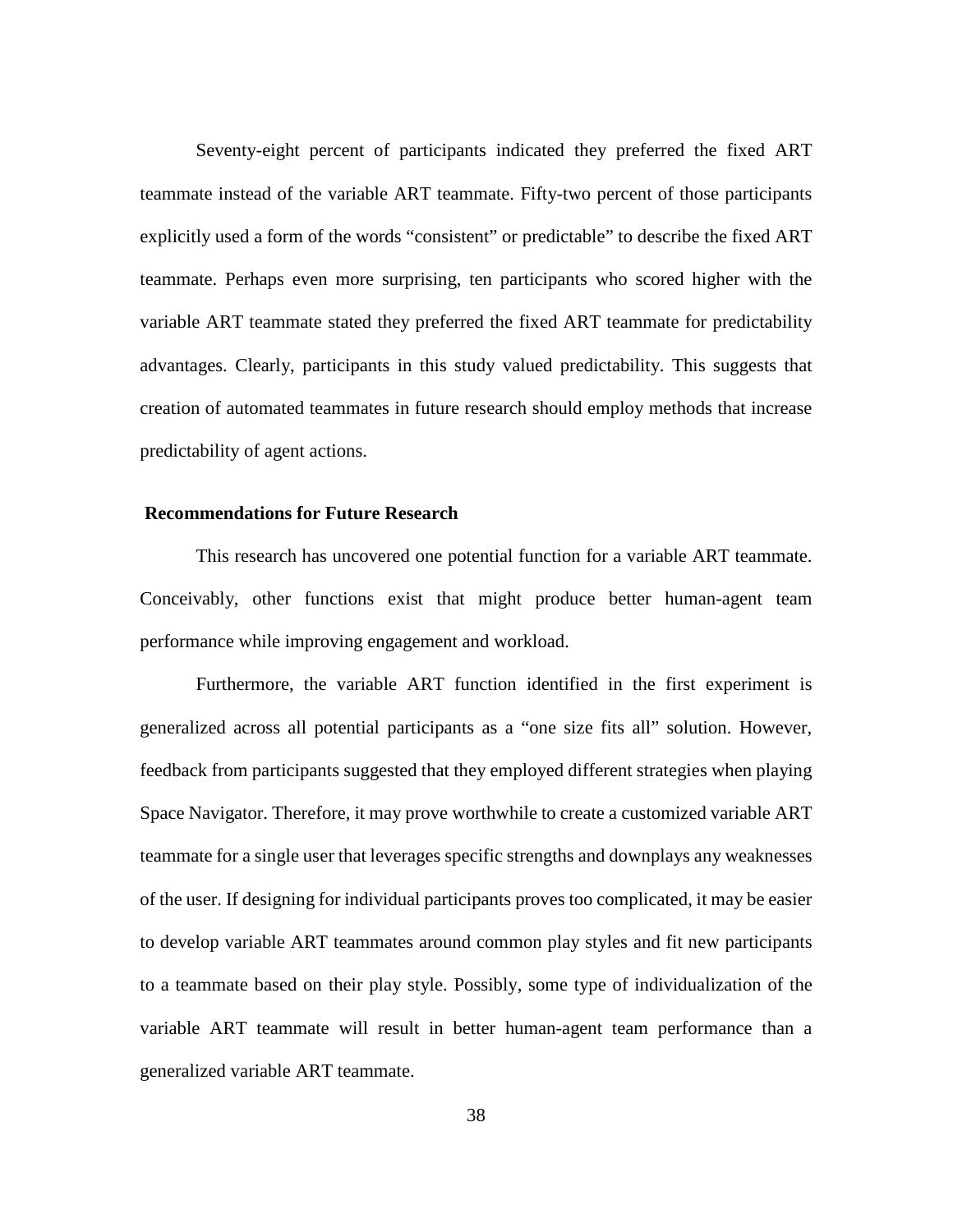Seventy-eight percent of participants indicated they preferred the fixed ART teammate instead of the variable ART teammate. Fifty-two percent of those participants explicitly used a form of the words “consistent” or predictable” to describe the fixed ART teammate. Perhaps even more surprising, ten participants who scored higher with the variable ART teammate stated they preferred the fixed ART teammate for predictability advantages. Clearly, participants in this study valued predictability. This suggests that creation of automated teammates in future research should employ methods that increase predictability of agent actions.

## Recommendations for Future Research

This research has uncovered one potential function for a variable ART teammate. Conceivably, other functions exist that might produce better human-agent team performance while improving engagement and workload.

Furthermore, the variable ART function identified in the first experiment is generalized across all potential participants as a “one size fits all” solution. However, feedback from participants suggested that they employed different strategies when playing Space Navigator. Therefore, it may prove worthwhile to create a customized variable ART teammate for a single user that leverages specific strengths and downplays any weaknesses of the user. If designing for individual participants proves too complicated, it may be easier to develop variable ART teammates around common play styles and fit new participants to a teammate based on their play style. Possibly, some type of individualization of the variable ART teammate will result in better human-agent team performance than a generalized variable ART teammate.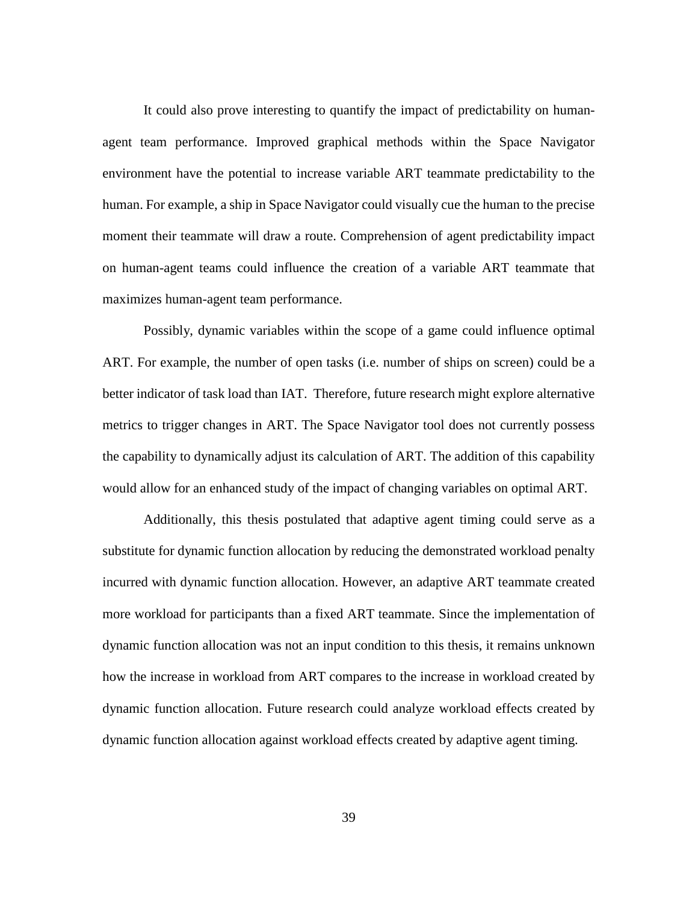It could also prove interesting to quantify the impact of predictability on human-agent team performance. Improved graphical methods within the Space Navigator environment have the potential to increase variable ART teammate predictability to the human. For example, a ship in Space Navigator could visually cue the human to the precise moment their teammate will draw a route. Comprehension of agent predictability impact on human-agent teams could influence the creation of a variable ART teammate that maximizes human-agent team performance.

Possibly, dynamic variables within the scope of a game could influence optimal ART. For example, the number of open tasks (i.e. number of ships on screen) could be a better indicator of task load than IAT. Therefore, future research might explore alternative metrics to trigger changes in ART. The Space Navigator tool does not currently possess the capability to dynamically adjust its calculation of ART. The addition of this capability would allow for an enhanced study of the impact of changing variables on optimal ART.

Additionally, this thesis postulated that adaptive agent timing could serve as a substitute for dynamic function allocation by reducing the demonstrated workload penalty incurred with dynamic function allocation. However, an adaptive ART teammate created more workload for participants than a fixed ART teammate. Since the implementation of dynamic function allocation was not an input condition to this thesis, it remains unknown how the increase in workload from ART compares to the increase in workload created by dynamic function allocation. Future research could analyze workload effects created by dynamic function allocation against workload effects created by adaptive agent timing.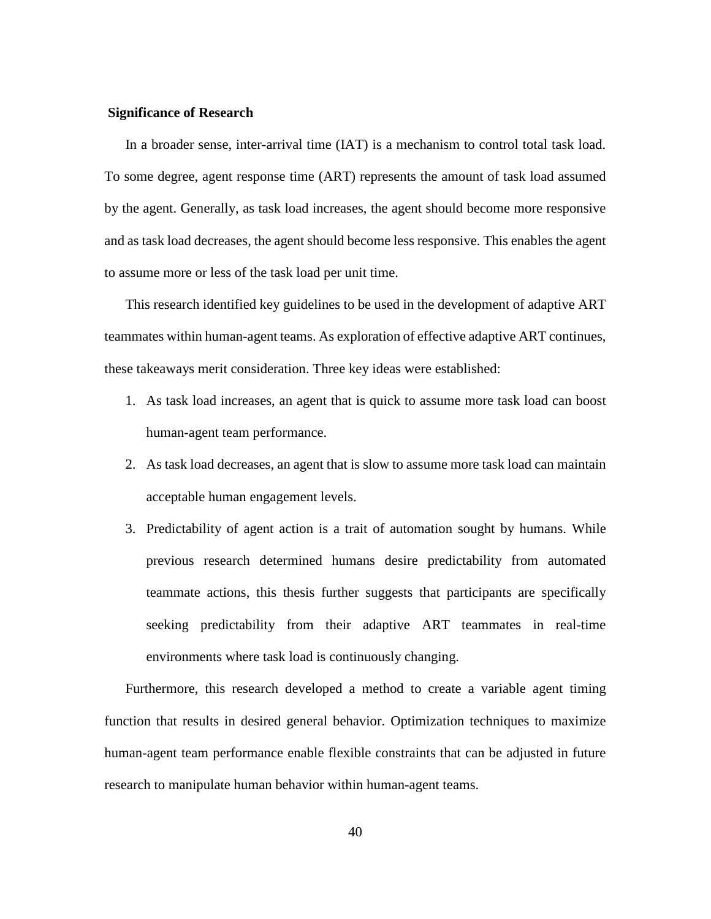### Significance of Research

In a broader sense, inter-arrival time (IAT) is a mechanism to control total task load. To some degree, agent response time (ART) represents the amount of task load assumed by the agent. Generally, as task load increases, the agent should become more responsive and as task load decreases, the agent should become less responsive. This enables the agent to assume more or less of the task load per unit time.

This research identified key guidelines to be used in the development of adaptive ART teammates within human-agent teams. As exploration of effective adaptive ART continues, these takeaways merit consideration. Three key ideas were established:

1. As task load increases, an agent that is quick to assume more task load can boost human-agent team performance.
2. As task load decreases, an agent that is slow to assume more task load can maintain acceptable human engagement levels.
3. Predictability of agent action is a trait of automation sought by humans. While previous research determined humans desire predictability from automated teammate actions, this thesis further suggests that participants are specifically seeking predictability from their adaptive ART teammates in real-time environments where task load is continuously changing.

Furthermore, this research developed a method to create a variable agent timing function that results in desired general behavior. Optimization techniques to maximize human-agent team performance enable flexible constraints that can be adjusted in future research to manipulate human behavior within human-agent teams.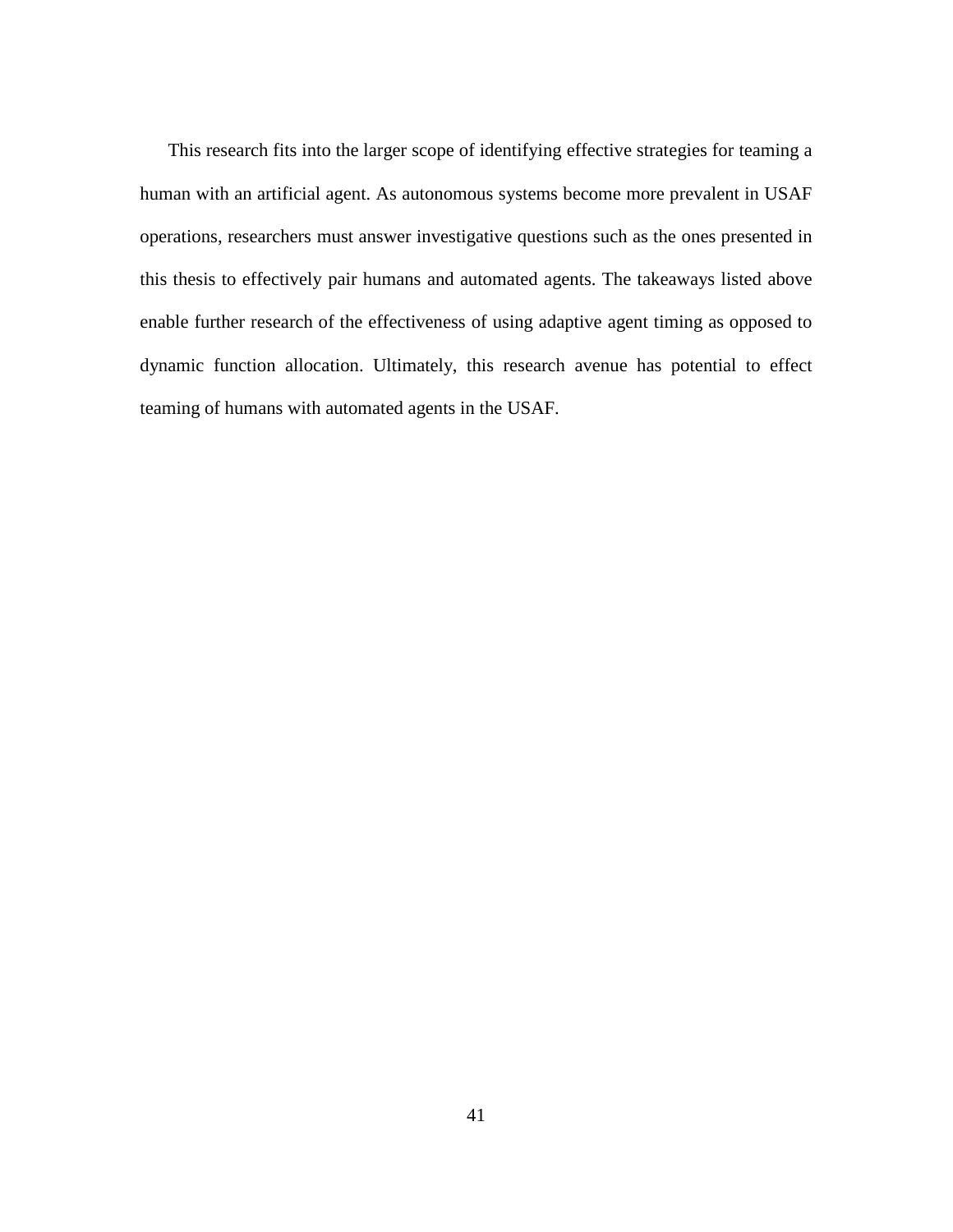This research fits into the larger scope of identifying effective strategies for teaming a human with an artificial agent. As autonomous systems become more prevalent in USAF operations, researchers must answer investigative questions such as the ones presented in this thesis to effectively pair humans and automated agents. The takeaways listed above enable further research of the effectiveness of using adaptive agent timing as opposed to dynamic function allocation. Ultimately, this research avenue has potential to effect teaming of humans with automated agents in the USAF.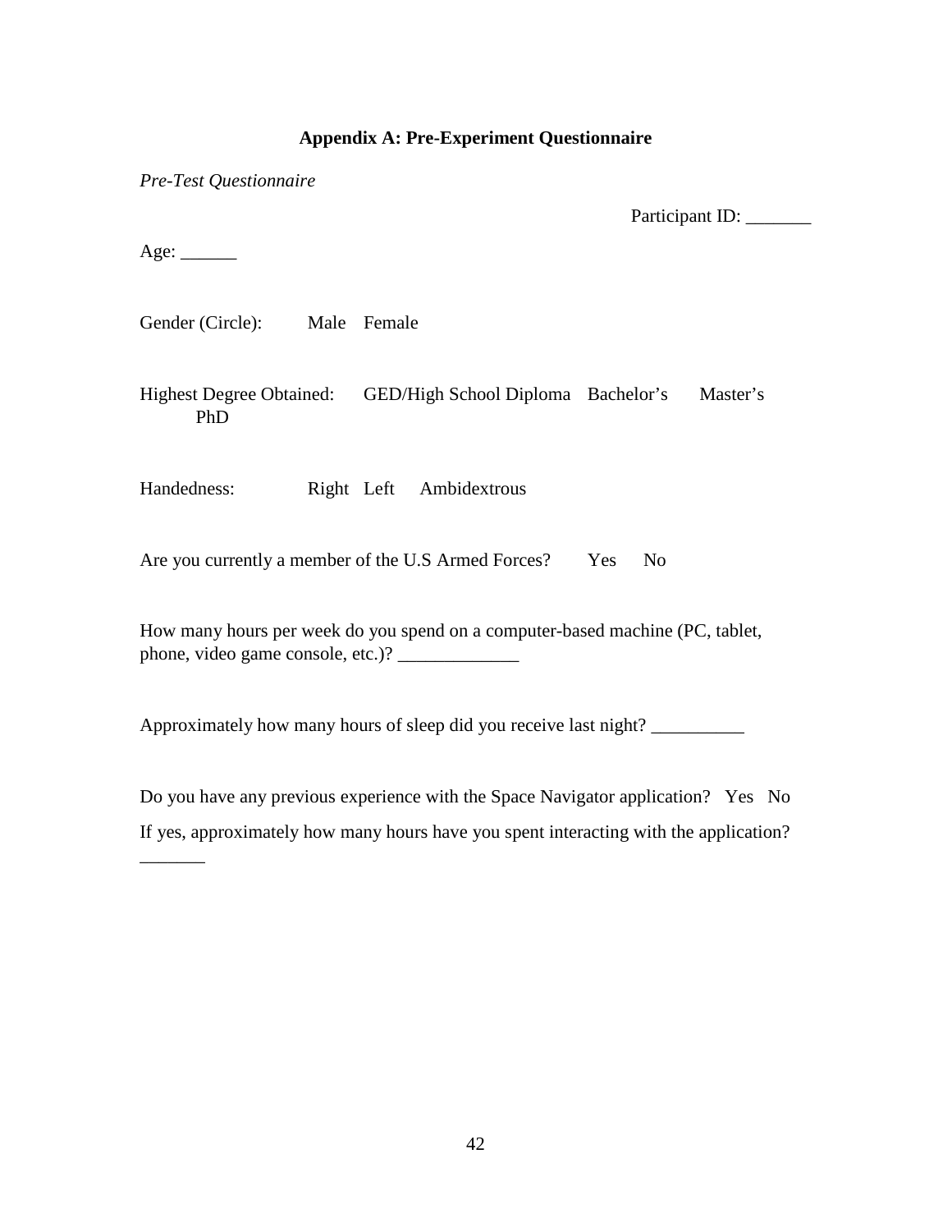## Appendix A: Pre-Experiment Questionnaire

*Pre-Test Questionnaire*

Participant ID: _______

Age: ______

Gender (Circle): Male Female

Highest Degree Obtained: GED/High School Diploma Bachelor's Master's PhD

Handedness: Right Left Ambidextrous

Are you currently a member of the U.S Armed Forces? Yes No

How many hours per week do you spend on a computer-based machine (PC, tablet, phone, video game console, etc.)? _____________

Approximately how many hours of sleep did you receive last night? __________

Do you have any previous experience with the Space Navigator application? Yes No

If yes, approximately how many hours have you spent interacting with the application? _______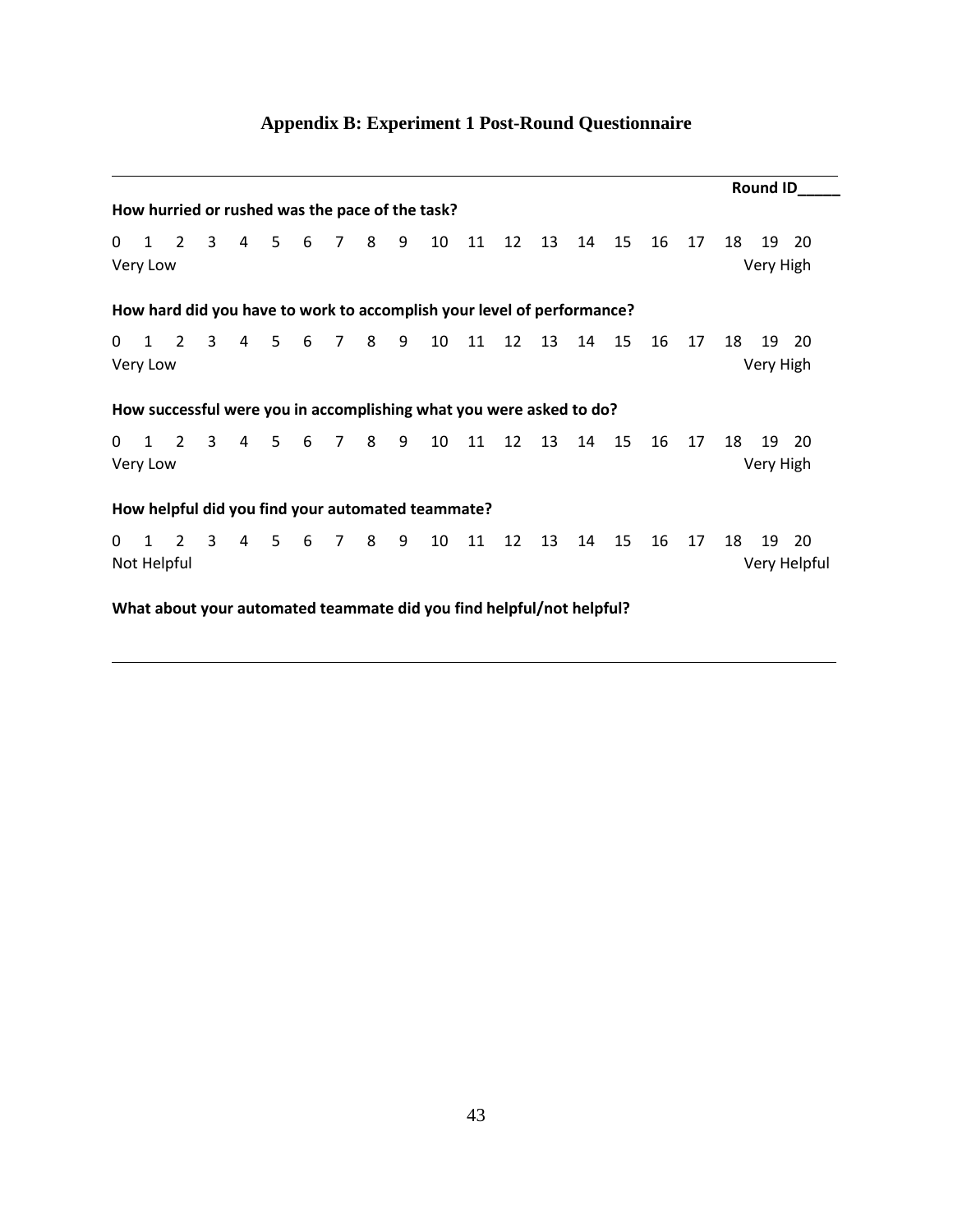# Appendix B: Experiment 1 Post-Round Questionnaire

---

**Round ID_____**

**How hurried or rushed was the pace of the task?**

0 1 2 3 4 5 6 7 8 9 10 11 12 13 14 15 16 17 18 19 20

Very Low — Very High

**How hard did you have to work to accomplish your level of performance?**

0 1 2 3 4 5 6 7 8 9 10 11 12 13 14 15 16 17 18 19 20

Very Low — Very High

**How successful were you in accomplishing what you were asked to do?**

0 1 2 3 4 5 6 7 8 9 10 11 12 13 14 15 16 17 18 19 20

Very Low — Very High

**How helpful did you find your automated teammate?**

0 1 2 3 4 5 6 7 8 9 10 11 12 13 14 15 16 17 18 19 20

Not Helpful — Very Helpful

**What about your automated teammate did you find helpful/not helpful?**

---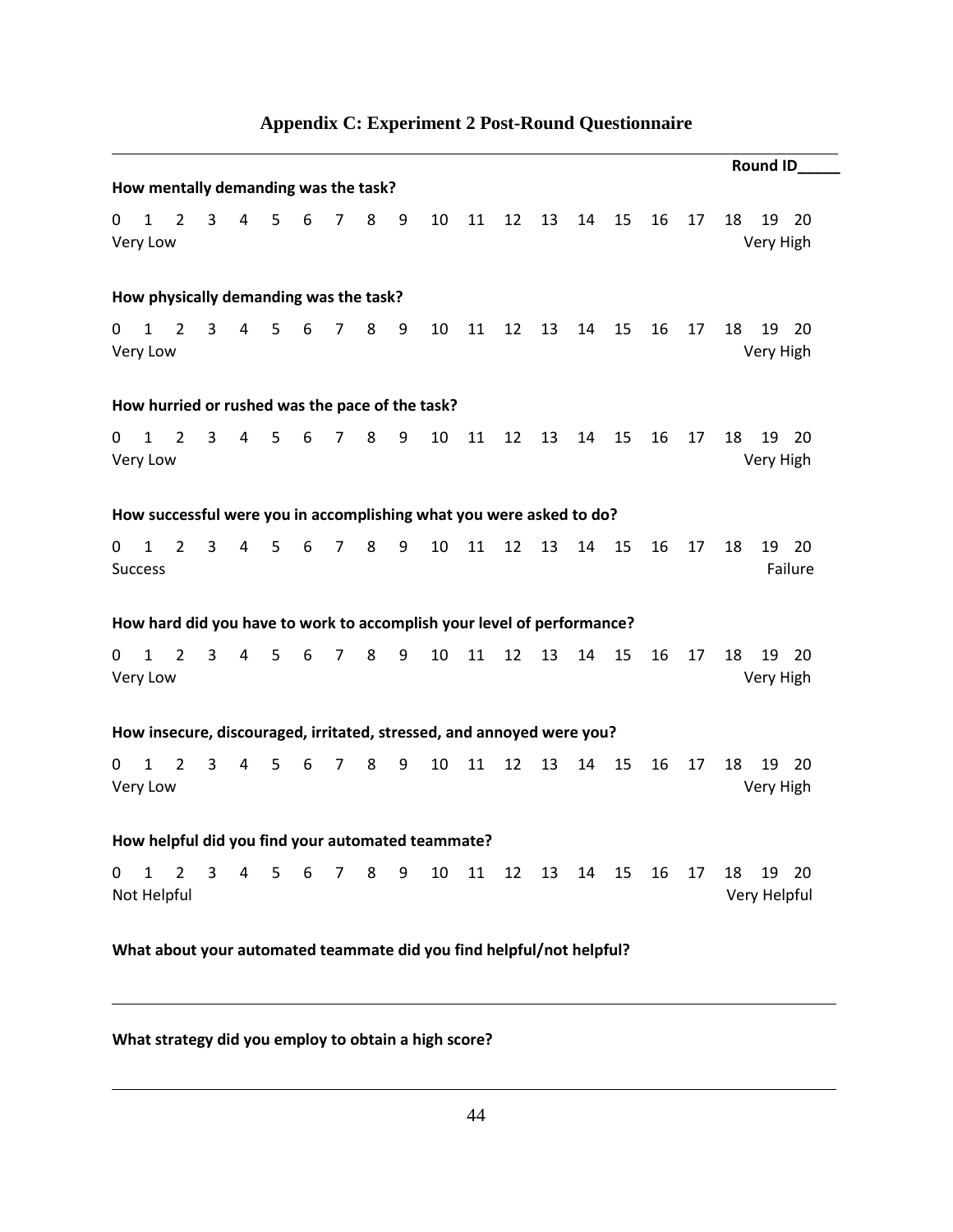# Appendix C: Experiment 2 Post-Round Questionnaire

---

**Round ID_____**

**How mentally demanding was the task?**

0 1 2 3 4 5 6 7 8 9 10 11 12 13 14 15 16 17 18 19 20
Very Low — Very High

**How physically demanding was the task?**

0 1 2 3 4 5 6 7 8 9 10 11 12 13 14 15 16 17 18 19 20
Very Low — Very High

**How hurried or rushed was the pace of the task?**

0 1 2 3 4 5 6 7 8 9 10 11 12 13 14 15 16 17 18 19 20
Very Low — Very High

**How successful were you in accomplishing what you were asked to do?**

0 1 2 3 4 5 6 7 8 9 10 11 12 13 14 15 16 17 18 19 20
Success — Failure

**How hard did you have to work to accomplish your level of performance?**

0 1 2 3 4 5 6 7 8 9 10 11 12 13 14 15 16 17 18 19 20
Very Low — Very High

**How insecure, discouraged, irritated, stressed, and annoyed were you?**

0 1 2 3 4 5 6 7 8 9 10 11 12 13 14 15 16 17 18 19 20
Very Low — Very High

**How helpful did you find your automated teammate?**

0 1 2 3 4 5 6 7 8 9 10 11 12 13 14 15 16 17 18 19 20
Not Helpful — Very Helpful

**What about your automated teammate did you find helpful/not helpful?**

---

**What strategy did you employ to obtain a high score?**

---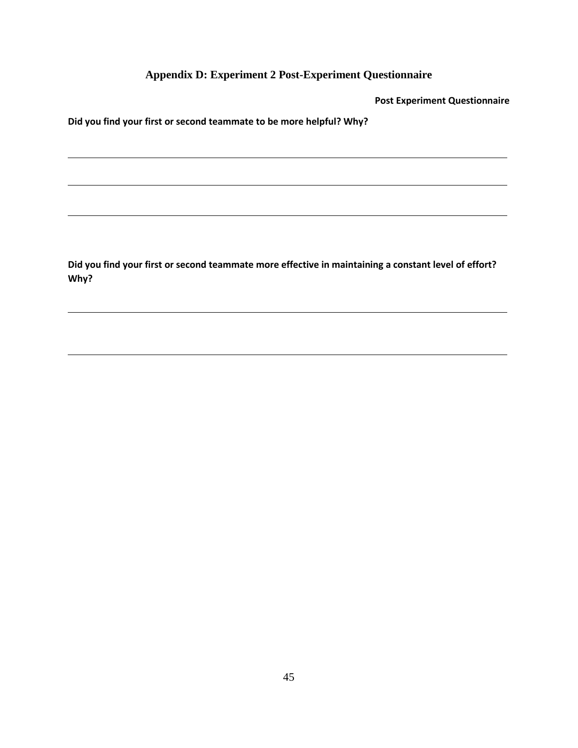## Appendix D: Experiment 2 Post-Experiment Questionnaire

**Post Experiment Questionnaire**

**Did you find your first or second teammate to be more helpful? Why?**

______________________________________________________________________________

______________________________________________________________________________

______________________________________________________________________________

**Did you find your first or second teammate more effective in maintaining a constant level of effort? Why?**

______________________________________________________________________________

______________________________________________________________________________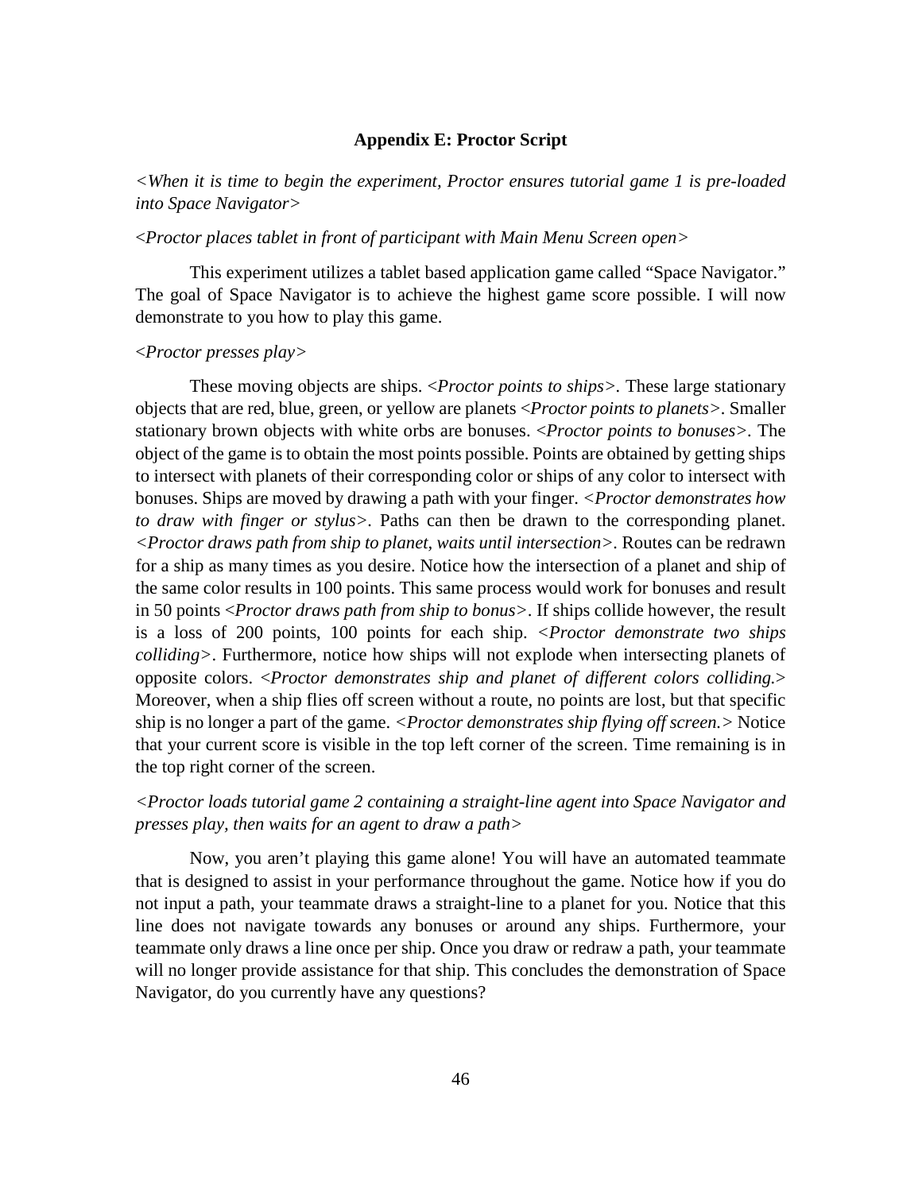**Appendix E: Proctor Script**

*<When it is time to begin the experiment, Proctor ensures tutorial game 1 is pre-loaded into Space Navigator>*

<*Proctor places tablet in front of participant with Main Menu Screen open>*

This experiment utilizes a tablet based application game called "Space Navigator." The goal of Space Navigator is to achieve the highest game score possible. I will now demonstrate to you how to play this game.

<*Proctor presses play>*

These moving objects are ships. <*Proctor points to ships>*. These large stationary objects that are red, blue, green, or yellow are planets <*Proctor points to planets>*. Smaller stationary brown objects with white orbs are bonuses. <*Proctor points to bonuses>*. The object of the game is to obtain the most points possible. Points are obtained by getting ships to intersect with planets of their corresponding color or ships of any color to intersect with bonuses. Ships are moved by drawing a path with your finger. <*Proctor demonstrates how to draw with finger or stylus>*. Paths can then be drawn to the corresponding planet. *<Proctor draws path from ship to planet, waits until intersection>*. Routes can be redrawn for a ship as many times as you desire. Notice how the intersection of a planet and ship of the same color results in 100 points. This same process would work for bonuses and result in 50 points <*Proctor draws path from ship to bonus>*. If ships collide however, the result is a loss of 200 points, 100 points for each ship. <*Proctor demonstrate two ships colliding>*. Furthermore, notice how ships will not explode when intersecting planets of opposite colors. <*Proctor demonstrates ship and planet of different colors colliding.>* Moreover, when a ship flies off screen without a route, no points are lost, but that specific ship is no longer a part of the game. <*Proctor demonstrates ship flying off screen.>* Notice that your current score is visible in the top left corner of the screen. Time remaining is in the top right corner of the screen.

*<Proctor loads tutorial game 2 containing a straight-line agent into Space Navigator and presses play, then waits for an agent to draw a path>*

Now, you aren't playing this game alone! You will have an automated teammate that is designed to assist in your performance throughout the game. Notice how if you do not input a path, your teammate draws a straight-line to a planet for you. Notice that this line does not navigate towards any bonuses or around any ships. Furthermore, your teammate only draws a line once per ship. Once you draw or redraw a path, your teammate will no longer provide assistance for that ship. This concludes the demonstration of Space Navigator, do you currently have any questions?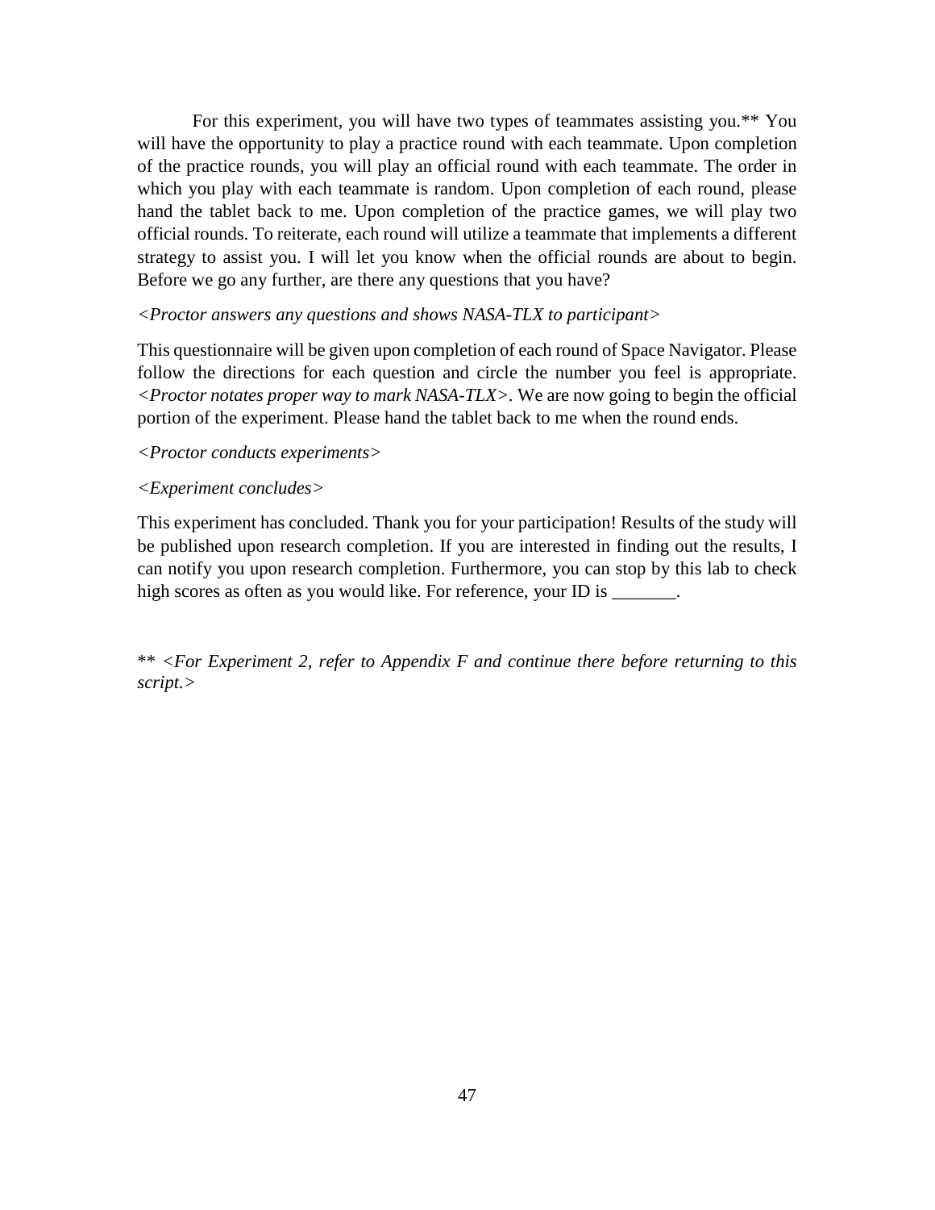For this experiment, you will have two types of teammates assisting you.** You will have the opportunity to play a practice round with each teammate. Upon completion of the practice rounds, you will play an official round with each teammate. The order in which you play with each teammate is random. Upon completion of each round, please hand the tablet back to me. Upon completion of the practice games, we will play two official rounds. To reiterate, each round will utilize a teammate that implements a different strategy to assist you. I will let you know when the official rounds are about to begin. Before we go any further, are there any questions that you have?

*<Proctor answers any questions and shows NASA-TLX to participant>*

This questionnaire will be given upon completion of each round of Space Navigator. Please follow the directions for each question and circle the number you feel is appropriate. *<Proctor notates proper way to mark NASA-TLX>*. We are now going to begin the official portion of the experiment. Please hand the tablet back to me when the round ends.

*<Proctor conducts experiments>*

*<Experiment concludes>*

This experiment has concluded. Thank you for your participation! Results of the study will be published upon research completion. If you are interested in finding out the results, I can notify you upon research completion. Furthermore, you can stop by this lab to check high scores as often as you would like. For reference, your ID is _______.

** *<For Experiment 2, refer to Appendix F and continue there before returning to this script.>*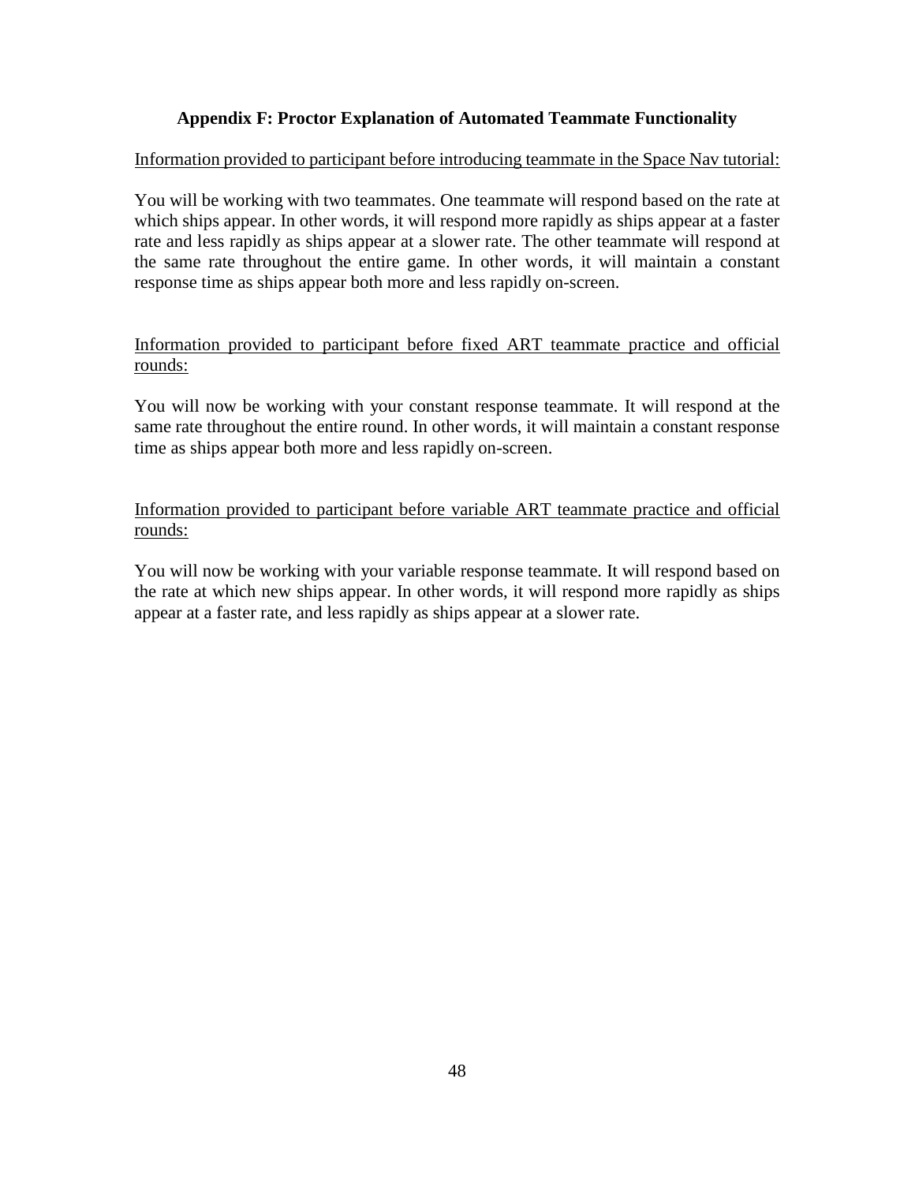## Appendix F: Proctor Explanation of Automated Teammate Functionality

<u>Information provided to participant before introducing teammate in the Space Nav tutorial:</u>

You will be working with two teammates. One teammate will respond based on the rate at which ships appear. In other words, it will respond more rapidly as ships appear at a faster rate and less rapidly as ships appear at a slower rate. The other teammate will respond at the same rate throughout the entire game. In other words, it will maintain a constant response time as ships appear both more and less rapidly on-screen.

<u>Information provided to participant before fixed ART teammate practice and official rounds:</u>

You will now be working with your constant response teammate. It will respond at the same rate throughout the entire round. In other words, it will maintain a constant response time as ships appear both more and less rapidly on-screen.

<u>Information provided to participant before variable ART teammate practice and official rounds:</u>

You will now be working with your variable response teammate. It will respond based on the rate at which new ships appear. In other words, it will respond more rapidly as ships appear at a faster rate, and less rapidly as ships appear at a slower rate.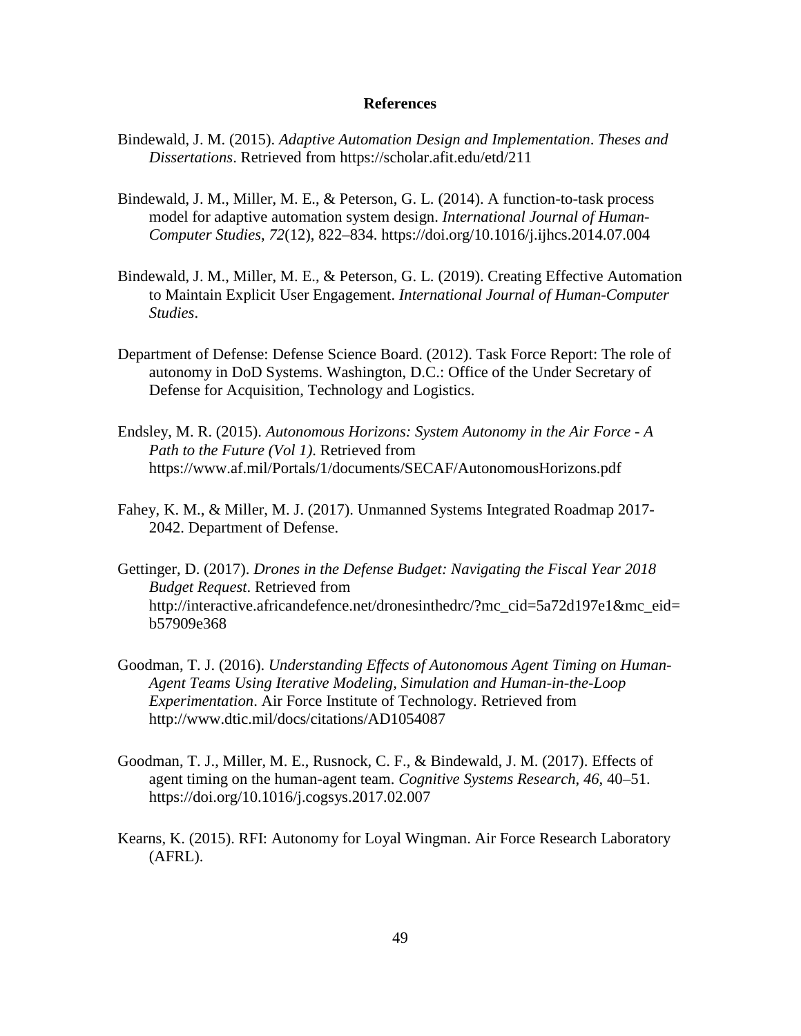# References

Bindewald, J. M. (2015). *Adaptive Automation Design and Implementation*. *Theses and Dissertations*. Retrieved from https://scholar.afit.edu/etd/211

Bindewald, J. M., Miller, M. E., & Peterson, G. L. (2014). A function-to-task process model for adaptive automation system design. *International Journal of Human-Computer Studies*, *72*(12), 822–834. https://doi.org/10.1016/j.ijhcs.2014.07.004

Bindewald, J. M., Miller, M. E., & Peterson, G. L. (2019). Creating Effective Automation to Maintain Explicit User Engagement. *International Journal of Human-Computer Studies*.

Department of Defense: Defense Science Board. (2012). Task Force Report: The role of autonomy in DoD Systems. Washington, D.C.: Office of the Under Secretary of Defense for Acquisition, Technology and Logistics.

Endsley, M. R. (2015). *Autonomous Horizons: System Autonomy in the Air Force - A Path to the Future (Vol 1)*. Retrieved from https://www.af.mil/Portals/1/documents/SECAF/AutonomousHorizons.pdf

Fahey, K. M., & Miller, M. J. (2017). Unmanned Systems Integrated Roadmap 2017-2042. Department of Defense.

Gettinger, D. (2017). *Drones in the Defense Budget: Navigating the Fiscal Year 2018 Budget Request*. Retrieved from http://interactive.africandefence.net/dronesinthedrc/?mc_cid=5a72d197e1&mc_eid=b57909e368

Goodman, T. J. (2016). *Understanding Effects of Autonomous Agent Timing on Human-Agent Teams Using Iterative Modeling, Simulation and Human-in-the-Loop Experimentation*. Air Force Institute of Technology. Retrieved from http://www.dtic.mil/docs/citations/AD1054087

Goodman, T. J., Miller, M. E., Rusnock, C. F., & Bindewald, J. M. (2017). Effects of agent timing on the human-agent team. *Cognitive Systems Research*, *46*, 40–51. https://doi.org/10.1016/j.cogsys.2017.02.007

Kearns, K. (2015). RFI: Autonomy for Loyal Wingman. Air Force Research Laboratory (AFRL).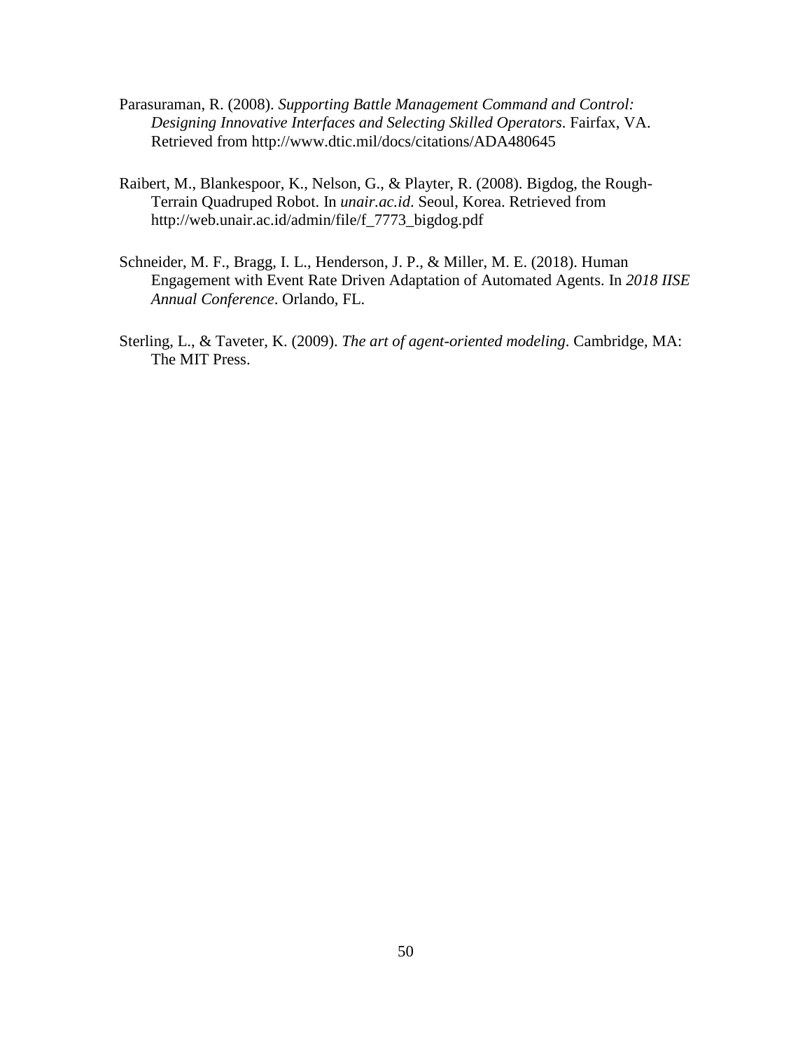Parasuraman, R. (2008). *Supporting Battle Management Command and Control: Designing Innovative Interfaces and Selecting Skilled Operators*. Fairfax, VA. Retrieved from http://www.dtic.mil/docs/citations/ADA480645

Raibert, M., Blankespoor, K., Nelson, G., & Playter, R. (2008). Bigdog, the Rough-Terrain Quadruped Robot. In *unair.ac.id*. Seoul, Korea. Retrieved from http://web.unair.ac.id/admin/file/f_7773_bigdog.pdf

Schneider, M. F., Bragg, I. L., Henderson, J. P., & Miller, M. E. (2018). Human Engagement with Event Rate Driven Adaptation of Automated Agents. In *2018 IISE Annual Conference*. Orlando, FL.

Sterling, L., & Taveter, K. (2009). *The art of agent-oriented modeling*. Cambridge, MA: The MIT Press.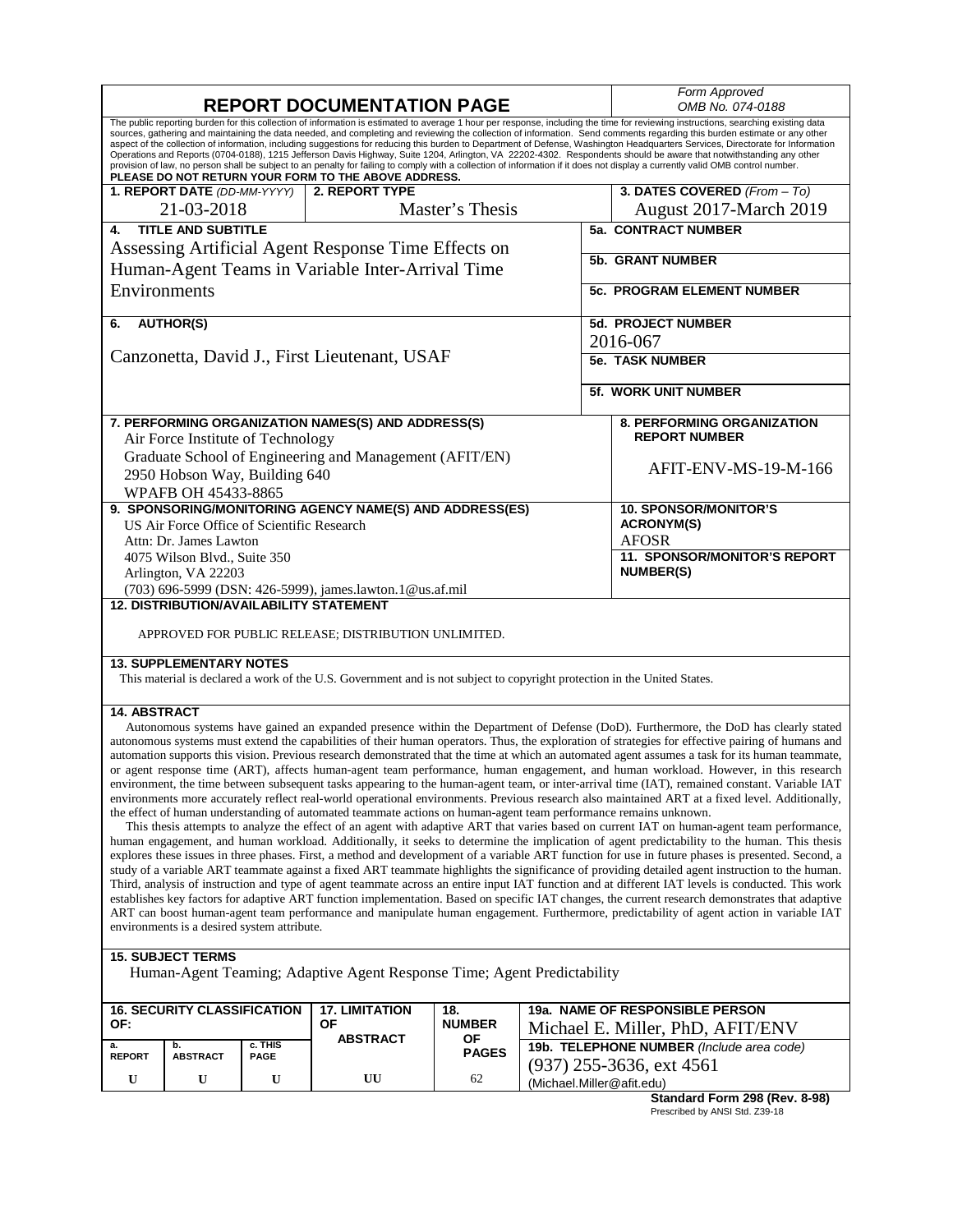# REPORT DOCUMENTATION PAGE

*Form Approved*
*OMB No. 074-0188*

The public reporting burden for this collection of information is estimated to average 1 hour per response, including the time for reviewing instructions, searching existing data sources, gathering and maintaining the data needed, and completing and reviewing the collection of information. Send comments regarding this burden estimate or any other aspect of the collection of information, including suggestions for reducing this burden to Department of Defense, Washington Headquarters Services, Directorate for Information Operations and Reports (0704-0188), 1215 Jefferson Davis Highway, Suite 1204, Arlington, VA 22202-4302. Respondents should be aware that notwithstanding any other provision of law, no person shall be subject to an penalty for failing to comply with a collection of information if it does not display a currently valid OMB control number.
**PLEASE DO NOT RETURN YOUR FORM TO THE ABOVE ADDRESS.**

| **1. REPORT DATE** *(DD-MM-YYYY)* | **2. REPORT TYPE** | **3. DATES COVERED** *(From – To)* |
|---|---|---|
| 21-03-2018 | Master's Thesis | August 2017-March 2019 |

**4. TITLE AND SUBTITLE**
Assessing Artificial Agent Response Time Effects on Human-Agent Teams in Variable Inter-Arrival Time Environments

**5a. CONTRACT NUMBER**

**5b. GRANT NUMBER**

**5c. PROGRAM ELEMENT NUMBER**

**6. AUTHOR(S)**
Canzonetta, David J., First Lieutenant, USAF

**5d. PROJECT NUMBER**
2016-067

**5e. TASK NUMBER**

**5f. WORK UNIT NUMBER**

**7. PERFORMING ORGANIZATION NAMES(S) AND ADDRESS(S)**
Air Force Institute of Technology
Graduate School of Engineering and Management (AFIT/EN)
2950 Hobson Way, Building 640
WPAFB OH 45433-8865

**8. PERFORMING ORGANIZATION REPORT NUMBER**
AFIT-ENV-MS-19-M-166

**9. SPONSORING/MONITORING AGENCY NAME(S) AND ADDRESS(ES)**
US Air Force Office of Scientific Research
Attn: Dr. James Lawton
4075 Wilson Blvd., Suite 350
Arlington, VA 22203
(703) 696-5999 (DSN: 426-5999), james.lawton.1@us.af.mil

**10. SPONSOR/MONITOR'S ACRONYM(S)**
AFOSR

**11. SPONSOR/MONITOR'S REPORT NUMBER(S)**

**12. DISTRIBUTION/AVAILABILITY STATEMENT**

APPROVED FOR PUBLIC RELEASE; DISTRIBUTION UNLIMITED.

**13. SUPPLEMENTARY NOTES**
This material is declared a work of the U.S. Government and is not subject to copyright protection in the United States.

**14. ABSTRACT**

Autonomous systems have gained an expanded presence within the Department of Defense (DoD). Furthermore, the DoD has clearly stated autonomous systems must extend the capabilities of their human operators. Thus, the exploration of strategies for effective pairing of humans and automation supports this vision. Previous research demonstrated that the time at which an automated agent assumes a task for its human teammate, or agent response time (ART), affects human-agent team performance, human engagement, and human workload. However, in this research environment, the time between subsequent tasks appearing to the human-agent team, or inter-arrival time (IAT), remained constant. Variable IAT environments more accurately reflect real-world operational environments. Previous research also maintained ART at a fixed level. Additionally, the effect of human understanding of automated teammate actions on human-agent team performance remains unknown.

This thesis attempts to analyze the effect of an agent with adaptive ART that varies based on current IAT on human-agent team performance, human engagement, and human workload. Additionally, it seeks to determine the implication of agent predictability to the human. This thesis explores these issues in three phases. First, a method and development of a variable ART function for use in future phases is presented. Second, a study of a variable ART teammate against a fixed ART teammate highlights the significance of providing detailed agent instruction to the human. Third, analysis of instruction and type of agent teammate across an entire input IAT function and at different IAT levels is conducted. This work establishes key factors for adaptive ART function implementation. Based on specific IAT changes, the current research demonstrates that adaptive ART can boost human-agent team performance and manipulate human engagement. Furthermore, predictability of agent action in variable IAT environments is a desired system attribute.

**15. SUBJECT TERMS**
Human-Agent Teaming; Adaptive Agent Response Time; Agent Predictability

| **16. SECURITY CLASSIFICATION OF:** | | | **17. LIMITATION OF ABSTRACT** | **18. NUMBER OF PAGES** | **19a. NAME OF RESPONSIBLE PERSON** |
|---|---|---|---|---|---|
| **a. REPORT** | **b. ABSTRACT** | **c. THIS PAGE** | | | Michael E. Miller, PhD, AFIT/ENV |
| U | U | U | UU | 62 | **19b. TELEPHONE NUMBER** *(Include area code)* (937) 255-3636, ext 4561 (Michael.Miller@afit.edu) |

**Standard Form 298 (Rev. 8-98)**
Prescribed by ANSI Std. Z39-18